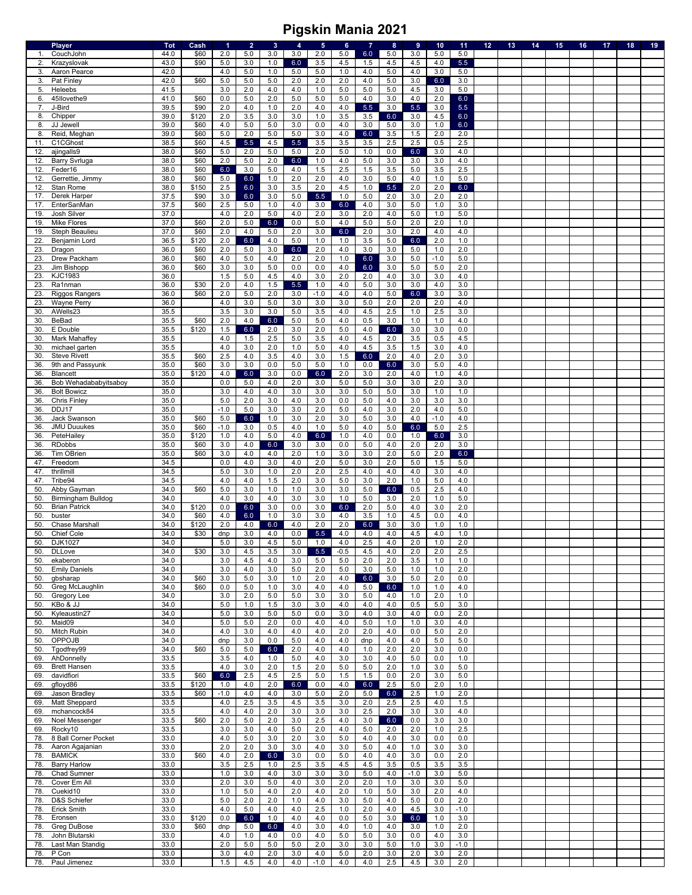# Pigskin Mania 2021

| | Player | Tot | Cash | 1 | 2 | 3 | 4 | 5 | 6 | 7 | 8 | 9 | 10 | 11 | 12 | 13 | 14 | 15 | 16 | 17 | 18 | 19 |
|---|---|---|---|---|---|---|---|---|---|---|---|---|---|---|---|---|---|---|---|---|---|---|
| 1. | CouchJohn | 44.0 | $60 | 2.0 | 5.0 | 3.0 | 3.0 | 2.0 | 5.0 | 6.0 | 5.0 | 3.0 | 5.0 | 5.0 | | | | | | | | |
| 2. | Krazyslovak | 43.0 | $90 | 5.0 | 3.0 | 1.0 | 6.0 | 3.5 | 4.5 | 1.5 | 4.5 | 4.5 | 4.0 | 5.5 | | | | | | | | |
| 3. | Aaron Pearce | 42.0 | | 4.0 | 5.0 | 1.0 | 5.0 | 5.0 | 5.0 | 1.0 | 4.0 | 5.0 | 4.0 | 3.0 | 5.0 | | | | | | | |
| 3. | Pat Finley | 42.0 | $60 | 5.0 | 5.0 | 5.0 | 2.0 | 2.0 | 2.0 | 4.0 | 5.0 | 3.0 | 6.0 | 3.0 | | | | | | | | |
| 5. | Heleebs | 41.5 | | 3.0 | 2.0 | 4.0 | 4.0 | 1.0 | 5.0 | 5.0 | 5.0 | 4.5 | 3.0 | 5.0 | | | | | | | | |
| 6. | 45llovethe9 | 41.0 | $60 | 0.0 | 5.0 | 2.0 | 5.0 | 5.0 | 5.0 | 4.0 | 3.0 | 4.0 | 2.0 | 6.0 | | | | | | | | |
| 7. | J-Bird | 39.5 | $90 | 2.0 | 4.0 | 1.0 | 2.0 | 4.0 | 4.0 | 5.5 | 3.0 | 5.5 | 3.0 | 5.5 | | | | | | | | |
| 8. | Chipper | 39.0 | $120 | 2.0 | 3.5 | 3.0 | 3.0 | 1.0 | 3.5 | 3.5 | 6.0 | 3.0 | 4.5 | 6.0 | | | | | | | | |
| 8. | JJ Jewell | 39.0 | $60 | 4.0 | 5.0 | 5.0 | 3.0 | 0.0 | 4.0 | 3.0 | 5.0 | 3.0 | 1.0 | 6.0 | | | | | | | | |
| 8. | Reid, Meghan | 39.0 | $60 | 5.0 | 2.0 | 5.0 | 5.0 | 3.0 | 4.0 | 6.0 | 3.5 | 1.5 | 2.0 | 2.0 | | | | | | | | |
| 11. | C1CGhost | 38.5 | $60 | 4.5 | 5.5 | 4.5 | 5.5 | 3.5 | 3.5 | 3.5 | 2.5 | 2.5 | 0.5 | 2.5 | | | | | | | | |
| 12. | ajingalls9 | 38.0 | $60 | 5.0 | 2.0 | 5.0 | 5.0 | 2.0 | 5.0 | 1.0 | 0.0 | 6.0 | 3.0 | 4.0 | | | | | | | | |
| 12. | Barry Svrluga | 38.0 | $60 | 2.0 | 5.0 | 2.0 | 6.0 | 1.0 | 4.0 | 5.0 | 3.0 | 3.0 | 3.0 | 4.0 | | | | | | | | |
| 12. | Feder16 | 38.0 | $60 | 6.0 | 3.0 | 5.0 | 4.0 | 1.5 | 2.5 | 1.5 | 3.5 | 5.0 | 3.5 | 2.5 | | | | | | | | |
| 12. | Gerrettie, Jimmy | 38.0 | $60 | 5.0 | 6.0 | 1.0 | 2.0 | 2.0 | 4.0 | 3.0 | 5.0 | 4.0 | 1.0 | 5.0 | | | | | | | | |
| 12. | Stan Rome | 38.0 | $150 | 2.5 | 6.0 | 3.0 | 3.5 | 2.0 | 4.5 | 1.0 | 5.5 | 2.0 | 2.0 | 6.0 | | | | | | | | |
| 17. | Derek Harper | 37.5 | $90 | 3.0 | 6.0 | 3.0 | 5.0 | 5.5 | 1.0 | 5.0 | 2.0 | 3.0 | 2.0 | 2.0 | | | | | | | | |
| 17. | EnterSanMan | 37.5 | $60 | 2.5 | 5.0 | 1.0 | 4.0 | 3.0 | 6.0 | 4.0 | 3.0 | 5.0 | 1.0 | 3.0 | | | | | | | | |
| 19. | Josh Silver | 37.0 | | 4.0 | 2.0 | 5.0 | 4.0 | 2.0 | 3.0 | 2.0 | 4.0 | 5.0 | 1.0 | 5.0 | | | | | | | | |
| 19. | Mike Flores | 37.0 | $60 | 2.0 | 5.0 | 6.0 | 0.0 | 5.0 | 4.0 | 5.0 | 5.0 | 2.0 | 2.0 | 1.0 | | | | | | | | |
| 19. | Steph Beaulieu | 37.0 | $60 | 2.0 | 4.0 | 5.0 | 2.0 | 3.0 | 6.0 | 2.0 | 3.0 | 2.0 | 4.0 | 4.0 | | | | | | | | |
| 22. | Benjamin Lord | 36.5 | $120 | 2.0 | 6.0 | 4.0 | 5.0 | 1.0 | 1.0 | 3.5 | 5.0 | 6.0 | 2.0 | 1.0 | | | | | | | | |
| 23. | Dragon | 36.0 | $60 | 2.0 | 5.0 | 3.0 | 6.0 | 2.0 | 4.0 | 3.0 | 3.0 | 5.0 | 1.0 | 2.0 | | | | | | | | |
| 23. | Drew Packham | 36.0 | $60 | 4.0 | 5.0 | 4.0 | 2.0 | 2.0 | 1.0 | 6.0 | 3.0 | 5.0 | -1.0 | 5.0 | | | | | | | | |
| 23. | Jim Bishopp | 36.0 | $60 | 3.0 | 3.0 | 5.0 | 0.0 | 0.0 | 4.0 | 6.0 | 3.0 | 5.0 | 5.0 | 2.0 | | | | | | | | |
| 23. | KJC1983 | 36.0 | | 1.5 | 5.0 | 4.5 | 4.0 | 3.0 | 2.0 | 2.0 | 4.0 | 3.0 | 3.0 | 4.0 | | | | | | | | |
| 23. | Ra1nman | 36.0 | $30 | 2.0 | 4.0 | 1.5 | 5.5 | 1.0 | 4.0 | 5.0 | 3.0 | 3.0 | 4.0 | 3.0 | | | | | | | | |
| 23. | Riggos Rangers | 36.0 | $60 | 2.0 | 5.0 | 2.0 | 3.0 | -1.0 | 4.0 | 4.0 | 5.0 | 6.0 | 3.0 | 3.0 | | | | | | | | |
| 23. | Wayne Perry | 36.0 | | 4.0 | 3.0 | 5.0 | 3.0 | 3.0 | 3.0 | 5.0 | 2.0 | 2.0 | 2.0 | 4.0 | | | | | | | | |
| 30. | AWells23 | 35.5 | | 3.5 | 3.0 | 3.0 | 5.0 | 3.5 | 4.0 | 4.5 | 2.5 | 1.0 | 2.5 | 3.0 | | | | | | | | |
| 30. | BeBad | 35.5 | $60 | 2.0 | 4.0 | 6.0 | 5.0 | 5.0 | 4.0 | 0.5 | 3.0 | 1.0 | 1.0 | 4.0 | | | | | | | | |
| 30. | E Double | 35.5 | $120 | 1.5 | 6.0 | 2.0 | 3.0 | 2.0 | 5.0 | 4.0 | 6.0 | 3.0 | 3.0 | 0.0 | | | | | | | | |
| 30. | Mark Mahaffey | 35.5 | | 4.0 | 1.5 | 2.5 | 5.0 | 3.5 | 4.0 | 4.5 | 2.0 | 3.5 | 0.5 | 4.5 | | | | | | | | |
| 30. | michael garten | 35.5 | | 4.0 | 3.0 | 2.0 | 1.0 | 5.0 | 4.0 | 4.5 | 3.5 | 1.5 | 3.0 | 4.0 | | | | | | | | |
| 30. | Steve Rivett | 35.5 | $60 | 2.5 | 4.0 | 3.5 | 4.0 | 3.0 | 1.5 | 6.0 | 2.0 | 4.0 | 2.0 | 3.0 | | | | | | | | |
| 36. | 9th and Passyunk | 35.0 | $60 | 3.0 | 3.0 | 0.0 | 5.0 | 5.0 | 1.0 | 0.0 | 6.0 | 3.0 | 5.0 | 4.0 | | | | | | | | |
| 36. | Blancett | 35.0 | $120 | 4.0 | 6.0 | 3.0 | 0.0 | 6.0 | 2.0 | 3.0 | 2.0 | 4.0 | 1.0 | 4.0 | | | | | | | | |
| 36. | Bob Wehadababyitsaboy | 35.0 | | 0.0 | 5.0 | 4.0 | 2.0 | 3.0 | 5.0 | 5.0 | 3.0 | 3.0 | 2.0 | 3.0 | | | | | | | | |
| 36. | Bolt Bowicz | 35.0 | | 3.0 | 4.0 | 4.0 | 3.0 | 3.0 | 3.0 | 5.0 | 5.0 | 3.0 | 1.0 | 1.0 | | | | | | | | |
| 36. | Chris Finley | 35.0 | | 5.0 | 2.0 | 3.0 | 4.0 | 3.0 | 0.0 | 5.0 | 4.0 | 3.0 | 3.0 | 3.0 | | | | | | | | |
| 36. | DDJ17 | 35.0 | | -1.0 | 5.0 | 3.0 | 3.0 | 2.0 | 5.0 | 4.0 | 3.0 | 2.0 | 4.0 | 5.0 | | | | | | | | |
| 36. | Jack Swanson | 35.0 | $60 | 5.0 | 6.0 | 1.0 | 3.0 | 2.0 | 3.0 | 5.0 | 3.0 | 4.0 | -1.0 | 4.0 | | | | | | | | |
| 36. | JMU Duuukes | 35.0 | $60 | -1.0 | 3.0 | 0.5 | 4.0 | 1.0 | 5.0 | 4.0 | 5.0 | 6.0 | 5.0 | 2.5 | | | | | | | | |
| 36. | PeteHailey | 35.0 | $120 | 1.0 | 4.0 | 5.0 | 4.0 | 6.0 | 1.0 | 4.0 | 0.0 | 1.0 | 6.0 | 3.0 | | | | | | | | |
| 36. | RDobbs | 35.0 | $60 | 3.0 | 4.0 | 6.0 | 3.0 | 3.0 | 0.0 | 5.0 | 4.0 | 2.0 | 2.0 | 3.0 | | | | | | | | |
| 36. | Tim OBrien | 35.0 | $60 | 3.0 | 4.0 | 4.0 | 2.0 | 1.0 | 3.0 | 3.0 | 2.0 | 5.0 | 2.0 | 6.0 | | | | | | | | |
| 47. | Freedom | 34.5 | | 0.0 | 4.0 | 3.0 | 4.0 | 2.0 | 5.0 | 3.0 | 2.0 | 5.0 | 1.5 | 5.0 | | | | | | | | |
| 47. | thrillmill | 34.5 | | 5.0 | 3.0 | 1.0 | 2.0 | 2.0 | 2.5 | 4.0 | 4.0 | 4.0 | 3.0 | 4.0 | | | | | | | | |
| 47. | Tribe94 | 34.5 | | 4.0 | 4.0 | 1.5 | 2.0 | 3.0 | 5.0 | 3.0 | 2.0 | 1.0 | 5.0 | 4.0 | | | | | | | | |
| 50. | Abby Gayman | 34.0 | $60 | 5.0 | 3.0 | 1.0 | 1.0 | 3.0 | 3.0 | 5.0 | 6.0 | 0.5 | 2.5 | 4.0 | | | | | | | | |
| 50. | Birmingham Bulldog | 34.0 | | 4.0 | 3.0 | 4.0 | 3.0 | 3.0 | 1.0 | 5.0 | 3.0 | 2.0 | 1.0 | 5.0 | | | | | | | | |
| 50. | Brian Patrick | 34.0 | $120 | 0.0 | 6.0 | 3.0 | 0.0 | 3.0 | 6.0 | 2.0 | 5.0 | 4.0 | 3.0 | 2.0 | | | | | | | | |
| 50. | buster | 34.0 | $60 | 4.0 | 6.0 | 1.0 | 3.0 | 3.0 | 4.0 | 3.5 | 1.0 | 4.5 | 0.0 | 4.0 | | | | | | | | |
| 50. | Chase Marshall | 34.0 | $120 | 2.0 | 4.0 | 6.0 | 4.0 | 2.0 | 2.0 | 6.0 | 3.0 | 3.0 | 1.0 | 1.0 | | | | | | | | |
| 50. | Chief Cole | 34.0 | $30 | dnp | 3.0 | 4.0 | 0.0 | 5.5 | 4.0 | 4.0 | 4.0 | 4.5 | 4.0 | 1.0 | | | | | | | | |
| 50. | DJK1027 | 34.0 | | 5.0 | 3.0 | 4.5 | 5.0 | 1.0 | 4.0 | 2.5 | 4.0 | 2.0 | 1.0 | 2.0 | | | | | | | | |
| 50. | DLLove | 34.0 | $30 | 3.0 | 4.5 | 3.5 | 3.0 | 5.5 | -0.5 | 4.5 | 4.0 | 2.0 | 2.0 | 2.5 | | | | | | | | |
| 50. | ekaberon | 34.0 | | 3.0 | 4.5 | 4.0 | 3.0 | 5.0 | 5.0 | 2.0 | 2.0 | 3.5 | 1.0 | 1.0 | | | | | | | | |
| 50. | Emily Daniels | 34.0 | | 3.0 | 4.0 | 3.0 | 5.0 | 2.0 | 5.0 | 3.0 | 5.0 | 1.0 | 1.0 | 2.0 | | | | | | | | |
| 50. | gbsharap | 34.0 | $60 | 3.0 | 5.0 | 3.0 | 1.0 | 2.0 | 4.0 | 6.0 | 3.0 | 5.0 | 2.0 | 0.0 | | | | | | | | |
| 50. | Greg McLaughlin | 34.0 | $60 | 0.0 | 5.0 | 1.0 | 3.0 | 4.0 | 4.0 | 5.0 | 6.0 | 1.0 | 1.0 | 4.0 | | | | | | | | |
| 50. | Gregory Lee | 34.0 | | 3.0 | 2.0 | 5.0 | 5.0 | 3.0 | 3.0 | 5.0 | 4.0 | 1.0 | 2.0 | 1.0 | | | | | | | | |
| 50. | KBo & JJ | 34.0 | | 5.0 | 1.0 | 1.5 | 3.0 | 3.0 | 4.0 | 4.0 | 4.0 | 0.5 | 5.0 | 3.0 | | | | | | | | |
| 50. | Kyleaustin27 | 34.0 | | 5.0 | 3.0 | 5.0 | 5.0 | 0.0 | 3.0 | 4.0 | 3.0 | 4.0 | 0.0 | 2.0 | | | | | | | | |
| 50. | Maid09 | 34.0 | | 5.0 | 5.0 | 2.0 | 0.0 | 4.0 | 4.0 | 5.0 | 1.0 | 1.0 | 3.0 | 4.0 | | | | | | | | |
| 50. | Mitch Rubin | 34.0 | | 4.0 | 3.0 | 4.0 | 4.0 | 4.0 | 2.0 | 2.0 | 4.0 | 0.0 | 5.0 | 2.0 | | | | | | | | |
| 50. | OPPOJB | 34.0 | | dnp | 3.0 | 0.0 | 5.0 | 4.0 | 4.0 | dnp | 4.0 | 4.0 | 5.0 | 5.0 | | | | | | | | |
| 50. | Tgodfrey99 | 34.0 | $60 | 5.0 | 5.0 | 6.0 | 2.0 | 4.0 | 4.0 | 1.0 | 2.0 | 2.0 | 3.0 | 0.0 | | | | | | | | |
| 69. | AhDonnelly | 33.5 | | 3.5 | 4.0 | 1.0 | 5.0 | 4.0 | 3.0 | 3.0 | 4.0 | 5.0 | 0.0 | 1.0 | | | | | | | | |
| 69. | Brett Hansen | 33.5 | | 4.0 | 3.0 | 2.0 | 1.5 | 2.0 | 5.0 | 5.0 | 2.0 | 1.0 | 3.0 | 5.0 | | | | | | | | |
| 69. | davidfiori | 33.5 | $60 | 6.0 | 2.5 | 4.5 | 2.5 | 5.0 | 1.5 | 1.5 | 0.0 | 2.0 | 3.0 | 5.0 | | | | | | | | |
| 69. | gfloyd86 | 33.5 | $120 | 1.0 | 4.0 | 2.0 | 6.0 | 0.0 | 4.0 | 6.0 | 2.5 | 5.0 | 2.0 | 1.0 | | | | | | | | |
| 69. | Jason Bradley | 33.5 | $60 | -1.0 | 4.0 | 4.0 | 3.0 | 5.0 | 2.0 | 5.0 | 6.0 | 2.5 | 1.0 | 2.0 | | | | | | | | |
| 69. | Matt Sheppard | 33.5 | | 4.0 | 2.5 | 3.5 | 4.5 | 3.5 | 3.0 | 2.0 | 2.5 | 2.5 | 4.0 | 1.5 | | | | | | | | |
| 69. | mchancock84 | 33.5 | | 4.0 | 4.0 | 2.0 | 3.0 | 3.0 | 3.0 | 2.5 | 2.0 | 3.0 | 3.0 | 4.0 | | | | | | | | |
| 69. | Noel Messenger | 33.5 | $60 | 2.0 | 5.0 | 2.0 | 3.0 | 2.5 | 4.0 | 3.0 | 6.0 | 0.0 | 3.0 | 3.0 | | | | | | | | |
| 69. | Rocky10 | 33.5 | | 3.0 | 3.0 | 4.0 | 5.0 | 2.0 | 4.0 | 5.0 | 2.0 | 2.0 | 1.0 | 2.5 | | | | | | | | |
| 78. | 8 Ball Corner Pocket | 33.0 | | 4.0 | 5.0 | 3.0 | 2.0 | 3.0 | 5.0 | 4.0 | 4.0 | 3.0 | 0.0 | 0.0 | | | | | | | | |
| 78. | Aaron Agajanian | 33.0 | | 2.0 | 2.0 | 3.0 | 3.0 | 4.0 | 3.0 | 5.0 | 4.0 | 1.0 | 3.0 | 3.0 | | | | | | | | |
| 78. | BAMICK | 33.0 | $60 | 4.0 | 2.0 | 6.0 | 3.0 | 0.0 | 5.0 | 4.0 | 4.0 | 3.0 | 0.0 | 2.0 | | | | | | | | |
| 78. | Barry Harlow | 33.0 | | 3.5 | 2.5 | 1.0 | 2.5 | 3.5 | 4.5 | 4.5 | 3.5 | 0.5 | 3.5 | 3.5 | | | | | | | | |
| 78. | Chad Sumner | 33.0 | | 1.0 | 3.0 | 4.0 | 3.0 | 3.0 | 3.0 | 5.0 | 4.0 | -1.0 | 3.0 | 5.0 | | | | | | | | |
| 78. | Cover Em All | 33.0 | | 2.0 | 3.0 | 5.0 | 4.0 | 3.0 | 2.0 | 2.0 | 1.0 | 3.0 | 3.0 | 5.0 | | | | | | | | |
| 78. | Cuekid10 | 33.0 | | 1.0 | 5.0 | 4.0 | 2.0 | 4.0 | 2.0 | 1.0 | 5.0 | 3.0 | 2.0 | 4.0 | | | | | | | | |
| 78. | D&S Schiefer | 33.0 | | 5.0 | 2.0 | 2.0 | 1.0 | 4.0 | 3.0 | 5.0 | 4.0 | 5.0 | 0.0 | 2.0 | | | | | | | | |
| 78. | Erick Smith | 33.0 | | 4.0 | 5.0 | 4.0 | 4.0 | 2.5 | 1.0 | 2.0 | 4.0 | 4.5 | 3.0 | -1.0 | | | | | | | | |
| 78. | Eronsen | 33.0 | $120 | 0.0 | 6.0 | 1.0 | 4.0 | 4.0 | 0.0 | 5.0 | 3.0 | 6.0 | 1.0 | 3.0 | | | | | | | | |
| 78. | Greg DuBose | 33.0 | $60 | dnp | 5.0 | 6.0 | 4.0 | 3.0 | 4.0 | 1.0 | 4.0 | 3.0 | 1.0 | 2.0 | | | | | | | | |
| 78. | John Blutarski | 33.0 | | 4.0 | 1.0 | 4.0 | 0.0 | 4.0 | 5.0 | 5.0 | 3.0 | 0.0 | 4.0 | 3.0 | | | | | | | | |
| 78. | Last Man Standig | 33.0 | | 2.0 | 5.0 | 5.0 | 5.0 | 2.0 | 3.0 | 3.0 | 5.0 | 1.0 | 3.0 | -1.0 | | | | | | | | |
| 78. | P Con | 33.0 | | 3.0 | 4.0 | 2.0 | 3.0 | 4.0 | 5.0 | 2.0 | 3.0 | 2.0 | 3.0 | 2.0 | | | | | | | | |
| 78. | Paul Jimenez | 33.0 | | 1.5 | 4.5 | 4.0 | 4.0 | -1.0 | 4.0 | 4.0 | 2.5 | 4.5 | 3.0 | 2.0 | | | | | | | | |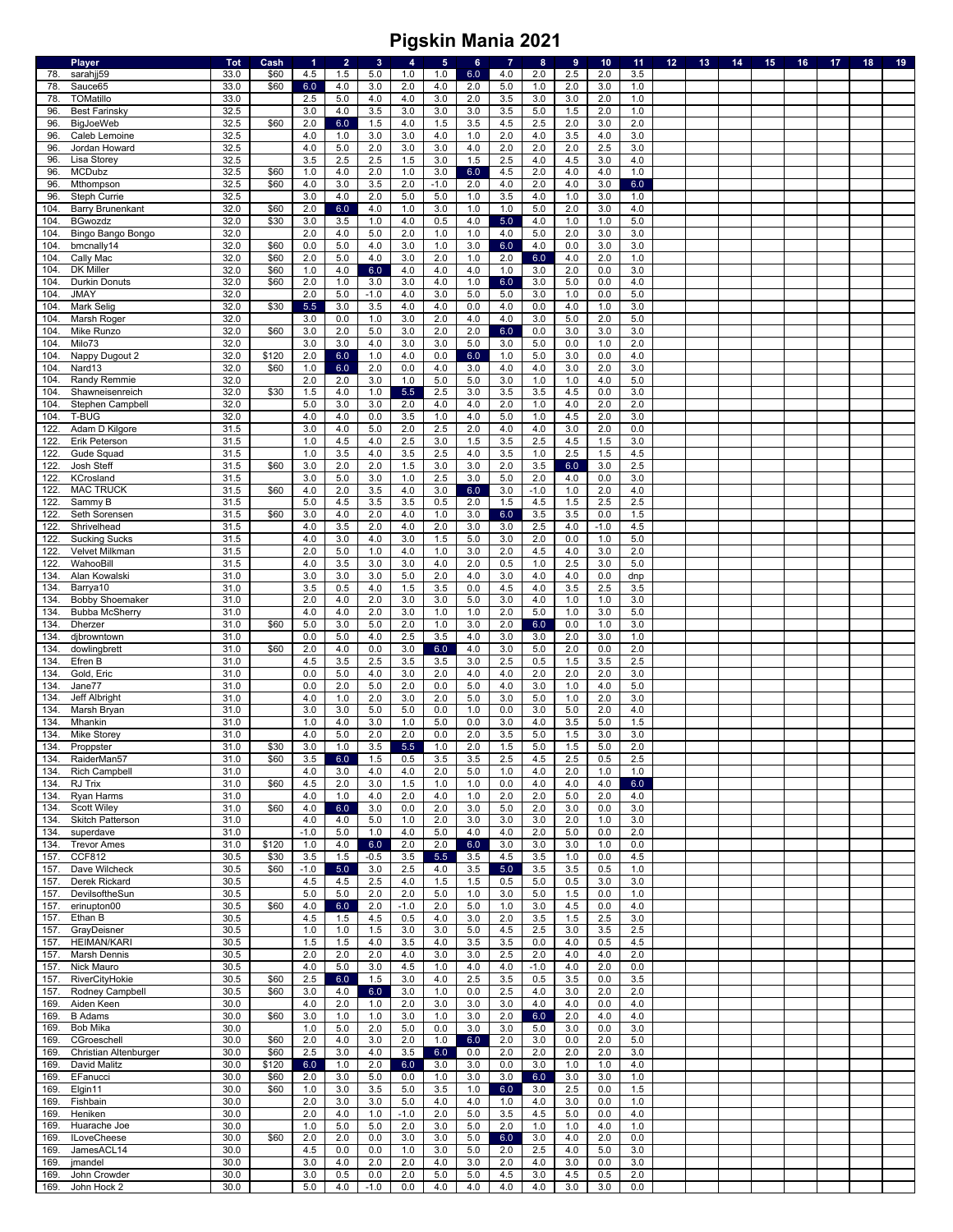# Pigskin Mania 2021

| | Player | Tot | Cash | 1 | 2 | 3 | 4 | 5 | 6 | 7 | 8 | 9 | 10 | 11 | 12 | 13 | 14 | 15 | 16 | 17 | 18 | 19 |
|---|---|---|---|---|---|---|---|---|---|---|---|---|---|---|---|---|---|---|---|---|---|---|
| 78. | sarahjj59 | 33.0 | $60 | 4.5 | 1.5 | 5.0 | 1.0 | 1.0 | 6.0 | 4.0 | 2.0 | 2.5 | 2.0 | 3.5 | | | | | | | | |
| 78. | Sauce65 | 33.0 | $60 | 6.0 | 4.0 | 3.0 | 2.0 | 4.0 | 2.0 | 5.0 | 1.0 | 2.0 | 3.0 | 1.0 | | | | | | | | |
| 78. | TOMatillo | 33.0 | | 2.5 | 5.0 | 4.0 | 4.0 | 3.0 | 2.0 | 3.5 | 3.0 | 3.0 | 2.0 | 1.0 | | | | | | | | |
| 96. | Best Farinsky | 32.5 | | 3.0 | 4.0 | 3.5 | 3.0 | 3.0 | 3.0 | 3.5 | 5.0 | 1.5 | 2.0 | 1.0 | | | | | | | | |
| 96. | BigJoeWeb | 32.5 | $60 | 2.0 | 6.0 | 1.5 | 4.0 | 1.5 | 3.5 | 4.5 | 2.5 | 2.0 | 3.0 | 2.0 | | | | | | | | |
| 96. | Caleb Lemoine | 32.5 | | 4.0 | 1.0 | 3.0 | 3.0 | 4.0 | 1.0 | 2.0 | 4.0 | 3.5 | 4.0 | 3.0 | | | | | | | | |
| 96. | Jordan Howard | 32.5 | | 4.0 | 5.0 | 2.0 | 3.0 | 3.0 | 4.0 | 2.0 | 2.0 | 2.0 | 2.5 | 3.0 | | | | | | | | |
| 96. | Lisa Storey | 32.5 | | 3.5 | 2.5 | 2.5 | 1.5 | 3.0 | 1.5 | 2.5 | 4.0 | 4.5 | 3.0 | 4.0 | | | | | | | | |
| 96. | MCDubz | 32.5 | $60 | 1.0 | 4.0 | 2.0 | 1.0 | 3.0 | 6.0 | 4.5 | 2.0 | 4.0 | 4.0 | 1.0 | | | | | | | | |
| 96. | Mthompson | 32.5 | $60 | 4.0 | 3.0 | 3.5 | 2.0 | -1.0 | 2.0 | 4.0 | 2.0 | 4.0 | 3.0 | 6.0 | | | | | | | | |
| 96. | Steph Currie | 32.5 | | 3.0 | 4.0 | 2.0 | 5.0 | 5.0 | 1.0 | 3.5 | 4.0 | 1.0 | 3.0 | 1.0 | | | | | | | | |
| 104. | Barry Brunenkant | 32.0 | $60 | 2.0 | 6.0 | 4.0 | 1.0 | 3.0 | 1.0 | 1.0 | 5.0 | 2.0 | 3.0 | 4.0 | | | | | | | | |
| 104. | BGwozdz | 32.0 | $30 | 3.0 | 3.5 | 1.0 | 4.0 | 0.5 | 4.0 | 5.0 | 4.0 | 1.0 | 1.0 | 5.0 | | | | | | | | |
| 104. | Bingo Bango Bongo | 32.0 | | 2.0 | 4.0 | 5.0 | 2.0 | 1.0 | 1.0 | 4.0 | 5.0 | 2.0 | 3.0 | 3.0 | | | | | | | | |
| 104. | bmcnally14 | 32.0 | $60 | 0.0 | 5.0 | 4.0 | 3.0 | 1.0 | 3.0 | 6.0 | 4.0 | 0.0 | 3.0 | 3.0 | | | | | | | | |
| 104. | Cally Mac | 32.0 | $60 | 2.0 | 5.0 | 4.0 | 3.0 | 2.0 | 1.0 | 2.0 | 6.0 | 4.0 | 2.0 | 1.0 | | | | | | | | |
| 104. | DK Miller | 32.0 | $60 | 1.0 | 4.0 | 6.0 | 4.0 | 4.0 | 4.0 | 1.0 | 3.0 | 2.0 | 0.0 | 3.0 | | | | | | | | |
| 104. | Durkin Donuts | 32.0 | $60 | 2.0 | 1.0 | 3.0 | 3.0 | 4.0 | 1.0 | 6.0 | 3.0 | 5.0 | 0.0 | 4.0 | | | | | | | | |
| 104. | JMAY | 32.0 | | 2.0 | 5.0 | -1.0 | 4.0 | 3.0 | 5.0 | 5.0 | 3.0 | 1.0 | 0.0 | 5.0 | | | | | | | | |
| 104. | Mark Selig | 32.0 | $30 | 5.5 | 3.0 | 3.5 | 4.0 | 4.0 | 0.0 | 4.0 | 0.0 | 4.0 | 1.0 | 3.0 | | | | | | | | |
| 104. | Marsh Roger | 32.0 | | 3.0 | 0.0 | 1.0 | 3.0 | 2.0 | 4.0 | 4.0 | 3.0 | 5.0 | 2.0 | 5.0 | | | | | | | | |
| 104. | Mike Runzo | 32.0 | $60 | 3.0 | 2.0 | 5.0 | 3.0 | 2.0 | 2.0 | 6.0 | 0.0 | 3.0 | 3.0 | 3.0 | | | | | | | | |
| 104. | Milo73 | 32.0 | | 3.0 | 3.0 | 4.0 | 3.0 | 3.0 | 5.0 | 3.0 | 5.0 | 0.0 | 1.0 | 2.0 | | | | | | | | |
| 104. | Nappy Dugout 2 | 32.0 | $120 | 2.0 | 6.0 | 1.0 | 4.0 | 0.0 | 6.0 | 1.0 | 5.0 | 3.0 | 0.0 | 4.0 | | | | | | | | |
| 104. | Nard13 | 32.0 | $60 | 1.0 | 6.0 | 2.0 | 0.0 | 4.0 | 3.0 | 4.0 | 4.0 | 3.0 | 2.0 | 3.0 | | | | | | | | |
| 104. | Randy Remmie | 32.0 | | 2.0 | 2.0 | 3.0 | 1.0 | 5.0 | 5.0 | 3.0 | 1.0 | 1.0 | 4.0 | 5.0 | | | | | | | | |
| 104. | Shawneisenreich | 32.0 | $30 | 1.5 | 4.0 | 1.0 | 5.5 | 2.5 | 3.0 | 3.5 | 3.5 | 4.5 | 0.0 | 3.0 | | | | | | | | |
| 104. | Stephen Campbell | 32.0 | | 5.0 | 3.0 | 3.0 | 2.0 | 4.0 | 4.0 | 2.0 | 1.0 | 4.0 | 2.0 | 2.0 | | | | | | | | |
| 104. | T-BUG | 32.0 | | 4.0 | 4.0 | 0.0 | 3.5 | 1.0 | 4.0 | 5.0 | 1.0 | 4.5 | 2.0 | 3.0 | | | | | | | | |
| 122. | Adam D Kilgore | 31.5 | | 3.0 | 4.0 | 5.0 | 2.0 | 2.5 | 2.0 | 4.0 | 4.0 | 3.0 | 2.0 | 0.0 | | | | | | | | |
| 122. | Erik Peterson | 31.5 | | 1.0 | 4.5 | 4.0 | 2.5 | 3.0 | 1.5 | 3.5 | 2.5 | 4.5 | 1.5 | 3.0 | | | | | | | | |
| 122. | Gude Squad | 31.5 | | 1.0 | 3.5 | 4.0 | 3.5 | 2.5 | 4.0 | 3.5 | 1.0 | 2.5 | 1.5 | 4.5 | | | | | | | | |
| 122. | Josh Steff | 31.5 | $60 | 3.0 | 2.0 | 2.0 | 1.5 | 3.0 | 3.0 | 2.0 | 3.5 | 6.0 | 3.0 | 2.5 | | | | | | | | |
| 122. | KCrosland | 31.5 | | 3.0 | 5.0 | 3.0 | 1.0 | 2.5 | 3.0 | 5.0 | 2.0 | 4.0 | 0.0 | 3.0 | | | | | | | | |
| 122. | MAC TRUCK | 31.5 | $60 | 4.0 | 2.0 | 3.5 | 4.0 | 3.0 | 6.0 | 3.0 | -1.0 | 1.0 | 2.0 | 4.0 | | | | | | | | |
| 122. | Sammy B | 31.5 | | 5.0 | 4.5 | 3.5 | 3.5 | 0.5 | 2.0 | 1.5 | 4.5 | 1.5 | 2.5 | 2.5 | | | | | | | | |
| 122. | Seth Sorensen | 31.5 | $60 | 3.0 | 4.0 | 2.0 | 4.0 | 1.0 | 3.0 | 6.0 | 3.5 | 3.5 | 0.0 | 1.5 | | | | | | | | |
| 122. | Shrivelhead | 31.5 | | 4.0 | 3.5 | 2.0 | 4.0 | 2.0 | 3.0 | 3.0 | 2.5 | 4.0 | -1.0 | 4.5 | | | | | | | | |
| 122. | Sucking Sucks | 31.5 | | 4.0 | 3.0 | 4.0 | 3.0 | 1.5 | 5.0 | 3.0 | 2.0 | 0.0 | 1.0 | 5.0 | | | | | | | | |
| 122. | Velvet Milkman | 31.5 | | 2.0 | 5.0 | 1.0 | 4.0 | 1.0 | 3.0 | 2.0 | 4.5 | 4.0 | 3.0 | 2.0 | | | | | | | | |
| 122. | WahooBill | 31.5 | | 4.0 | 3.5 | 3.0 | 3.0 | 4.0 | 2.0 | 0.5 | 1.0 | 2.5 | 3.0 | 5.0 | | | | | | | | |
| 134. | Alan Kowalski | 31.0 | | 3.0 | 3.0 | 3.0 | 5.0 | 2.0 | 4.0 | 3.0 | 4.0 | 4.0 | 0.0 | dnp | | | | | | | | |
| 134. | Barrya10 | 31.0 | | 3.5 | 0.5 | 4.0 | 1.5 | 3.5 | 0.0 | 4.5 | 4.0 | 3.5 | 2.5 | 3.5 | | | | | | | | |
| 134. | Bobby Shoemaker | 31.0 | | 2.0 | 4.0 | 2.0 | 3.0 | 3.0 | 5.0 | 3.0 | 4.0 | 1.0 | 1.0 | 3.0 | | | | | | | | |
| 134. | Bubba McSherry | 31.0 | | 4.0 | 4.0 | 2.0 | 3.0 | 1.0 | 1.0 | 2.0 | 5.0 | 1.0 | 3.0 | 5.0 | | | | | | | | |
| 134. | Dherzer | 31.0 | $60 | 5.0 | 3.0 | 5.0 | 2.0 | 1.0 | 3.0 | 2.0 | 6.0 | 0.0 | 1.0 | 3.0 | | | | | | | | |
| 134. | djbrowntown | 31.0 | | 0.0 | 5.0 | 4.0 | 2.5 | 3.5 | 4.0 | 3.0 | 3.0 | 2.0 | 3.0 | 1.0 | | | | | | | | |
| 134. | dowlingbrett | 31.0 | $60 | 2.0 | 4.0 | 0.0 | 3.0 | 6.0 | 4.0 | 3.0 | 5.0 | 2.0 | 0.0 | 2.0 | | | | | | | | |
| 134. | Efren B | 31.0 | | 4.5 | 3.5 | 2.5 | 3.5 | 3.5 | 3.0 | 2.5 | 0.5 | 1.5 | 3.5 | 2.5 | | | | | | | | |
| 134. | Gold, Eric | 31.0 | | 0.0 | 5.0 | 4.0 | 3.0 | 2.0 | 4.0 | 4.0 | 2.0 | 2.0 | 2.0 | 3.0 | | | | | | | | |
| 134. | Jane77 | 31.0 | | 0.0 | 2.0 | 5.0 | 2.0 | 0.0 | 5.0 | 4.0 | 3.0 | 1.0 | 4.0 | 5.0 | | | | | | | | |
| 134. | Jeff Albright | 31.0 | | 4.0 | 1.0 | 2.0 | 3.0 | 2.0 | 5.0 | 3.0 | 5.0 | 1.0 | 2.0 | 3.0 | | | | | | | | |
| 134. | Marsh Bryan | 31.0 | | 3.0 | 3.0 | 5.0 | 5.0 | 0.0 | 1.0 | 0.0 | 3.0 | 5.0 | 2.0 | 4.0 | | | | | | | | |
| 134. | Mhankin | 31.0 | | 1.0 | 4.0 | 3.0 | 1.0 | 5.0 | 0.0 | 3.0 | 4.0 | 3.5 | 5.0 | 1.5 | | | | | | | | |
| 134. | Mike Storey | 31.0 | | 4.0 | 5.0 | 2.0 | 2.0 | 0.0 | 2.0 | 3.5 | 5.0 | 1.5 | 3.0 | 3.0 | | | | | | | | |
| 134. | Proppster | 31.0 | $30 | 3.0 | 1.0 | 3.5 | 5.5 | 1.0 | 2.0 | 1.5 | 5.0 | 1.5 | 5.0 | 2.0 | | | | | | | | |
| 134. | RaiderMan57 | 31.0 | $60 | 3.5 | 6.0 | 1.5 | 0.5 | 3.5 | 3.5 | 2.5 | 4.5 | 2.5 | 0.5 | 2.5 | | | | | | | | |
| 134. | Rich Campbell | 31.0 | | 4.0 | 3.0 | 4.0 | 4.0 | 2.0 | 5.0 | 1.0 | 4.0 | 2.0 | 1.0 | 1.0 | | | | | | | | |
| 134. | RJ Trix | 31.0 | $60 | 4.5 | 2.0 | 3.0 | 1.5 | 1.0 | 1.0 | 0.0 | 4.0 | 4.0 | 4.0 | 6.0 | | | | | | | | |
| 134. | Ryan Harms | 31.0 | | 4.0 | 1.0 | 4.0 | 2.0 | 4.0 | 1.0 | 2.0 | 2.0 | 5.0 | 2.0 | 4.0 | | | | | | | | |
| 134. | Scott Wiley | 31.0 | $60 | 4.0 | 6.0 | 3.0 | 0.0 | 2.0 | 3.0 | 5.0 | 2.0 | 3.0 | 0.0 | 3.0 | | | | | | | | |
| 134. | Skitch Patterson | 31.0 | | 4.0 | 4.0 | 5.0 | 1.0 | 2.0 | 3.0 | 3.0 | 3.0 | 2.0 | 1.0 | 3.0 | | | | | | | | |
| 134. | superdave | 31.0 | | -1.0 | 5.0 | 1.0 | 4.0 | 5.0 | 4.0 | 4.0 | 2.0 | 5.0 | 0.0 | 2.0 | | | | | | | | |
| 134. | Trevor Ames | 31.0 | $120 | 1.0 | 4.0 | 6.0 | 2.0 | 2.0 | 6.0 | 3.0 | 3.0 | 3.0 | 1.0 | 0.0 | | | | | | | | |
| 157. | CCF812 | 30.5 | $30 | 3.5 | 1.5 | -0.5 | 3.5 | 5.5 | 3.5 | 4.5 | 3.5 | 1.0 | 0.0 | 4.5 | | | | | | | | |
| 157. | Dave Wilcheck | 30.5 | $60 | -1.0 | 5.0 | 3.0 | 2.5 | 4.0 | 3.5 | 5.0 | 3.5 | 3.5 | 0.5 | 1.0 | | | | | | | | |
| 157. | Derek Rickard | 30.5 | | 4.5 | 4.5 | 2.5 | 4.0 | 1.5 | 1.5 | 0.5 | 5.0 | 0.5 | 3.0 | 3.0 | | | | | | | | |
| 157. | DevilsoftheSun | 30.5 | | 5.0 | 5.0 | 2.0 | 2.0 | 5.0 | 1.0 | 3.0 | 5.0 | 1.5 | 0.0 | 1.0 | | | | | | | | |
| 157. | erinupton00 | 30.5 | $60 | 4.0 | 6.0 | 2.0 | -1.0 | 2.0 | 5.0 | 1.0 | 3.0 | 4.5 | 0.0 | 4.0 | | | | | | | | |
| 157. | Ethan B | 30.5 | | 4.5 | 1.5 | 4.5 | 0.5 | 4.0 | 3.0 | 2.0 | 3.5 | 1.5 | 2.5 | 3.0 | | | | | | | | |
| 157. | GrayDeisner | 30.5 | | 1.0 | 1.0 | 1.5 | 3.0 | 3.0 | 5.0 | 4.5 | 2.5 | 3.0 | 3.5 | 2.5 | | | | | | | | |
| 157. | HEIMAN/KARI | 30.5 | | 1.5 | 1.5 | 4.0 | 3.5 | 4.0 | 3.5 | 3.5 | 0.0 | 4.0 | 0.5 | 4.5 | | | | | | | | |
| 157. | Marsh Dennis | 30.5 | | 2.0 | 2.0 | 2.0 | 4.0 | 3.0 | 3.0 | 2.5 | 2.0 | 4.0 | 4.0 | 2.0 | | | | | | | | |
| 157. | Nick Mauro | 30.5 | | 4.0 | 5.0 | 3.0 | 4.5 | 1.0 | 4.0 | 4.0 | -1.0 | 4.0 | 2.0 | 0.0 | | | | | | | | |
| 157. | RiverCityHokie | 30.5 | $60 | 2.5 | 6.0 | 1.5 | 3.0 | 4.0 | 2.5 | 3.5 | 0.5 | 3.5 | 0.0 | 3.5 | | | | | | | | |
| 157. | Rodney Campbell | 30.5 | $60 | 3.0 | 4.0 | 6.0 | 3.0 | 1.0 | 0.0 | 2.5 | 4.0 | 3.0 | 2.0 | 2.0 | | | | | | | | |
| 169. | Aiden Keen | 30.0 | | 4.0 | 2.0 | 1.0 | 2.0 | 3.0 | 3.0 | 3.0 | 4.0 | 4.0 | 0.0 | 4.0 | | | | | | | | |
| 169. | B Adams | 30.0 | $60 | 3.0 | 1.0 | 1.0 | 3.0 | 1.0 | 3.0 | 2.0 | 6.0 | 2.0 | 4.0 | 4.0 | | | | | | | | |
| 169. | Bob Mika | 30.0 | | 1.0 | 5.0 | 2.0 | 5.0 | 0.0 | 3.0 | 3.0 | 5.0 | 3.0 | 0.0 | 3.0 | | | | | | | | |
| 169. | CGroeschell | 30.0 | $60 | 2.0 | 4.0 | 3.0 | 2.0 | 1.0 | 6.0 | 2.0 | 3.0 | 0.0 | 2.0 | 5.0 | | | | | | | | |
| 169. | Christian Altenburger | 30.0 | $60 | 2.5 | 3.0 | 4.0 | 3.5 | 6.0 | 0.0 | 2.0 | 2.0 | 2.0 | 2.0 | 3.0 | | | | | | | | |
| 169. | David Malitz | 30.0 | $120 | 6.0 | 1.0 | 2.0 | 6.0 | 3.0 | 3.0 | 0.0 | 3.0 | 1.0 | 1.0 | 4.0 | | | | | | | | |
| 169. | EFanucci | 30.0 | $60 | 2.0 | 3.0 | 5.0 | 0.0 | 1.0 | 3.0 | 3.0 | 6.0 | 3.0 | 3.0 | 1.0 | | | | | | | | |
| 169. | Elgin11 | 30.0 | $60 | 1.0 | 3.0 | 3.5 | 5.0 | 3.5 | 1.0 | 6.0 | 3.0 | 2.5 | 0.0 | 1.5 | | | | | | | | |
| 169. | Fishbain | 30.0 | | 2.0 | 3.0 | 3.0 | 5.0 | 4.0 | 4.0 | 1.0 | 4.0 | 3.0 | 0.0 | 1.0 | | | | | | | | |
| 169. | Heniken | 30.0 | | 2.0 | 4.0 | 1.0 | -1.0 | 2.0 | 5.0 | 3.5 | 4.5 | 5.0 | 0.0 | 4.0 | | | | | | | | |
| 169. | Huarache Joe | 30.0 | | 1.0 | 5.0 | 5.0 | 2.0 | 3.0 | 5.0 | 2.0 | 1.0 | 1.0 | 4.0 | 1.0 | | | | | | | | |
| 169. | ILoveCheese | 30.0 | $60 | 2.0 | 2.0 | 0.0 | 3.0 | 3.0 | 5.0 | 6.0 | 3.0 | 4.0 | 2.0 | 0.0 | | | | | | | | |
| 169. | JamesACL14 | 30.0 | | 4.5 | 0.0 | 0.0 | 1.0 | 3.0 | 5.0 | 2.0 | 2.5 | 4.0 | 5.0 | 3.0 | | | | | | | | |
| 169. | jmandel | 30.0 | | 3.0 | 4.0 | 2.0 | 2.0 | 4.0 | 3.0 | 2.0 | 4.0 | 3.0 | 0.0 | 3.0 | | | | | | | | |
| 169. | John Crowder | 30.0 | | 3.0 | 0.5 | 0.0 | 2.0 | 5.0 | 5.0 | 4.5 | 3.0 | 4.5 | 0.5 | 2.0 | | | | | | | | |
| 169. | John Hock 2 | 30.0 | | 5.0 | 4.0 | -1.0 | 0.0 | 4.0 | 4.0 | 4.0 | 4.0 | 3.0 | 3.0 | 0.0 | | | | | | | | |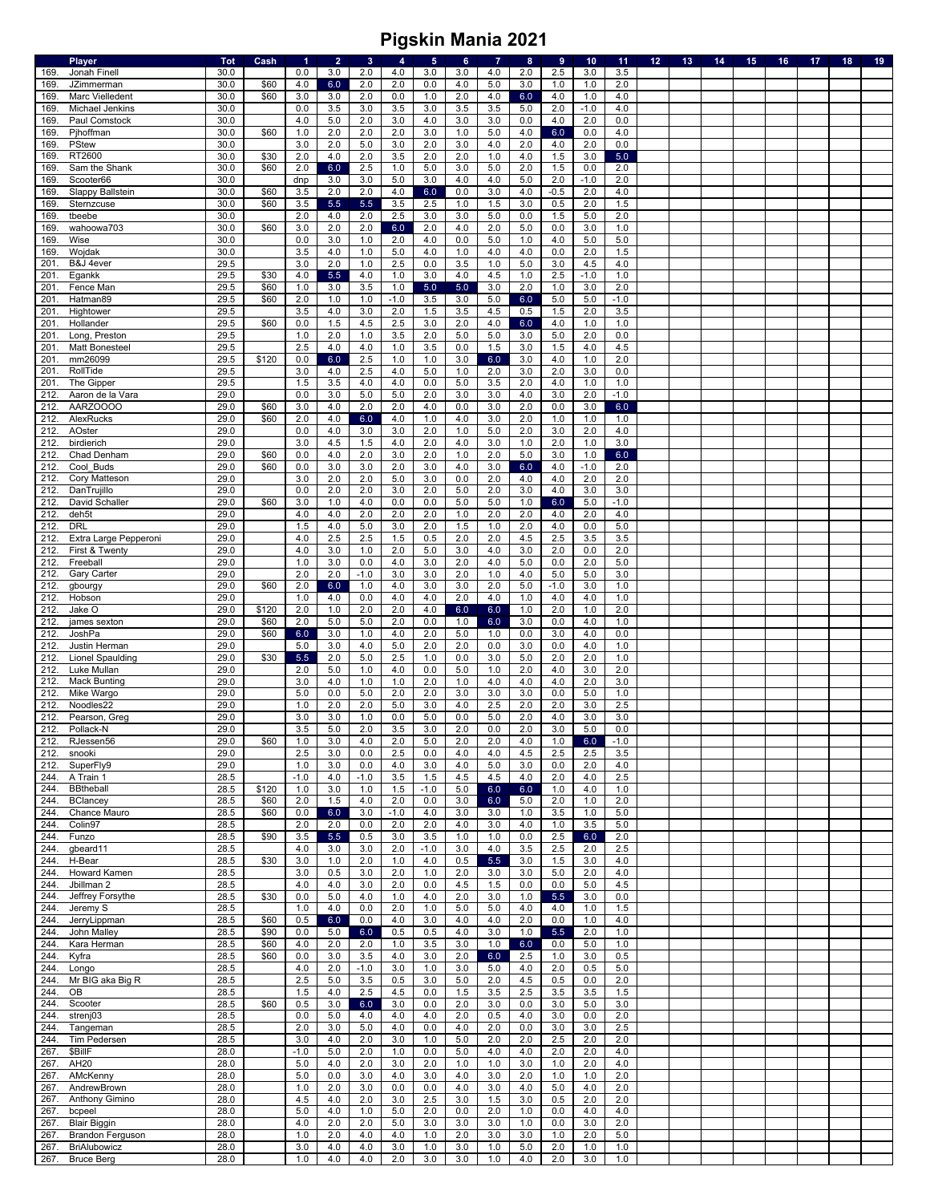# Pigskin Mania 2021

| | Player | Tot | Cash | 1 | 2 | 3 | 4 | 5 | 6 | 7 | 8 | 9 | 10 | 11 | 12 | 13 | 14 | 15 | 16 | 17 | 18 | 19 |
|---|---|---|---|---|---|---|---|---|---|---|---|---|---|---|---|---|---|---|---|---|---|---|
| 169. | Jonah Finell | 30.0 | | 0.0 | 3.0 | 2.0 | 4.0 | 3.0 | 3.0 | 4.0 | 2.0 | 2.5 | 3.0 | 3.5 | | | | | | | | |
| 169. | JZimmerman | 30.0 | $60 | 4.0 | 6.0 | 2.0 | 2.0 | 0.0 | 4.0 | 5.0 | 3.0 | 1.0 | 1.0 | 2.0 | | | | | | | | |
| 169. | Marc Vielledent | 30.0 | $60 | 3.0 | 3.0 | 2.0 | 0.0 | 1.0 | 2.0 | 4.0 | 6.0 | 4.0 | 1.0 | 4.0 | | | | | | | | |
| 169. | Michael Jenkins | 30.0 | | 0.0 | 3.5 | 3.0 | 3.5 | 3.0 | 3.5 | 3.5 | 5.0 | 2.0 | -1.0 | 4.0 | | | | | | | | |
| 169. | Paul Comstock | 30.0 | | 4.0 | 5.0 | 2.0 | 3.0 | 4.0 | 3.0 | 3.0 | 0.0 | 4.0 | 2.0 | 0.0 | | | | | | | | |
| 169. | Pjhoffman | 30.0 | $60 | 1.0 | 2.0 | 2.0 | 2.0 | 3.0 | 1.0 | 5.0 | 4.0 | 6.0 | 0.0 | 4.0 | | | | | | | | |
| 169. | PStew | 30.0 | | 3.0 | 2.0 | 5.0 | 3.0 | 2.0 | 3.0 | 4.0 | 2.0 | 4.0 | 2.0 | 0.0 | | | | | | | | |
| 169. | RT2600 | 30.0 | $30 | 2.0 | 4.0 | 2.0 | 3.5 | 2.0 | 2.0 | 1.0 | 4.0 | 1.5 | 3.0 | 5.0 | | | | | | | | |
| 169. | Sam the Shank | 30.0 | $60 | 2.0 | 6.0 | 2.5 | 1.0 | 5.0 | 3.0 | 5.0 | 2.0 | 1.5 | 0.0 | 2.0 | | | | | | | | |
| 169. | Scooter66 | 30.0 | | dnp | 3.0 | 3.0 | 5.0 | 3.0 | 4.0 | 4.0 | 5.0 | 2.0 | -1.0 | 2.0 | | | | | | | | |
| 169. | Slappy Ballstein | 30.0 | $60 | 3.5 | 2.0 | 2.0 | 4.0 | 6.0 | 0.0 | 3.0 | 4.0 | -0.5 | 2.0 | 4.0 | | | | | | | | |
| 169. | Sternzcuse | 30.0 | $60 | 3.5 | 5.5 | 5.5 | 3.5 | 2.5 | 1.0 | 1.5 | 3.0 | 0.5 | 2.0 | 1.5 | | | | | | | | |
| 169. | tbeebe | 30.0 | | 2.0 | 4.0 | 2.0 | 2.5 | 3.0 | 3.0 | 5.0 | 0.0 | 1.5 | 5.0 | 2.0 | | | | | | | | |
| 169. | wahoowa703 | 30.0 | $60 | 3.0 | 2.0 | 2.0 | 6.0 | 2.0 | 4.0 | 2.0 | 5.0 | 0.0 | 3.0 | 1.0 | | | | | | | | |
| 169. | Wise | 30.0 | | 0.0 | 3.0 | 1.0 | 2.0 | 4.0 | 0.0 | 5.0 | 1.0 | 4.0 | 5.0 | 5.0 | | | | | | | | |
| 169. | Wojdak | 30.0 | | 3.5 | 4.0 | 1.0 | 5.0 | 4.0 | 1.0 | 4.0 | 4.0 | 0.0 | 2.0 | 1.5 | | | | | | | | |
| 201. | B&J 4ever | 29.5 | | 3.0 | 2.0 | 1.0 | 2.5 | 0.0 | 3.5 | 1.0 | 5.0 | 3.0 | 4.5 | 4.0 | | | | | | | | |
| 201. | Egankk | 29.5 | $30 | 4.0 | 5.5 | 4.0 | 1.0 | 3.0 | 4.0 | 4.5 | 1.0 | 2.5 | -1.0 | 1.0 | | | | | | | | |
| 201. | Fence Man | 29.5 | $60 | 1.0 | 3.0 | 3.5 | 1.0 | 5.0 | 5.0 | 3.0 | 2.0 | 1.0 | 3.0 | 2.0 | | | | | | | | |
| 201. | Hatman89 | 29.5 | $60 | 2.0 | 1.0 | 1.0 | -1.0 | 3.5 | 3.0 | 5.0 | 6.0 | 5.0 | 5.0 | -1.0 | | | | | | | | |
| 201. | Hightower | 29.5 | | 3.5 | 4.0 | 3.0 | 2.0 | 1.5 | 3.5 | 4.5 | 0.5 | 1.5 | 2.0 | 3.5 | | | | | | | | |
| 201. | Hollander | 29.5 | $60 | 0.0 | 1.5 | 4.5 | 2.5 | 3.0 | 2.0 | 4.0 | 6.0 | 4.0 | 1.0 | 1.0 | | | | | | | | |
| 201. | Long, Preston | 29.5 | | 1.0 | 2.0 | 1.0 | 3.5 | 2.0 | 5.0 | 5.0 | 3.0 | 5.0 | 2.0 | 0.0 | | | | | | | | |
| 201. | Matt Bonesteel | 29.5 | | 2.5 | 4.0 | 4.0 | 1.0 | 3.5 | 0.0 | 1.5 | 3.0 | 1.5 | 4.0 | 4.5 | | | | | | | | |
| 201. | mm26099 | 29.5 | $120 | 0.0 | 6.0 | 2.5 | 1.0 | 1.0 | 3.0 | 6.0 | 3.0 | 4.0 | 1.0 | 2.0 | | | | | | | | |
| 201. | RollTide | 29.5 | | 3.0 | 4.0 | 2.5 | 4.0 | 5.0 | 1.0 | 2.0 | 3.0 | 2.0 | 3.0 | 0.0 | | | | | | | | |
| 201. | The Gipper | 29.5 | | 1.5 | 3.5 | 4.0 | 4.0 | 0.0 | 5.0 | 3.5 | 2.0 | 4.0 | 1.0 | 1.0 | | | | | | | | |
| 212. | Aaron de la Vara | 29.0 | | 0.0 | 3.0 | 5.0 | 5.0 | 2.0 | 3.0 | 3.0 | 4.0 | 3.0 | 2.0 | -1.0 | | | | | | | | |
| 212. | AARZOOOO | 29.0 | $60 | 3.0 | 4.0 | 2.0 | 2.0 | 4.0 | 0.0 | 3.0 | 2.0 | 0.0 | 3.0 | 6.0 | | | | | | | | |
| 212. | AlexRucks | 29.0 | $60 | 2.0 | 4.0 | 6.0 | 4.0 | 1.0 | 4.0 | 3.0 | 2.0 | 1.0 | 1.0 | 1.0 | | | | | | | | |
| 212. | AOster | 29.0 | | 0.0 | 4.0 | 3.0 | 3.0 | 2.0 | 1.0 | 5.0 | 2.0 | 3.0 | 2.0 | 4.0 | | | | | | | | |
| 212. | birdierich | 29.0 | | 3.0 | 4.5 | 1.5 | 4.0 | 2.0 | 4.0 | 3.0 | 1.0 | 2.0 | 1.0 | 3.0 | | | | | | | | |
| 212. | Chad Denham | 29.0 | $60 | 0.0 | 4.0 | 2.0 | 3.0 | 2.0 | 1.0 | 2.0 | 5.0 | 3.0 | 1.0 | 6.0 | | | | | | | | |
| 212. | Cool_Buds | 29.0 | $60 | 0.0 | 3.0 | 3.0 | 2.0 | 3.0 | 4.0 | 3.0 | 6.0 | 4.0 | -1.0 | 2.0 | | | | | | | | |
| 212. | Cory Matteson | 29.0 | | 3.0 | 2.0 | 2.0 | 5.0 | 3.0 | 0.0 | 2.0 | 4.0 | 4.0 | 2.0 | 2.0 | | | | | | | | |
| 212. | DanTrujillo | 29.0 | | 0.0 | 2.0 | 2.0 | 3.0 | 2.0 | 5.0 | 2.0 | 3.0 | 4.0 | 3.0 | 3.0 | | | | | | | | |
| 212. | David Schaller | 29.0 | $60 | 3.0 | 1.0 | 4.0 | 0.0 | 0.0 | 5.0 | 5.0 | 1.0 | 6.0 | 5.0 | -1.0 | | | | | | | | |
| 212. | deh5t | 29.0 | | 4.0 | 4.0 | 2.0 | 2.0 | 2.0 | 1.0 | 2.0 | 2.0 | 4.0 | 2.0 | 4.0 | | | | | | | | |
| 212. | DRL | 29.0 | | 1.5 | 4.0 | 5.0 | 3.0 | 2.0 | 1.5 | 1.0 | 2.0 | 4.0 | 0.0 | 5.0 | | | | | | | | |
| 212. | Extra Large Pepperoni | 29.0 | | 4.0 | 2.5 | 2.5 | 1.5 | 0.5 | 2.0 | 2.0 | 4.5 | 2.5 | 3.5 | 3.5 | | | | | | | | |
| 212. | First & Twenty | 29.0 | | 4.0 | 3.0 | 1.0 | 2.0 | 5.0 | 3.0 | 4.0 | 3.0 | 2.0 | 0.0 | 2.0 | | | | | | | | |
| 212. | Freeball | 29.0 | | 1.0 | 3.0 | 0.0 | 4.0 | 3.0 | 2.0 | 4.0 | 5.0 | 0.0 | 2.0 | 5.0 | | | | | | | | |
| 212. | Gary Carter | 29.0 | | 2.0 | 2.0 | -1.0 | 3.0 | 3.0 | 2.0 | 1.0 | 4.0 | 5.0 | 5.0 | 3.0 | | | | | | | | |
| 212. | gbourgy | 29.0 | $60 | 2.0 | 6.0 | 1.0 | 4.0 | 3.0 | 3.0 | 2.0 | 5.0 | -1.0 | 3.0 | 1.0 | | | | | | | | |
| 212. | Hobson | 29.0 | | 1.0 | 4.0 | 0.0 | 4.0 | 4.0 | 2.0 | 4.0 | 1.0 | 4.0 | 4.0 | 1.0 | | | | | | | | |
| 212. | Jake O | 29.0 | $120 | 2.0 | 1.0 | 2.0 | 2.0 | 4.0 | 6.0 | 6.0 | 1.0 | 2.0 | 1.0 | 2.0 | | | | | | | | |
| 212. | james sexton | 29.0 | $60 | 2.0 | 5.0 | 5.0 | 2.0 | 0.0 | 1.0 | 6.0 | 3.0 | 0.0 | 4.0 | 1.0 | | | | | | | | |
| 212. | JoshPa | 29.0 | $60 | 6.0 | 3.0 | 1.0 | 4.0 | 2.0 | 5.0 | 1.0 | 0.0 | 3.0 | 4.0 | 0.0 | | | | | | | | |
| 212. | Justin Herman | 29.0 | | 5.0 | 3.0 | 4.0 | 5.0 | 2.0 | 2.0 | 0.0 | 3.0 | 0.0 | 4.0 | 1.0 | | | | | | | | |
| 212. | Lionel Spaulding | 29.0 | $30 | 5.5 | 2.0 | 5.0 | 2.5 | 1.0 | 0.0 | 3.0 | 5.0 | 2.0 | 2.0 | 1.0 | | | | | | | | |
| 212. | Luke Mullan | 29.0 | | 2.0 | 5.0 | 1.0 | 4.0 | 0.0 | 5.0 | 1.0 | 2.0 | 4.0 | 3.0 | 2.0 | | | | | | | | |
| 212. | Mack Bunting | 29.0 | | 3.0 | 4.0 | 1.0 | 1.0 | 2.0 | 1.0 | 4.0 | 4.0 | 4.0 | 2.0 | 3.0 | | | | | | | | |
| 212. | Mike Wargo | 29.0 | | 5.0 | 0.0 | 5.0 | 2.0 | 2.0 | 3.0 | 3.0 | 3.0 | 0.0 | 5.0 | 1.0 | | | | | | | | |
| 212. | Noodles22 | 29.0 | | 1.0 | 2.0 | 2.0 | 5.0 | 3.0 | 4.0 | 2.5 | 2.0 | 2.0 | 3.0 | 2.5 | | | | | | | | |
| 212. | Pearson, Greg | 29.0 | | 3.0 | 3.0 | 1.0 | 0.0 | 5.0 | 0.0 | 5.0 | 2.0 | 4.0 | 3.0 | 3.0 | | | | | | | | |
| 212. | Pollack-N | 29.0 | | 3.5 | 5.0 | 2.0 | 3.5 | 3.0 | 2.0 | 0.0 | 2.0 | 3.0 | 5.0 | 0.0 | | | | | | | | |
| 212. | RJessen56 | 29.0 | $60 | 1.0 | 3.0 | 4.0 | 2.0 | 5.0 | 2.0 | 2.0 | 4.0 | 1.0 | 6.0 | -1.0 | | | | | | | | |
| 212. | snooki | 29.0 | | 2.5 | 3.0 | 0.0 | 2.5 | 0.0 | 4.0 | 4.0 | 4.5 | 2.5 | 2.5 | 3.5 | | | | | | | | |
| 212. | SuperFly9 | 29.0 | | 1.0 | 3.0 | 0.0 | 4.0 | 3.0 | 4.0 | 5.0 | 3.0 | 0.0 | 2.0 | 4.0 | | | | | | | | |
| 244. | A Train 1 | 28.5 | | -1.0 | 4.0 | -1.0 | 3.5 | 1.5 | 4.5 | 4.5 | 4.0 | 2.0 | 4.0 | 2.5 | | | | | | | | |
| 244. | BBtheball | 28.5 | $120 | 1.0 | 3.0 | 1.0 | 1.5 | -1.0 | 5.0 | 6.0 | 6.0 | 1.0 | 4.0 | 1.0 | | | | | | | | |
| 244. | BClancey | 28.5 | $60 | 2.0 | 1.5 | 4.0 | 2.0 | 0.0 | 3.0 | 6.0 | 5.0 | 2.0 | 1.0 | 2.0 | | | | | | | | |
| 244. | Chance Mauro | 28.5 | $60 | 0.0 | 6.0 | 3.0 | -1.0 | 4.0 | 3.0 | 3.0 | 1.0 | 3.5 | 1.0 | 5.0 | | | | | | | | |
| 244. | Colin97 | 28.5 | | 2.0 | 2.0 | 0.0 | 2.0 | 2.0 | 4.0 | 3.0 | 4.0 | 1.0 | 3.5 | 5.0 | | | | | | | | |
| 244. | Funzo | 28.5 | $90 | 3.5 | 5.5 | 0.5 | 3.0 | 3.5 | 1.0 | 1.0 | 0.0 | 2.5 | 6.0 | 2.0 | | | | | | | | |
| 244. | gbeard11 | 28.5 | | 4.0 | 3.0 | 3.0 | 2.0 | -1.0 | 3.0 | 4.0 | 3.5 | 2.5 | 2.0 | 2.5 | | | | | | | | |
| 244. | H-Bear | 28.5 | $30 | 3.0 | 1.0 | 2.0 | 1.0 | 4.0 | 0.5 | 5.5 | 3.0 | 1.5 | 3.0 | 4.0 | | | | | | | | |
| 244. | Howard Kamen | 28.5 | | 3.0 | 0.5 | 3.0 | 2.0 | 1.0 | 2.0 | 3.0 | 3.0 | 5.0 | 2.0 | 4.0 | | | | | | | | |
| 244. | Jbillman 2 | 28.5 | | 4.0 | 4.0 | 3.0 | 2.0 | 0.0 | 4.5 | 1.5 | 0.0 | 0.0 | 5.0 | 4.5 | | | | | | | | |
| 244. | Jeffrey Forsythe | 28.5 | $30 | 0.0 | 5.0 | 4.0 | 1.0 | 4.0 | 2.0 | 3.0 | 1.0 | 5.5 | 3.0 | 0.0 | | | | | | | | |
| 244. | Jeremy S | 28.5 | | 1.0 | 4.0 | 0.0 | 2.0 | 1.0 | 5.0 | 5.0 | 4.0 | 4.0 | 1.0 | 1.5 | | | | | | | | |
| 244. | JerryLippman | 28.5 | $60 | 0.5 | 6.0 | 0.0 | 4.0 | 3.0 | 4.0 | 4.0 | 2.0 | 0.0 | 1.0 | 4.0 | | | | | | | | |
| 244. | John Malley | 28.5 | $90 | 0.0 | 5.0 | 6.0 | 0.5 | 0.5 | 4.0 | 3.0 | 1.0 | 5.5 | 2.0 | 1.0 | | | | | | | | |
| 244. | Kara Herman | 28.5 | $60 | 4.0 | 2.0 | 2.0 | 1.0 | 3.5 | 3.0 | 1.0 | 6.0 | 0.0 | 5.0 | 1.0 | | | | | | | | |
| 244. | Kyfra | 28.5 | $60 | 0.0 | 3.0 | 3.5 | 4.0 | 3.0 | 2.0 | 6.0 | 2.5 | 1.0 | 3.0 | 0.5 | | | | | | | | |
| 244. | Longo | 28.5 | | 4.0 | 2.0 | -1.0 | 3.0 | 1.0 | 3.0 | 5.0 | 4.0 | 2.0 | 0.5 | 5.0 | | | | | | | | |
| 244. | Mr BIG aka Big R | 28.5 | | 2.5 | 5.0 | 3.5 | 0.5 | 3.0 | 5.0 | 2.0 | 4.5 | 0.5 | 0.0 | 2.0 | | | | | | | | |
| 244. | OB | 28.5 | | 1.5 | 4.0 | 2.5 | 4.5 | 0.0 | 1.5 | 3.5 | 2.5 | 3.5 | 3.5 | 1.5 | | | | | | | | |
| 244. | Scooter | 28.5 | $60 | 0.5 | 3.0 | 6.0 | 3.0 | 0.0 | 2.0 | 3.0 | 0.0 | 3.0 | 5.0 | 3.0 | | | | | | | | |
| 244. | strenj03 | 28.5 | | 0.0 | 5.0 | 4.0 | 4.0 | 4.0 | 2.0 | 0.5 | 4.0 | 3.0 | 0.0 | 2.0 | | | | | | | | |
| 244. | Tangeman | 28.5 | | 2.0 | 3.0 | 5.0 | 4.0 | 0.0 | 4.0 | 2.0 | 0.0 | 3.0 | 3.0 | 2.5 | | | | | | | | |
| 244. | Tim Pedersen | 28.5 | | 3.0 | 4.0 | 2.0 | 3.0 | 1.0 | 5.0 | 2.0 | 2.0 | 2.5 | 2.0 | 2.0 | | | | | | | | |
| 267. | $BillF | 28.0 | | -1.0 | 5.0 | 2.0 | 1.0 | 0.0 | 5.0 | 4.0 | 4.0 | 2.0 | 2.0 | 4.0 | | | | | | | | |
| 267. | AH20 | 28.0 | | 5.0 | 4.0 | 2.0 | 3.0 | 2.0 | 1.0 | 1.0 | 3.0 | 1.0 | 2.0 | 4.0 | | | | | | | | |
| 267. | AMcKenny | 28.0 | | 5.0 | 0.0 | 3.0 | 4.0 | 3.0 | 4.0 | 3.0 | 2.0 | 1.0 | 1.0 | 2.0 | | | | | | | | |
| 267. | AndrewBrown | 28.0 | | 1.0 | 2.0 | 3.0 | 0.0 | 0.0 | 4.0 | 3.0 | 4.0 | 5.0 | 4.0 | 2.0 | | | | | | | | |
| 267. | Anthony Gimino | 28.0 | | 4.5 | 4.0 | 2.0 | 3.0 | 2.5 | 3.0 | 1.5 | 3.0 | 0.5 | 2.0 | 2.0 | | | | | | | | |
| 267. | bcpeel | 28.0 | | 5.0 | 4.0 | 1.0 | 5.0 | 2.0 | 0.0 | 2.0 | 1.0 | 0.0 | 4.0 | 4.0 | | | | | | | | |
| 267. | Blair Biggin | 28.0 | | 4.0 | 2.0 | 2.0 | 5.0 | 3.0 | 3.0 | 3.0 | 1.0 | 0.0 | 3.0 | 2.0 | | | | | | | | |
| 267. | Brandon Ferguson | 28.0 | | 1.0 | 2.0 | 4.0 | 4.0 | 1.0 | 2.0 | 3.0 | 3.0 | 1.0 | 2.0 | 5.0 | | | | | | | | |
| 267. | BriAlubowicz | 28.0 | | 3.0 | 4.0 | 4.0 | 3.0 | 1.0 | 3.0 | 1.0 | 5.0 | 2.0 | 1.0 | 1.0 | | | | | | | | |
| 267. | Bruce Berg | 28.0 | | 1.0 | 4.0 | 4.0 | 2.0 | 3.0 | 3.0 | 1.0 | 4.0 | 2.0 | 3.0 | 1.0 | | | | | | | | |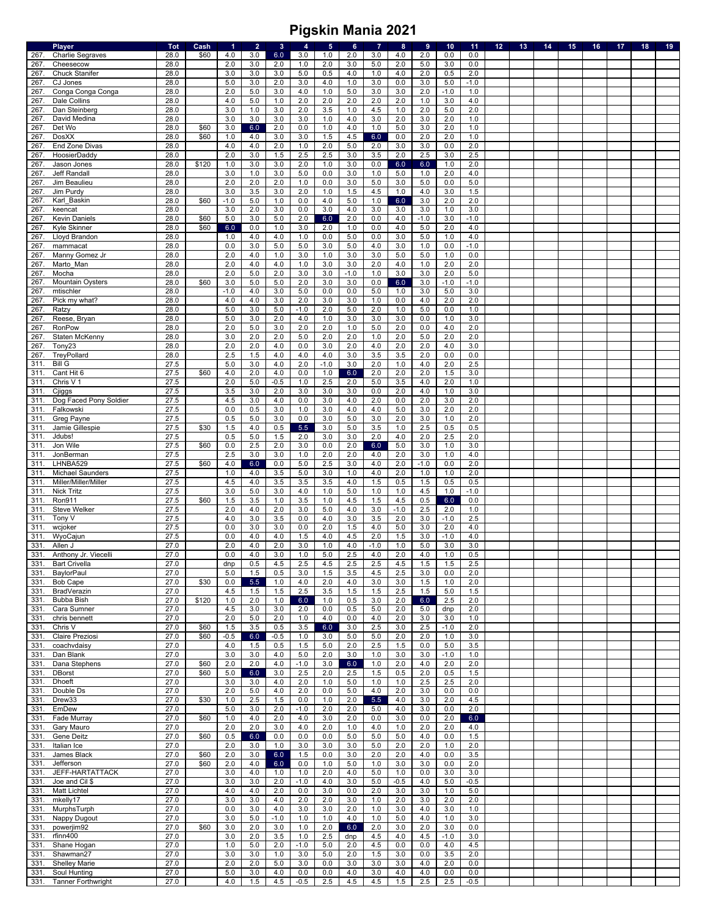# Pigskin Mania 2021

| | Player | Tot | Cash | 1 | 2 | 3 | 4 | 5 | 6 | 7 | 8 | 9 | 10 | 11 | 12 | 13 | 14 | 15 | 16 | 17 | 18 | 19 |
|---|---|---|---|---|---|---|---|---|---|---|---|---|---|---|---|---|---|---|---|---|---|---|
| 267. | Charlie Segraves | 28.0 | $60 | 4.0 | 3.0 | 6.0 | 3.0 | 1.0 | 2.0 | 3.0 | 4.0 | 2.0 | 0.0 | 0.0 | | | | | | | | |
| 267. | Cheesecow | 28.0 | | 2.0 | 3.0 | 2.0 | 1.0 | 2.0 | 3.0 | 5.0 | 2.0 | 5.0 | 3.0 | 0.0 | | | | | | | | |
| 267. | Chuck Stanifer | 28.0 | | 3.0 | 3.0 | 3.0 | 5.0 | 0.5 | 4.0 | 1.0 | 4.0 | 2.0 | 0.5 | 2.0 | | | | | | | | |
| 267. | CJ Jones | 28.0 | | 5.0 | 3.0 | 2.0 | 3.0 | 4.0 | 1.0 | 3.0 | 0.0 | 3.0 | 5.0 | -1.0 | | | | | | | | |
| 267. | Conga Conga Conga | 28.0 | | 2.0 | 5.0 | 3.0 | 4.0 | 1.0 | 5.0 | 3.0 | 3.0 | 2.0 | -1.0 | 1.0 | | | | | | | | |
| 267. | Dale Collins | 28.0 | | 4.0 | 5.0 | 1.0 | 2.0 | 2.0 | 2.0 | 2.0 | 2.0 | 1.0 | 3.0 | 4.0 | | | | | | | | |
| 267. | Dan Steinberg | 28.0 | | 3.0 | 1.0 | 3.0 | 2.0 | 3.5 | 1.0 | 4.5 | 1.0 | 2.0 | 5.0 | 2.0 | | | | | | | | |
| 267. | David Medina | 28.0 | | 3.0 | 3.0 | 3.0 | 3.0 | 1.0 | 4.0 | 3.0 | 2.0 | 3.0 | 2.0 | 1.0 | | | | | | | | |
| 267. | Det Wo | 28.0 | $60 | 3.0 | 6.0 | 2.0 | 0.0 | 1.0 | 4.0 | 1.0 | 5.0 | 3.0 | 2.0 | 1.0 | | | | | | | | |
| 267. | DosXX | 28.0 | $60 | 1.0 | 4.0 | 3.0 | 3.0 | 1.5 | 4.5 | 6.0 | 0.0 | 2.0 | 2.0 | 1.0 | | | | | | | | |
| 267. | End Zone Divas | 28.0 | | 4.0 | 4.0 | 2.0 | 1.0 | 2.0 | 5.0 | 2.0 | 3.0 | 3.0 | 0.0 | 2.0 | | | | | | | | |
| 267. | HoosierDaddy | 28.0 | | 2.0 | 3.0 | 1.5 | 2.5 | 2.5 | 3.0 | 3.5 | 2.0 | 2.5 | 3.0 | 2.5 | | | | | | | | |
| 267. | Jason Jones | 28.0 | $120 | 1.0 | 3.0 | 3.0 | 2.0 | 1.0 | 3.0 | 0.0 | 6.0 | 6.0 | 1.0 | 2.0 | | | | | | | | |
| 267. | Jeff Randall | 28.0 | | 3.0 | 1.0 | 3.0 | 5.0 | 0.0 | 3.0 | 1.0 | 5.0 | 1.0 | 2.0 | 4.0 | | | | | | | | |
| 267. | Jim Beaulieu | 28.0 | | 2.0 | 2.0 | 2.0 | 1.0 | 0.0 | 3.0 | 5.0 | 3.0 | 5.0 | 0.0 | 5.0 | | | | | | | | |
| 267. | Jim Purdy | 28.0 | | 3.0 | 3.5 | 3.0 | 2.0 | 1.0 | 1.5 | 4.5 | 1.0 | 4.0 | 3.0 | 1.5 | | | | | | | | |
| 267. | Karl_Baskin | 28.0 | $60 | -1.0 | 5.0 | 1.0 | 0.0 | 4.0 | 5.0 | 1.0 | 6.0 | 3.0 | 2.0 | 2.0 | | | | | | | | |
| 267. | keencat | 28.0 | | 3.0 | 2.0 | 3.0 | 0.0 | 3.0 | 4.0 | 3.0 | 3.0 | 3.0 | 1.0 | 3.0 | | | | | | | | |
| 267. | Kevin Daniels | 28.0 | $60 | 5.0 | 3.0 | 5.0 | 2.0 | 6.0 | 2.0 | 0.0 | 4.0 | -1.0 | 3.0 | -1.0 | | | | | | | | |
| 267. | Kyle Skinner | 28.0 | $60 | 6.0 | 0.0 | 1.0 | 3.0 | 2.0 | 1.0 | 0.0 | 4.0 | 5.0 | 2.0 | 4.0 | | | | | | | | |
| 267. | Lloyd Brandon | 28.0 | | 1.0 | 4.0 | 4.0 | 1.0 | 0.0 | 5.0 | 0.0 | 3.0 | 5.0 | 1.0 | 4.0 | | | | | | | | |
| 267. | mammacat | 28.0 | | 0.0 | 3.0 | 5.0 | 5.0 | 3.0 | 5.0 | 4.0 | 3.0 | 1.0 | 0.0 | -1.0 | | | | | | | | |
| 267. | Manny Gomez Jr | 28.0 | | 2.0 | 4.0 | 1.0 | 3.0 | 1.0 | 3.0 | 3.0 | 5.0 | 5.0 | 1.0 | 0.0 | | | | | | | | |
| 267. | Marto_Man | 28.0 | | 2.0 | 4.0 | 4.0 | 1.0 | 3.0 | 3.0 | 2.0 | 4.0 | 1.0 | 2.0 | 2.0 | | | | | | | | |
| 267. | Mocha | 28.0 | | 2.0 | 5.0 | 2.0 | 3.0 | 3.0 | -1.0 | 1.0 | 3.0 | 3.0 | 2.0 | 5.0 | | | | | | | | |
| 267. | Mountain Oysters | 28.0 | $60 | 3.0 | 5.0 | 5.0 | 2.0 | 3.0 | 3.0 | 0.0 | 6.0 | 3.0 | -1.0 | -1.0 | | | | | | | | |
| 267. | mtischler | 28.0 | | -1.0 | 4.0 | 3.0 | 5.0 | 0.0 | 0.0 | 5.0 | 1.0 | 3.0 | 5.0 | 3.0 | | | | | | | | |
| 267. | Pick my what? | 28.0 | | 4.0 | 4.0 | 3.0 | 2.0 | 3.0 | 3.0 | 1.0 | 0.0 | 4.0 | 2.0 | 2.0 | | | | | | | | |
| 267. | Ratzy | 28.0 | | 5.0 | 3.0 | 5.0 | -1.0 | 2.0 | 5.0 | 2.0 | 1.0 | 5.0 | 0.0 | 1.0 | | | | | | | | |
| 267. | Reese, Bryan | 28.0 | | 5.0 | 3.0 | 2.0 | 4.0 | 1.0 | 3.0 | 3.0 | 3.0 | 0.0 | 1.0 | 3.0 | | | | | | | | |
| 267. | RonPow | 28.0 | | 2.0 | 5.0 | 3.0 | 2.0 | 2.0 | 1.0 | 5.0 | 2.0 | 0.0 | 4.0 | 2.0 | | | | | | | | |
| 267. | Staten McKenny | 28.0 | | 3.0 | 2.0 | 2.0 | 5.0 | 2.0 | 2.0 | 1.0 | 2.0 | 5.0 | 2.0 | 2.0 | | | | | | | | |
| 267. | Tony23 | 28.0 | | 2.0 | 2.0 | 4.0 | 0.0 | 3.0 | 2.0 | 4.0 | 2.0 | 2.0 | 4.0 | 3.0 | | | | | | | | |
| 267. | TreyPollard | 28.0 | | 2.5 | 1.5 | 4.0 | 4.0 | 4.0 | 3.0 | 3.5 | 3.5 | 2.0 | 0.0 | 0.0 | | | | | | | | |
| 311. | Bill G | 27.5 | | 5.0 | 3.0 | 4.0 | 2.0 | -1.0 | 3.0 | 2.0 | 1.0 | 4.0 | 2.0 | 2.5 | | | | | | | | |
| 311. | Cant Hit 6 | 27.5 | $60 | 4.0 | 2.0 | 4.0 | 0.0 | 1.0 | 6.0 | 2.0 | 2.0 | 2.0 | 1.5 | 3.0 | | | | | | | | |
| 311. | Chris V 1 | 27.5 | | 2.0 | 5.0 | -0.5 | 1.0 | 2.5 | 2.0 | 5.0 | 3.5 | 4.0 | 2.0 | 1.0 | | | | | | | | |
| 311. | Cjiggs | 27.5 | | 3.5 | 3.0 | 2.0 | 3.0 | 3.0 | 3.0 | 0.0 | 2.0 | 4.0 | 1.0 | 3.0 | | | | | | | | |
| 311. | Dog Faced Pony Soldier | 27.5 | | 4.5 | 3.0 | 4.0 | 0.0 | 3.0 | 4.0 | 2.0 | 0.0 | 2.0 | 3.0 | 2.0 | | | | | | | | |
| 311. | Falkowski | 27.5 | | 0.0 | 0.5 | 3.0 | 1.0 | 3.0 | 4.0 | 4.0 | 5.0 | 3.0 | 2.0 | 2.0 | | | | | | | | |
| 311. | Greg Payne | 27.5 | | 0.5 | 5.0 | 3.0 | 0.0 | 3.0 | 5.0 | 3.0 | 2.0 | 3.0 | 1.0 | 2.0 | | | | | | | | |
| 311. | Jamie Gillespie | 27.5 | $30 | 1.5 | 4.0 | 0.5 | 5.5 | 3.0 | 5.0 | 3.5 | 1.0 | 2.5 | 0.5 | 0.5 | | | | | | | | |
| 311. | Jdubs! | 27.5 | | 0.5 | 5.0 | 1.5 | 2.0 | 3.0 | 3.0 | 2.0 | 4.0 | 2.0 | 2.5 | 2.0 | | | | | | | | |
| 311. | Jon Wile | 27.5 | $60 | 0.0 | 2.5 | 2.0 | 3.0 | 0.0 | 2.0 | 6.0 | 5.0 | 3.0 | 1.0 | 3.0 | | | | | | | | |
| 311. | JonBerman | 27.5 | | 2.5 | 3.0 | 3.0 | 1.0 | 2.0 | 2.0 | 4.0 | 2.0 | 3.0 | 1.0 | 4.0 | | | | | | | | |
| 311. | LHNBA529 | 27.5 | $60 | 4.0 | 6.0 | 0.0 | 5.0 | 2.5 | 3.0 | 4.0 | 2.0 | -1.0 | 0.0 | 2.0 | | | | | | | | |
| 311. | Michael Saunders | 27.5 | | 1.0 | 4.0 | 3.5 | 5.0 | 3.0 | 1.0 | 4.0 | 2.0 | 1.0 | 1.0 | 2.0 | | | | | | | | |
| 311. | Miller/Miller/Miller | 27.5 | | 4.5 | 4.0 | 3.5 | 3.5 | 3.5 | 4.0 | 1.5 | 0.5 | 1.5 | 0.5 | 0.5 | | | | | | | | |
| 311. | Nick Tritz | 27.5 | | 3.0 | 5.0 | 3.0 | 4.0 | 1.0 | 5.0 | 1.0 | 1.0 | 4.5 | 1.0 | -1.0 | | | | | | | | |
| 311. | Ron911 | 27.5 | $60 | 1.5 | 3.5 | 1.0 | 3.5 | 1.0 | 4.5 | 1.5 | 4.5 | 0.5 | 6.0 | 0.0 | | | | | | | | |
| 311. | Steve Welker | 27.5 | | 2.0 | 4.0 | 2.0 | 3.0 | 5.0 | 4.0 | 3.0 | -1.0 | 2.5 | 2.0 | 1.0 | | | | | | | | |
| 311. | Tony V | 27.5 | | 4.0 | 3.0 | 3.5 | 0.0 | 4.0 | 3.0 | 3.5 | 2.0 | 3.0 | -1.0 | 2.5 | | | | | | | | |
| 311. | wcjoker | 27.5 | | 0.0 | 3.0 | 3.0 | 0.0 | 2.0 | 1.5 | 4.0 | 5.0 | 3.0 | 2.0 | 4.0 | | | | | | | | |
| 311. | WyoCajun | 27.5 | | 0.0 | 4.0 | 4.0 | 1.5 | 4.0 | 4.5 | 2.0 | 1.5 | 3.0 | -1.0 | 4.0 | | | | | | | | |
| 331. | Allen J | 27.0 | | 2.0 | 4.0 | 2.0 | 3.0 | 1.0 | 4.0 | -1.0 | 1.0 | 5.0 | 3.0 | 3.0 | | | | | | | | |
| 331. | Anthony Jr. Viecelli | 27.0 | | 0.0 | 4.0 | 3.0 | 1.0 | 5.0 | 2.5 | 4.0 | 2.0 | 4.0 | 1.0 | 0.5 | | | | | | | | |
| 331. | Bart Crivella | 27.0 | | dnp | 0.5 | 4.5 | 2.5 | 4.5 | 2.5 | 2.5 | 4.5 | 1.5 | 1.5 | 2.5 | | | | | | | | |
| 331. | BaylorPaul | 27.0 | | 5.0 | 1.5 | 0.5 | 3.0 | 1.5 | 3.5 | 4.5 | 2.5 | 3.0 | 0.0 | 2.0 | | | | | | | | |
| 331. | Bob Cape | 27.0 | $30 | 0.0 | 5.5 | 1.0 | 4.0 | 2.0 | 4.0 | 3.0 | 3.0 | 1.5 | 1.0 | 2.0 | | | | | | | | |
| 331. | BradVerazin | 27.0 | | 4.5 | 1.5 | 1.5 | 2.5 | 3.5 | 1.5 | 1.5 | 2.5 | 1.5 | 5.0 | 1.5 | | | | | | | | |
| 331. | Bubba Bish | 27.0 | $120 | 1.0 | 2.0 | 1.0 | 6.0 | 1.0 | 0.5 | 3.0 | 2.0 | 6.0 | 2.5 | 2.0 | | | | | | | | |
| 331. | Cara Sumner | 27.0 | | 4.5 | 3.0 | 3.0 | 2.0 | 0.0 | 0.5 | 5.0 | 2.0 | 5.0 | dnp | 2.0 | | | | | | | | |
| 331. | chris bennett | 27.0 | | 2.0 | 5.0 | 2.0 | 1.0 | 4.0 | 0.0 | 4.0 | 2.0 | 3.0 | 3.0 | 1.0 | | | | | | | | |
| 331. | Chris V | 27.0 | $60 | 1.5 | 3.5 | 0.5 | 3.5 | 6.0 | 3.0 | 2.5 | 3.0 | 2.5 | -1.0 | 2.0 | | | | | | | | |
| 331. | Claire Preziosi | 27.0 | $60 | -0.5 | 6.0 | -0.5 | 1.0 | 3.0 | 5.0 | 5.0 | 2.0 | 2.0 | 1.0 | 3.0 | | | | | | | | |
| 331. | coachvdaisy | 27.0 | | 4.0 | 1.5 | 0.5 | 1.5 | 5.0 | 2.0 | 2.5 | 1.5 | 0.0 | 5.0 | 3.5 | | | | | | | | |
| 331. | Dan Blank | 27.0 | | 3.0 | 3.0 | 4.0 | 5.0 | 2.0 | 3.0 | 1.0 | 3.0 | 3.0 | -1.0 | 1.0 | | | | | | | | |
| 331. | Dana Stephens | 27.0 | $60 | 2.0 | 2.0 | 4.0 | -1.0 | 3.0 | 6.0 | 1.0 | 2.0 | 4.0 | 2.0 | 2.0 | | | | | | | | |
| 331. | DBorst | 27.0 | $60 | 5.0 | 6.0 | 3.0 | 2.5 | 2.0 | 2.5 | 1.5 | 0.5 | 2.0 | 0.5 | 1.5 | | | | | | | | |
| 331. | Dhoeft | 27.0 | | 3.0 | 3.0 | 4.0 | 2.0 | 1.0 | 5.0 | 1.0 | 1.0 | 2.5 | 2.5 | 2.0 | | | | | | | | |
| 331. | Double Ds | 27.0 | | 2.0 | 5.0 | 4.0 | 2.0 | 0.0 | 5.0 | 4.0 | 2.0 | 3.0 | 0.0 | 0.0 | | | | | | | | |
| 331. | Drew33 | 27.0 | $30 | 1.0 | 2.5 | 1.5 | 0.0 | 1.0 | 2.0 | 5.5 | 4.0 | 3.0 | 2.0 | 4.5 | | | | | | | | |
| 331. | EmDew | 27.0 | | 5.0 | 3.0 | 2.0 | -1.0 | 2.0 | 2.0 | 5.0 | 4.0 | 3.0 | 0.0 | 2.0 | | | | | | | | |
| 331. | Fade Murray | 27.0 | $60 | 1.0 | 4.0 | 2.0 | 4.0 | 3.0 | 2.0 | 0.0 | 3.0 | 0.0 | 2.0 | 6.0 | | | | | | | | |
| 331. | Gary Mauro | 27.0 | | 2.0 | 2.0 | 3.0 | 4.0 | 2.0 | 1.0 | 4.0 | 1.0 | 2.0 | 2.0 | 4.0 | | | | | | | | |
| 331. | Gene Deitz | 27.0 | $60 | 0.5 | 6.0 | 0.0 | 0.0 | 0.0 | 5.0 | 5.0 | 5.0 | 4.0 | 0.0 | 1.5 | | | | | | | | |
| 331. | Italian Ice | 27.0 | | 2.0 | 3.0 | 1.0 | 3.0 | 3.0 | 3.0 | 5.0 | 2.0 | 2.0 | 1.0 | 2.0 | | | | | | | | |
| 331. | James Black | 27.0 | $60 | 2.0 | 3.0 | 6.0 | 1.5 | 0.0 | 3.0 | 2.0 | 2.0 | 4.0 | 0.0 | 3.5 | | | | | | | | |
| 331. | Jefferson | 27.0 | $60 | 2.0 | 4.0 | 6.0 | 0.0 | 1.0 | 5.0 | 1.0 | 3.0 | 3.0 | 0.0 | 2.0 | | | | | | | | |
| 331. | JEFF-HARTATTACK | 27.0 | | 3.0 | 4.0 | 1.0 | 1.0 | 2.0 | 4.0 | 5.0 | 1.0 | 0.0 | 3.0 | 3.0 | | | | | | | | |
| 331. | Joe and Cil $ | 27.0 | | 3.0 | 3.0 | 2.0 | -1.0 | 4.0 | 3.0 | 5.0 | -0.5 | 4.0 | 5.0 | -0.5 | | | | | | | | |
| 331. | Matt Lichtel | 27.0 | | 4.0 | 4.0 | 2.0 | 0.0 | 3.0 | 0.0 | 2.0 | 3.0 | 3.0 | 1.0 | 5.0 | | | | | | | | |
| 331. | mkelly17 | 27.0 | | 3.0 | 3.0 | 4.0 | 2.0 | 2.0 | 3.0 | 1.0 | 2.0 | 3.0 | 2.0 | 2.0 | | | | | | | | |
| 331. | MurphsTurph | 27.0 | | 0.0 | 3.0 | 4.0 | 3.0 | 3.0 | 2.0 | 1.0 | 3.0 | 4.0 | 3.0 | 1.0 | | | | | | | | |
| 331. | Nappy Dugout | 27.0 | | 3.0 | 5.0 | -1.0 | 1.0 | 1.0 | 4.0 | 1.0 | 5.0 | 4.0 | 1.0 | 3.0 | | | | | | | | |
| 331. | powerjim92 | 27.0 | $60 | 3.0 | 2.0 | 3.0 | 1.0 | 2.0 | 6.0 | 2.0 | 3.0 | 2.0 | 3.0 | 0.0 | | | | | | | | |
| 331. | rfinn400 | 27.0 | | 3.0 | 2.0 | 3.5 | 1.0 | 2.5 | dnp | 4.5 | 4.0 | 4.5 | -1.0 | 3.0 | | | | | | | | |
| 331. | Shane Hogan | 27.0 | | 1.0 | 5.0 | 2.0 | -1.0 | 5.0 | 2.0 | 4.5 | 0.0 | 0.0 | 4.0 | 4.5 | | | | | | | | |
| 331. | Shawman27 | 27.0 | | 3.0 | 3.0 | 1.0 | 3.0 | 5.0 | 2.0 | 1.5 | 3.0 | 0.0 | 3.5 | 2.0 | | | | | | | | |
| 331. | Shelley Marie | 27.0 | | 2.0 | 2.0 | 5.0 | 3.0 | 0.0 | 3.0 | 3.0 | 3.0 | 4.0 | 2.0 | 0.0 | | | | | | | | |
| 331. | Soul Hunting | 27.0 | | 5.0 | 3.0 | 4.0 | 0.0 | 0.0 | 4.0 | 3.0 | 4.0 | 4.0 | 0.0 | 0.0 | | | | | | | | |
| 331. | Tanner Forthwright | 27.0 | | 4.0 | 1.5 | 4.5 | -0.5 | 2.5 | 4.5 | 4.5 | 1.5 | 2.5 | 2.5 | -0.5 | | | | | | | | |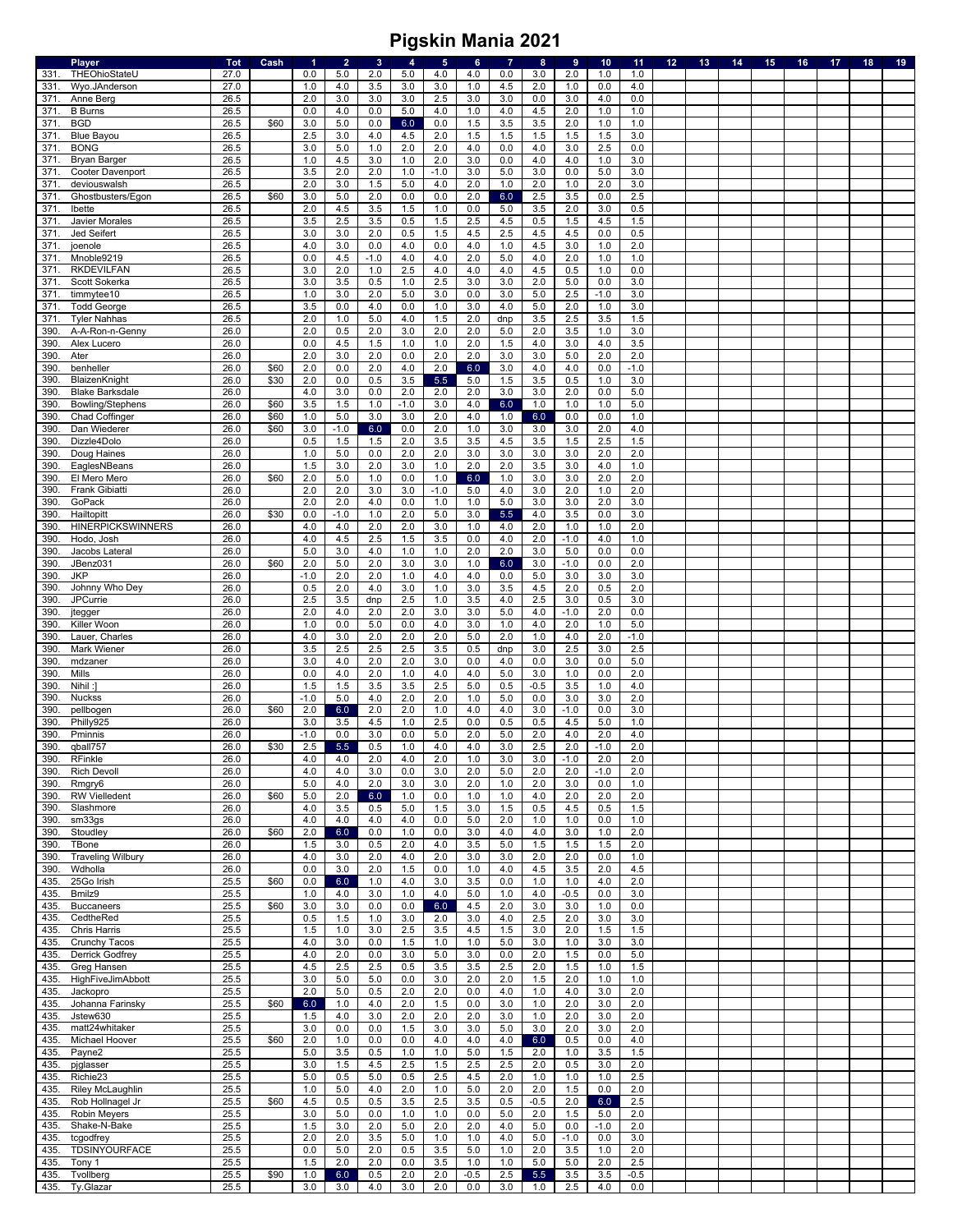# Pigskin Mania 2021

| | Player | Tot | Cash | 1 | 2 | 3 | 4 | 5 | 6 | 7 | 8 | 9 | 10 | 11 | 12 | 13 | 14 | 15 | 16 | 17 | 18 | 19 |
|---|---|---|---|---|---|---|---|---|---|---|---|---|---|---|---|---|---|---|---|---|---|---|
| 331. | THEOhioStateU | 27.0 | | 0.0 | 5.0 | 2.0 | 5.0 | 4.0 | 4.0 | 0.0 | 3.0 | 2.0 | 1.0 | 1.0 | | | | | | | | |
| 331. | Wyo.JAnderson | 27.0 | | 1.0 | 4.0 | 3.5 | 3.0 | 3.0 | 1.0 | 4.5 | 2.0 | 1.0 | 0.0 | 4.0 | | | | | | | | |
| 371. | Anne Berg | 26.5 | | 2.0 | 3.0 | 3.0 | 3.0 | 2.5 | 3.0 | 3.0 | 0.0 | 3.0 | 4.0 | 0.0 | | | | | | | | |
| 371. | B Burns | 26.5 | | 0.0 | 4.0 | 0.0 | 5.0 | 4.0 | 1.0 | 4.0 | 4.5 | 2.0 | 1.0 | 1.0 | | | | | | | | |
| 371. | BGD | 26.5 | $60 | 3.0 | 5.0 | 0.0 | 6.0 | 0.0 | 1.5 | 3.5 | 3.5 | 2.0 | 1.0 | 1.0 | | | | | | | | |
| 371. | Blue Bayou | 26.5 | | 2.5 | 3.0 | 4.0 | 4.5 | 2.0 | 1.5 | 1.5 | 1.5 | 1.5 | 1.5 | 3.0 | | | | | | | | |
| 371. | BONG | 26.5 | | 3.0 | 5.0 | 1.0 | 2.0 | 2.0 | 4.0 | 0.0 | 4.0 | 3.0 | 2.5 | 0.0 | | | | | | | | |
| 371. | Bryan Barger | 26.5 | | 1.0 | 4.5 | 3.0 | 1.0 | 2.0 | 3.0 | 0.0 | 4.0 | 4.0 | 1.0 | 3.0 | | | | | | | | |
| 371. | Cooter Davenport | 26.5 | | 3.5 | 2.0 | 2.0 | 1.0 | -1.0 | 3.0 | 5.0 | 3.0 | 0.0 | 5.0 | 3.0 | | | | | | | | |
| 371. | deviouswalsh | 26.5 | | 2.0 | 3.0 | 1.5 | 5.0 | 4.0 | 2.0 | 1.0 | 2.0 | 1.0 | 2.0 | 3.0 | | | | | | | | |
| 371. | Ghostbusters/Egon | 26.5 | $60 | 3.0 | 5.0 | 2.0 | 0.0 | 0.0 | 2.0 | 6.0 | 2.5 | 3.5 | 0.0 | 2.5 | | | | | | | | |
| 371. | Ibette | 26.5 | | 2.0 | 4.5 | 3.5 | 1.5 | 1.0 | 0.0 | 5.0 | 3.5 | 2.0 | 3.0 | 0.5 | | | | | | | | |
| 371. | Javier Morales | 26.5 | | 3.5 | 2.5 | 3.5 | 0.5 | 1.5 | 2.5 | 4.5 | 0.5 | 1.5 | 4.5 | 1.5 | | | | | | | | |
| 371. | Jed Seifert | 26.5 | | 3.0 | 3.0 | 2.0 | 0.5 | 1.5 | 4.5 | 2.5 | 4.5 | 4.5 | 0.0 | 0.5 | | | | | | | | |
| 371. | joenole | 26.5 | | 4.0 | 3.0 | 0.0 | 4.0 | 0.0 | 4.0 | 1.0 | 4.5 | 3.0 | 1.0 | 2.0 | | | | | | | | |
| 371. | Mnoble9219 | 26.5 | | 0.0 | 4.5 | -1.0 | 4.0 | 4.0 | 2.0 | 5.0 | 4.0 | 2.0 | 1.0 | 1.0 | | | | | | | | |
| 371. | RKDEVILFAN | 26.5 | | 3.0 | 2.0 | 1.0 | 2.5 | 4.0 | 4.0 | 4.0 | 4.5 | 0.5 | 1.0 | 0.0 | | | | | | | | |
| 371. | Scott Sokerka | 26.5 | | 3.0 | 3.5 | 0.5 | 1.0 | 2.5 | 3.0 | 3.0 | 2.0 | 5.0 | 0.0 | 3.0 | | | | | | | | |
| 371. | timmytee10 | 26.5 | | 1.0 | 3.0 | 2.0 | 5.0 | 3.0 | 0.0 | 3.0 | 5.0 | 2.5 | -1.0 | 3.0 | | | | | | | | |
| 371. | Todd George | 26.5 | | 3.5 | 0.0 | 4.0 | 0.0 | 1.0 | 3.0 | 4.0 | 5.0 | 2.0 | 1.0 | 3.0 | | | | | | | | |
| 371. | Tyler Nahhas | 26.5 | | 2.0 | 1.0 | 5.0 | 4.0 | 1.5 | 2.0 | dnp | 3.5 | 2.5 | 3.5 | 1.5 | | | | | | | | |
| 390. | A-A-Ron-n-Genny | 26.0 | | 2.0 | 0.5 | 2.0 | 3.0 | 2.0 | 2.0 | 5.0 | 2.0 | 3.5 | 1.0 | 3.0 | | | | | | | | |
| 390. | Alex Lucero | 26.0 | | 0.0 | 4.5 | 1.5 | 1.0 | 1.0 | 2.0 | 1.5 | 4.0 | 3.0 | 4.0 | 3.5 | | | | | | | | |
| 390. | Ater | 26.0 | | 2.0 | 3.0 | 2.0 | 0.0 | 2.0 | 2.0 | 3.0 | 3.0 | 5.0 | 2.0 | 2.0 | | | | | | | | |
| 390. | benheller | 26.0 | $60 | 2.0 | 0.0 | 2.0 | 4.0 | 2.0 | 6.0 | 3.0 | 4.0 | 4.0 | 0.0 | -1.0 | | | | | | | | |
| 390. | BlaizenKnight | 26.0 | $30 | 2.0 | 0.0 | 0.5 | 3.5 | 5.5 | 5.0 | 1.5 | 3.5 | 0.5 | 1.0 | 3.0 | | | | | | | | |
| 390. | Blake Barksdale | 26.0 | | 4.0 | 3.0 | 0.0 | 2.0 | 2.0 | 2.0 | 3.0 | 3.0 | 2.0 | 0.0 | 5.0 | | | | | | | | |
| 390. | Bowling/Stephens | 26.0 | $60 | 3.5 | 1.5 | 1.0 | -1.0 | 3.0 | 4.0 | 6.0 | 1.0 | 1.0 | 1.0 | 5.0 | | | | | | | | |
| 390. | Chad Coffinger | 26.0 | $60 | 1.0 | 5.0 | 3.0 | 3.0 | 2.0 | 4.0 | 1.0 | 6.0 | 0.0 | 0.0 | 1.0 | | | | | | | | |
| 390. | Dan Wiederer | 26.0 | $60 | 3.0 | -1.0 | 6.0 | 0.0 | 2.0 | 1.0 | 3.0 | 3.0 | 3.0 | 2.0 | 4.0 | | | | | | | | |
| 390. | Dizzle4Dolo | 26.0 | | 0.5 | 1.5 | 1.5 | 2.0 | 3.5 | 3.5 | 4.5 | 3.5 | 1.5 | 2.5 | 1.5 | | | | | | | | |
| 390. | Doug Haines | 26.0 | | 1.0 | 5.0 | 0.0 | 2.0 | 2.0 | 3.0 | 3.0 | 3.0 | 3.0 | 2.0 | 2.0 | | | | | | | | |
| 390. | EaglesNBeans | 26.0 | | 1.5 | 3.0 | 2.0 | 3.0 | 1.0 | 2.0 | 2.0 | 3.5 | 3.0 | 4.0 | 1.0 | | | | | | | | |
| 390. | El Mero Mero | 26.0 | $60 | 2.0 | 5.0 | 1.0 | 0.0 | 1.0 | 6.0 | 1.0 | 3.0 | 3.0 | 2.0 | 2.0 | | | | | | | | |
| 390. | Frank Gibiatti | 26.0 | | 2.0 | 2.0 | 3.0 | 3.0 | -1.0 | 5.0 | 4.0 | 3.0 | 2.0 | 1.0 | 2.0 | | | | | | | | |
| 390. | GoPack | 26.0 | | 2.0 | 2.0 | 4.0 | 0.0 | 1.0 | 1.0 | 5.0 | 3.0 | 3.0 | 2.0 | 3.0 | | | | | | | | |
| 390. | Hailtopitt | 26.0 | $30 | 0.0 | -1.0 | 1.0 | 2.0 | 5.0 | 3.0 | 5.5 | 4.0 | 3.5 | 0.0 | 3.0 | | | | | | | | |
| 390. | HINERPICKSWINNERS | 26.0 | | 4.0 | 4.0 | 2.0 | 2.0 | 3.0 | 1.0 | 4.0 | 2.0 | 1.0 | 1.0 | 2.0 | | | | | | | | |
| 390. | Hodo, Josh | 26.0 | | 4.0 | 4.5 | 2.5 | 1.5 | 3.5 | 0.0 | 4.0 | 2.0 | -1.0 | 4.0 | 1.0 | | | | | | | | |
| 390. | Jacobs Lateral | 26.0 | | 5.0 | 3.0 | 4.0 | 1.0 | 1.0 | 2.0 | 2.0 | 3.0 | 5.0 | 0.0 | 0.0 | | | | | | | | |
| 390. | JBenz031 | 26.0 | $60 | 2.0 | 5.0 | 2.0 | 3.0 | 3.0 | 1.0 | 6.0 | 3.0 | -1.0 | 0.0 | 2.0 | | | | | | | | |
| 390. | JKP | 26.0 | | -1.0 | 2.0 | 2.0 | 1.0 | 4.0 | 4.0 | 0.0 | 5.0 | 3.0 | 3.0 | 3.0 | | | | | | | | |
| 390. | Johnny Who Dey | 26.0 | | 0.5 | 2.0 | 4.0 | 3.0 | 1.0 | 3.0 | 3.5 | 4.5 | 2.0 | 0.5 | 2.0 | | | | | | | | |
| 390. | JPCurrie | 26.0 | | 2.5 | 3.5 | dnp | 2.5 | 1.0 | 3.5 | 4.0 | 2.5 | 3.0 | 0.5 | 3.0 | | | | | | | | |
| 390. | jtegger | 26.0 | | 2.0 | 4.0 | 2.0 | 2.0 | 3.0 | 3.0 | 5.0 | 4.0 | -1.0 | 2.0 | 0.0 | | | | | | | | |
| 390. | Killer Woon | 26.0 | | 1.0 | 0.0 | 5.0 | 0.0 | 4.0 | 3.0 | 1.0 | 4.0 | 2.0 | 1.0 | 5.0 | | | | | | | | |
| 390. | Lauer, Charles | 26.0 | | 4.0 | 3.0 | 2.0 | 2.0 | 2.0 | 5.0 | 2.0 | 1.0 | 4.0 | 2.0 | -1.0 | | | | | | | | |
| 390. | Mark Wiener | 26.0 | | 3.5 | 2.5 | 2.5 | 2.5 | 3.5 | 0.5 | dnp | 3.0 | 2.5 | 3.0 | 2.5 | | | | | | | | |
| 390. | mdzaner | 26.0 | | 3.0 | 4.0 | 2.0 | 2.0 | 3.0 | 0.0 | 4.0 | 0.0 | 3.0 | 0.0 | 5.0 | | | | | | | | |
| 390. | Mills | 26.0 | | 0.0 | 4.0 | 2.0 | 1.0 | 4.0 | 4.0 | 5.0 | 3.0 | 1.0 | 0.0 | 2.0 | | | | | | | | |
| 390. | Nihil :] | 26.0 | | 1.5 | 1.5 | 3.5 | 3.5 | 2.5 | 5.0 | 0.5 | -0.5 | 3.5 | 1.0 | 4.0 | | | | | | | | |
| 390. | Nuckss | 26.0 | | -1.0 | 5.0 | 4.0 | 2.0 | 2.0 | 1.0 | 5.0 | 0.0 | 3.0 | 3.0 | 2.0 | | | | | | | | |
| 390. | pellbogen | 26.0 | $60 | 2.0 | 6.0 | 2.0 | 2.0 | 1.0 | 4.0 | 4.0 | 3.0 | -1.0 | 0.0 | 3.0 | | | | | | | | |
| 390. | Philly925 | 26.0 | | 3.0 | 3.5 | 4.5 | 1.0 | 2.5 | 0.0 | 0.5 | 0.5 | 4.5 | 5.0 | 1.0 | | | | | | | | |
| 390. | Pminnis | 26.0 | | -1.0 | 0.0 | 3.0 | 0.0 | 5.0 | 2.0 | 5.0 | 2.0 | 4.0 | 2.0 | 4.0 | | | | | | | | |
| 390. | qball757 | 26.0 | $30 | 2.5 | 5.5 | 0.5 | 1.0 | 4.0 | 4.0 | 3.0 | 2.5 | 2.0 | -1.0 | 2.0 | | | | | | | | |
| 390. | RFinkle | 26.0 | | 4.0 | 4.0 | 2.0 | 4.0 | 2.0 | 1.0 | 3.0 | 3.0 | -1.0 | 2.0 | 2.0 | | | | | | | | |
| 390. | Rich Devoll | 26.0 | | 4.0 | 4.0 | 3.0 | 0.0 | 3.0 | 2.0 | 5.0 | 2.0 | 2.0 | -1.0 | 2.0 | | | | | | | | |
| 390. | Rmgry6 | 26.0 | | 5.0 | 4.0 | 2.0 | 3.0 | 3.0 | 2.0 | 1.0 | 2.0 | 3.0 | 0.0 | 1.0 | | | | | | | | |
| 390. | RW Vielledent | 26.0 | $60 | 5.0 | 2.0 | 6.0 | 1.0 | 0.0 | 1.0 | 1.0 | 4.0 | 2.0 | 2.0 | 2.0 | | | | | | | | |
| 390. | Slashmore | 26.0 | | 4.0 | 3.5 | 0.5 | 5.0 | 1.5 | 3.0 | 1.5 | 0.5 | 4.5 | 0.5 | 1.5 | | | | | | | | |
| 390. | sm33gs | 26.0 | | 4.0 | 4.0 | 4.0 | 4.0 | 0.0 | 5.0 | 2.0 | 1.0 | 1.0 | 0.0 | 1.0 | | | | | | | | |
| 390. | Stoudley | 26.0 | $60 | 2.0 | 6.0 | 0.0 | 1.0 | 0.0 | 3.0 | 4.0 | 4.0 | 3.0 | 1.0 | 2.0 | | | | | | | | |
| 390. | TBone | 26.0 | | 1.5 | 3.0 | 0.5 | 2.0 | 4.0 | 3.5 | 5.0 | 1.5 | 1.5 | 1.5 | 2.0 | | | | | | | | |
| 390. | Traveling Wilbury | 26.0 | | 4.0 | 3.0 | 2.0 | 4.0 | 2.0 | 3.0 | 3.0 | 2.0 | 2.0 | 0.0 | 1.0 | | | | | | | | |
| 390. | Wdholla | 26.0 | | 0.0 | 3.0 | 2.0 | 1.5 | 0.0 | 1.0 | 4.0 | 4.5 | 3.5 | 2.0 | 4.5 | | | | | | | | |
| 435. | 25Go Irish | 25.5 | $60 | 0.0 | 6.0 | 1.0 | 4.0 | 3.0 | 3.5 | 0.0 | 1.0 | 1.0 | 4.0 | 2.0 | | | | | | | | |
| 435. | Bmilz9 | 25.5 | | 1.0 | 4.0 | 3.0 | 1.0 | 4.0 | 5.0 | 1.0 | 4.0 | -0.5 | 0.0 | 3.0 | | | | | | | | |
| 435. | Buccaneers | 25.5 | $60 | 3.0 | 3.0 | 0.0 | 0.0 | 6.0 | 4.5 | 2.0 | 3.0 | 3.0 | 1.0 | 0.0 | | | | | | | | |
| 435. | CedtheRed | 25.5 | | 0.5 | 1.5 | 1.0 | 3.0 | 2.0 | 3.0 | 4.0 | 2.5 | 2.0 | 3.0 | 3.0 | | | | | | | | |
| 435. | Chris Harris | 25.5 | | 1.5 | 1.0 | 3.0 | 2.5 | 3.5 | 4.5 | 1.5 | 3.0 | 2.0 | 1.5 | 1.5 | | | | | | | | |
| 435. | Crunchy Tacos | 25.5 | | 4.0 | 3.0 | 0.0 | 1.5 | 1.0 | 1.0 | 5.0 | 3.0 | 1.0 | 3.0 | 3.0 | | | | | | | | |
| 435. | Derrick Godfrey | 25.5 | | 4.0 | 2.0 | 0.0 | 3.0 | 5.0 | 3.0 | 0.0 | 2.0 | 1.5 | 0.0 | 5.0 | | | | | | | | |
| 435. | Greg Hansen | 25.5 | | 4.5 | 2.5 | 2.5 | 0.5 | 3.5 | 3.5 | 2.5 | 2.0 | 1.5 | 1.0 | 1.5 | | | | | | | | |
| 435. | HighFiveJimAbbott | 25.5 | | 3.0 | 5.0 | 5.0 | 0.0 | 3.0 | 2.0 | 2.0 | 1.5 | 2.0 | 1.0 | 1.0 | | | | | | | | |
| 435. | Jackopro | 25.5 | | 2.0 | 5.0 | 0.5 | 2.0 | 2.0 | 0.0 | 4.0 | 1.0 | 4.0 | 3.0 | 2.0 | | | | | | | | |
| 435. | Johanna Farinsky | 25.5 | $60 | 6.0 | 1.0 | 4.0 | 2.0 | 1.5 | 0.0 | 3.0 | 1.0 | 2.0 | 3.0 | 2.0 | | | | | | | | |
| 435. | Jstew630 | 25.5 | | 1.5 | 4.0 | 3.0 | 2.0 | 2.0 | 2.0 | 3.0 | 1.0 | 2.0 | 3.0 | 2.0 | | | | | | | | |
| 435. | matt24whitaker | 25.5 | | 3.0 | 0.0 | 0.0 | 1.5 | 3.0 | 3.0 | 5.0 | 3.0 | 2.0 | 3.0 | 2.0 | | | | | | | | |
| 435. | Michael Hoover | 25.5 | $60 | 2.0 | 1.0 | 0.0 | 0.0 | 4.0 | 4.0 | 4.0 | 6.0 | 0.5 | 0.0 | 4.0 | | | | | | | | |
| 435. | Payne2 | 25.5 | | 5.0 | 3.5 | 0.5 | 1.0 | 1.0 | 5.0 | 1.5 | 2.0 | 1.0 | 3.5 | 1.5 | | | | | | | | |
| 435. | pjglasser | 25.5 | | 3.0 | 1.5 | 4.5 | 2.5 | 1.5 | 2.5 | 2.5 | 2.0 | 0.5 | 3.0 | 2.0 | | | | | | | | |
| 435. | Richie23 | 25.5 | | 5.0 | 0.5 | 5.0 | 0.5 | 2.5 | 4.5 | 2.0 | 1.0 | 1.0 | 1.0 | 2.5 | | | | | | | | |
| 435. | Riley McLaughlin | 25.5 | | 1.0 | 5.0 | 4.0 | 2.0 | 1.0 | 5.0 | 2.0 | 2.0 | 1.5 | 0.0 | 2.0 | | | | | | | | |
| 435. | Rob Hollnagel Jr | 25.5 | $60 | 4.5 | 0.5 | 0.5 | 3.5 | 2.5 | 3.5 | 0.5 | -0.5 | 2.0 | 6.0 | 2.5 | | | | | | | | |
| 435. | Robin Meyers | 25.5 | | 3.0 | 5.0 | 0.0 | 1.0 | 1.0 | 0.0 | 5.0 | 2.0 | 1.5 | 5.0 | 2.0 | | | | | | | | |
| 435. | Shake-N-Bake | 25.5 | | 1.5 | 3.0 | 2.0 | 5.0 | 2.0 | 2.0 | 4.0 | 5.0 | 0.0 | -1.0 | 2.0 | | | | | | | | |
| 435. | tcgodfrey | 25.5 | | 2.0 | 2.0 | 3.5 | 5.0 | 1.0 | 1.0 | 4.0 | 5.0 | -1.0 | 0.0 | 3.0 | | | | | | | | |
| 435. | TDSINYOURFACE | 25.5 | | 0.0 | 5.0 | 2.0 | 0.5 | 3.5 | 5.0 | 1.0 | 2.0 | 3.5 | 1.0 | 2.0 | | | | | | | | |
| 435. | Tony 1 | 25.5 | | 1.5 | 2.0 | 2.0 | 0.0 | 3.5 | 1.0 | 1.0 | 5.0 | 5.0 | 2.0 | 2.5 | | | | | | | | |
| 435. | Tvollberg | 25.5 | $90 | 1.0 | 6.0 | 0.5 | 2.0 | 2.0 | -0.5 | 2.5 | 5.5 | 3.5 | 3.5 | -0.5 | | | | | | | | |
| 435. | Ty.Glazar | 25.5 | | 3.0 | 3.0 | 4.0 | 3.0 | 2.0 | 0.0 | 3.0 | 1.0 | 2.5 | 4.0 | 0.0 | | | | | | | | |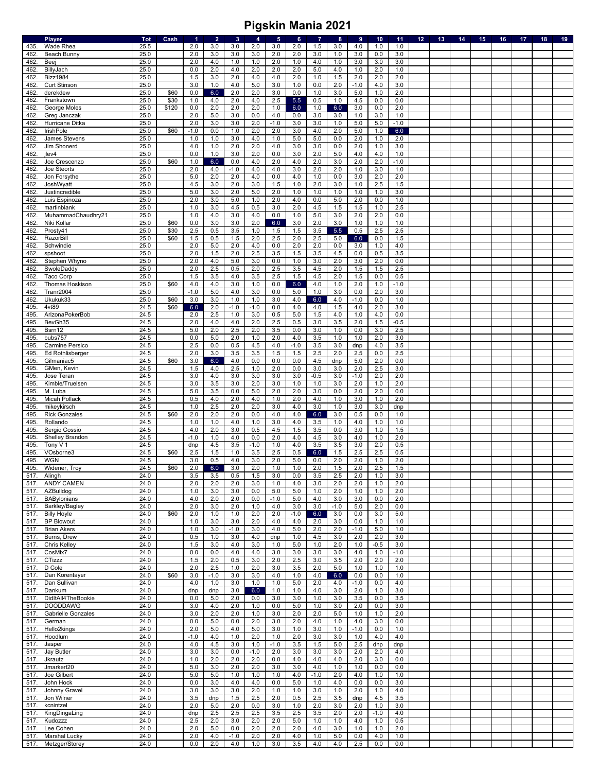# Pigskin Mania 2021

| | Player | Tot | Cash | 1 | 2 | 3 | 4 | 5 | 6 | 7 | 8 | 9 | 10 | 11 | 12 | 13 | 14 | 15 | 16 | 17 | 18 | 19 |
|---|---|---|---|---|---|---|---|---|---|---|---|---|---|---|---|---|---|---|---|---|---|---|
| 435. | Wade Rhea | 25.5 | | 2.0 | 3.0 | 3.0 | 2.0 | 3.0 | 2.0 | 1.5 | 3.0 | 4.0 | 1.0 | 1.0 | | | | | | | | |
| 462. | Beach Bunny | 25.0 | | 2.0 | 3.0 | 3.0 | 3.0 | 2.0 | 2.0 | 3.0 | 1.0 | 3.0 | 0.0 | 3.0 | | | | | | | | |
| 462. | Beej | 25.0 | | 2.0 | 4.0 | 1.0 | 1.0 | 2.0 | 1.0 | 4.0 | 1.0 | 3.0 | 3.0 | 3.0 | | | | | | | | |
| 462. | BillyJach | 25.0 | | 0.0 | 2.0 | 4.0 | 2.0 | 2.0 | 2.0 | 5.0 | 4.0 | 1.0 | 2.0 | 1.0 | | | | | | | | |
| 462. | Bizz1984 | 25.0 | | 1.5 | 3.0 | 2.0 | 4.0 | 4.0 | 2.0 | 1.0 | 1.5 | 2.0 | 2.0 | 2.0 | | | | | | | | |
| 462. | Curt Stinson | 25.0 | | 3.0 | 1.0 | 4.0 | 5.0 | 3.0 | 1.0 | 0.0 | 2.0 | -1.0 | 4.0 | 3.0 | | | | | | | | |
| 462. | derekdew | 25.0 | $60 | 0.0 | 6.0 | 2.0 | 2.0 | 3.0 | 0.0 | 1.0 | 3.0 | 5.0 | 1.0 | 2.0 | | | | | | | | |
| 462. | Frankstown | 25.0 | $30 | 1.0 | 4.0 | 2.0 | 4.0 | 2.5 | 5.5 | 0.5 | 1.0 | 4.5 | 0.0 | 0.0 | | | | | | | | |
| 462. | George Moles | 25.0 | $120 | 0.0 | 2.0 | 2.0 | 2.0 | 1.0 | 6.0 | 1.0 | 6.0 | 3.0 | 0.0 | 2.0 | | | | | | | | |
| 462. | Greg Janczak | 25.0 | | 2.0 | 5.0 | 3.0 | 0.0 | 4.0 | 0.0 | 3.0 | 3.0 | 1.0 | 3.0 | 1.0 | | | | | | | | |
| 462. | Hurricane Ditka | 25.0 | | 2.0 | 3.0 | 3.0 | 2.0 | -1.0 | 3.0 | 3.0 | 1.0 | 5.0 | 5.0 | -1.0 | | | | | | | | |
| 462. | IrishPole | 25.0 | $60 | -1.0 | 0.0 | 1.0 | 2.0 | 2.0 | 3.0 | 4.0 | 2.0 | 5.0 | 1.0 | 6.0 | | | | | | | | |
| 462. | James Stevens | 25.0 | | 1.0 | 1.0 | 3.0 | 4.0 | 1.0 | 5.0 | 5.0 | 0.0 | 2.0 | 1.0 | 2.0 | | | | | | | | |
| 462. | Jim Shonerd | 25.0 | | 4.0 | 1.0 | 2.0 | 2.0 | 4.0 | 3.0 | 3.0 | 0.0 | 2.0 | 1.0 | 3.0 | | | | | | | | |
| 462. | jlev4 | 25.0 | | 0.0 | 1.0 | 3.0 | 2.0 | 0.0 | 3.0 | 2.0 | 5.0 | 4.0 | 4.0 | 1.0 | | | | | | | | |
| 462. | Joe Crescenzo | 25.0 | $60 | 1.0 | 6.0 | 0.0 | 4.0 | 2.0 | 4.0 | 2.0 | 3.0 | 2.0 | 2.0 | -1.0 | | | | | | | | |
| 462. | Joe Steorts | 25.0 | | 2.0 | 4.0 | -1.0 | 4.0 | 4.0 | 3.0 | 2.0 | 2.0 | 1.0 | 3.0 | 1.0 | | | | | | | | |
| 462. | Jon Forsythe | 25.0 | | 5.0 | 2.0 | 2.0 | 4.0 | 0.0 | 4.0 | 1.0 | 0.0 | 3.0 | 2.0 | 2.0 | | | | | | | | |
| 462. | JoshWyatt | 25.0 | | 4.5 | 3.0 | 2.0 | 3.0 | 1.5 | 1.0 | 2.0 | 3.0 | 1.0 | 2.5 | 1.5 | | | | | | | | |
| 462. | Justincredible | 25.0 | | 5.0 | 3.0 | 2.0 | 5.0 | 2.0 | 1.0 | 1.0 | 1.0 | 1.0 | 1.0 | 3.0 | | | | | | | | |
| 462. | Luis Espinoza | 25.0 | | 2.0 | 3.0 | 5.0 | 1.0 | 2.0 | 4.0 | 0.0 | 5.0 | 2.0 | 0.0 | 1.0 | | | | | | | | |
| 462. | martinblank | 25.0 | | 1.0 | 3.0 | 4.5 | 0.5 | 3.0 | 2.0 | 4.5 | 1.5 | 1.5 | 1.0 | 2.5 | | | | | | | | |
| 462. | MuhammadChaudhry21 | 25.0 | | 1.0 | 4.0 | 3.0 | 4.0 | 0.0 | 1.0 | 5.0 | 3.0 | 2.0 | 2.0 | 0.0 | | | | | | | | |
| 462. | Niki Kollar | 25.0 | $60 | 0.0 | 3.0 | 3.0 | 2.0 | 6.0 | 3.0 | 2.0 | 3.0 | 1.0 | 1.0 | 1.0 | | | | | | | | |
| 462. | Prosty41 | 25.0 | $30 | 2.5 | 0.5 | 3.5 | 1.0 | 1.5 | 1.5 | 3.5 | 5.5 | 0.5 | 2.5 | 2.5 | | | | | | | | |
| 462. | RazorBill | 25.0 | $60 | 1.5 | 0.5 | 1.5 | 2.0 | 2.5 | 2.0 | 2.5 | 5.0 | 6.0 | 0.0 | 1.5 | | | | | | | | |
| 462. | Schwindie | 25.0 | | 2.0 | 5.0 | 2.0 | 4.0 | 0.0 | 2.0 | 2.0 | 0.0 | 3.0 | 1.0 | 4.0 | | | | | | | | |
| 462. | spshoot | 25.0 | | 2.0 | 1.5 | 2.0 | 2.5 | 3.5 | 1.5 | 3.5 | 4.5 | 0.0 | 0.5 | 3.5 | | | | | | | | |
| 462. | Stephen Whyno | 25.0 | | 2.0 | 4.0 | 5.0 | 3.0 | 0.0 | 1.0 | 3.0 | 2.0 | 3.0 | 2.0 | 0.0 | | | | | | | | |
| 462. | SwoleDaddy | 25.0 | | 2.0 | 2.5 | 0.5 | 2.0 | 2.5 | 3.5 | 4.5 | 2.0 | 1.5 | 1.5 | 2.5 | | | | | | | | |
| 462. | Taco Corp | 25.0 | | 1.5 | 3.5 | 4.0 | 3.5 | 2.5 | 1.5 | 4.5 | 2.0 | 1.5 | 0.0 | 0.5 | | | | | | | | |
| 462. | Thomas Hoskison | 25.0 | $60 | 4.0 | 4.0 | 3.0 | 1.0 | 0.0 | 6.0 | 4.0 | 1.0 | 2.0 | 1.0 | -1.0 | | | | | | | | |
| 462. | Tranr2004 | 25.0 | | -1.0 | 5.0 | 4.0 | 3.0 | 0.0 | 5.0 | 1.0 | 3.0 | 0.0 | 2.0 | 3.0 | | | | | | | | |
| 462. | Ukukuk33 | 25.0 | $60 | 3.0 | 3.0 | 1.0 | 1.0 | 3.0 | 4.0 | 6.0 | 4.0 | -1.0 | 0.0 | 1.0 | | | | | | | | |
| 495. | 4vt89 | 24.5 | $60 | 6.0 | 2.0 | -1.0 | -1.0 | 0.0 | 4.0 | 4.0 | 1.5 | 4.0 | 2.0 | 3.0 | | | | | | | | |
| 495. | ArizonaPokerBob | 24.5 | | 2.0 | 2.5 | 1.0 | 3.0 | 0.5 | 5.0 | 1.5 | 4.0 | 1.0 | 4.0 | 0.0 | | | | | | | | |
| 495. | BevGh35 | 24.5 | | 2.0 | 4.0 | 4.0 | 2.0 | 2.5 | 0.5 | 3.0 | 3.5 | 2.0 | 1.5 | -0.5 | | | | | | | | |
| 495. | Bsrn12 | 24.5 | | 5.0 | 2.0 | 2.5 | 2.0 | 3.5 | 0.0 | 3.0 | 1.0 | 0.0 | 3.0 | 2.5 | | | | | | | | |
| 495. | bubs757 | 24.5 | | 0.0 | 5.0 | 2.0 | 1.0 | 2.0 | 4.0 | 3.5 | 1.0 | 1.0 | 2.0 | 3.0 | | | | | | | | |
| 495. | Carmine Persico | 24.5 | | 2.5 | 0.0 | 0.5 | 4.5 | 4.0 | -1.0 | 3.5 | 3.0 | dnp | 4.0 | 3.5 | | | | | | | | |
| 495. | Ed Rothlisberger | 24.5 | | 2.0 | 3.0 | 3.5 | 3.5 | 1.5 | 1.5 | 2.5 | 2.0 | 2.5 | 0.0 | 2.5 | | | | | | | | |
| 495. | Gilmaniac5 | 24.5 | $60 | 3.0 | 6.0 | 4.0 | 0.0 | 0.0 | 0.0 | 4.5 | dnp | 5.0 | 2.0 | 0.0 | | | | | | | | |
| 495. | GMen, Kevin | 24.5 | | 1.5 | 4.0 | 2.5 | 1.0 | 2.0 | 0.0 | 3.0 | 3.0 | 2.0 | 2.5 | 3.0 | | | | | | | | |
| 495. | Jose Teran | 24.5 | | 3.0 | 4.0 | 3.0 | 3.0 | 3.0 | 3.0 | -0.5 | 3.0 | -1.0 | 2.0 | 2.0 | | | | | | | | |
| 495. | Kimble/Truelsen | 24.5 | | 3.0 | 3.5 | 3.0 | 2.0 | 3.0 | 1.0 | 1.0 | 3.0 | 2.0 | 1.0 | 2.0 | | | | | | | | |
| 495. | M. Luba | 24.5 | | 5.0 | 3.5 | 0.0 | 5.0 | 2.0 | 2.0 | 3.0 | 0.0 | 2.0 | 2.0 | 0.0 | | | | | | | | |
| 495. | Micah Pollack | 24.5 | | 0.5 | 4.0 | 2.0 | 4.0 | 1.0 | 2.0 | 4.0 | 1.0 | 3.0 | 1.0 | 2.0 | | | | | | | | |
| 495. | mikeykirsch | 24.5 | | 1.0 | 2.5 | 2.0 | 2.0 | 3.0 | 4.0 | 3.0 | 1.0 | 3.0 | 3.0 | dnp | | | | | | | | |
| 495. | Rick Gonzales | 24.5 | $60 | 2.0 | 2.0 | 2.0 | 0.0 | 4.0 | 4.0 | 6.0 | 3.0 | 0.5 | 0.0 | 1.0 | | | | | | | | |
| 495. | Rollando | 24.5 | | 1.0 | 1.0 | 4.0 | 1.0 | 3.0 | 4.0 | 3.5 | 1.0 | 4.0 | 1.0 | 1.0 | | | | | | | | |
| 495. | Sergio Cossio | 24.5 | | 4.0 | 2.0 | 3.0 | 0.5 | 4.5 | 1.5 | 3.5 | 0.0 | 3.0 | 1.0 | 1.5 | | | | | | | | |
| 495. | Shelley Brandon | 24.5 | | -1.0 | 1.0 | 4.0 | 0.0 | 2.0 | 4.0 | 4.5 | 3.0 | 4.0 | 1.0 | 2.0 | | | | | | | | |
| 495. | Tony V 1 | 24.5 | | dnp | 4.5 | 3.5 | -1.0 | 1.0 | 4.0 | 3.5 | 3.5 | 3.0 | 2.0 | 0.5 | | | | | | | | |
| 495. | VOsborne3 | 24.5 | $60 | 2.5 | 1.5 | 1.0 | 3.5 | 2.5 | 0.5 | 6.0 | 1.5 | 2.5 | 2.5 | 0.5 | | | | | | | | |
| 495. | WGN | 24.5 | | 3.0 | 0.5 | 4.0 | 3.0 | 2.0 | 5.0 | 0.0 | 2.0 | 2.0 | 1.0 | 2.0 | | | | | | | | |
| 495. | Widener, Troy | 24.5 | $60 | 2.0 | 6.0 | 3.0 | 2.0 | 1.0 | 1.0 | 2.0 | 1.5 | 2.0 | 2.5 | 1.5 | | | | | | | | |
| 517. | Alingh | 24.0 | | 3.5 | 3.5 | 0.5 | 1.5 | 3.0 | 0.0 | 3.5 | 2.5 | 2.0 | 1.0 | 3.0 | | | | | | | | |
| 517. | ANDY CAMEN | 24.0 | | 2.0 | 2.0 | 2.0 | 3.0 | 1.0 | 4.0 | 3.0 | 2.0 | 2.0 | 1.0 | 2.0 | | | | | | | | |
| 517. | AZBulldog | 24.0 | | 1.0 | 3.0 | 3.0 | 0.0 | 5.0 | 5.0 | 1.0 | 2.0 | 1.0 | 1.0 | 2.0 | | | | | | | | |
| 517. | BABylonians | 24.0 | | 4.0 | 2.0 | 2.0 | 0.0 | -1.0 | 5.0 | 4.0 | 3.0 | 3.0 | 0.0 | 2.0 | | | | | | | | |
| 517. | Barkley/Bagley | 24.0 | | 2.0 | 3.0 | 2.0 | 1.0 | 4.0 | 3.0 | 3.0 | -1.0 | 5.0 | 2.0 | 0.0 | | | | | | | | |
| 517. | Billy Hoyle | 24.0 | $60 | 2.0 | 1.0 | 1.0 | 2.0 | 2.0 | -1.0 | 6.0 | 3.0 | 0.0 | 3.0 | 5.0 | | | | | | | | |
| 517. | BP Blowout | 24.0 | | 1.0 | 3.0 | 3.0 | 2.0 | 4.0 | 4.0 | 2.0 | 3.0 | 0.0 | 1.0 | 1.0 | | | | | | | | |
| 517. | Brian Akers | 24.0 | | 1.0 | 3.0 | -1.0 | 3.0 | 4.0 | 5.0 | 2.0 | 2.0 | -1.0 | 5.0 | 1.0 | | | | | | | | |
| 517. | Burns, Drew | 24.0 | | 0.5 | 1.0 | 3.0 | 4.0 | dnp | 1.0 | 4.5 | 3.0 | 2.0 | 2.0 | 3.0 | | | | | | | | |
| 517. | Chris Kelley | 24.0 | | 1.5 | 3.0 | 4.0 | 3.0 | 1.0 | 5.0 | 1.0 | 2.0 | 1.0 | -0.5 | 3.0 | | | | | | | | |
| 517. | CosMix7 | 24.0 | | 0.0 | 0.0 | 4.0 | 4.0 | 3.0 | 3.0 | 3.0 | 3.0 | 4.0 | 1.0 | -1.0 | | | | | | | | |
| 517. | CTizzz | 24.0 | | 1.5 | 2.0 | 0.5 | 3.0 | 2.0 | 2.5 | 3.0 | 3.5 | 2.0 | 2.0 | 2.0 | | | | | | | | |
| 517. | D Cole | 24.0 | | 2.0 | 2.5 | 1.0 | 2.0 | 3.0 | 3.5 | 2.0 | 5.0 | 1.0 | 1.0 | 1.0 | | | | | | | | |
| 517. | Dan Korentayer | 24.0 | $60 | 3.0 | -1.0 | 3.0 | 3.0 | 4.0 | 1.0 | 4.0 | 6.0 | 0.0 | 0.0 | 1.0 | | | | | | | | |
| 517. | Dan Sullivan | 24.0 | | 4.0 | 1.0 | 3.0 | 1.0 | 1.0 | 5.0 | 2.0 | 4.0 | -1.0 | 0.0 | 4.0 | | | | | | | | |
| 517. | Dankum | 24.0 | | dnp | dnp | 3.0 | 6.0 | 1.0 | 1.0 | 4.0 | 3.0 | 2.0 | 1.0 | 3.0 | | | | | | | | |
| 517. | DidItAll4TheBookie | 24.0 | | 0.0 | 5.0 | 2.0 | 0.0 | 3.0 | 3.0 | 1.0 | 3.0 | 3.5 | 0.0 | 3.5 | | | | | | | | |
| 517. | DOODDAWG | 24.0 | | 3.0 | 4.0 | 2.0 | 1.0 | 0.0 | 5.0 | 1.0 | 3.0 | 2.0 | 0.0 | 3.0 | | | | | | | | |
| 517. | Gabrielle Gonzales | 24.0 | | 3.0 | 2.0 | 2.0 | 1.0 | 3.0 | 2.0 | 2.0 | 5.0 | 1.0 | 1.0 | 2.0 | | | | | | | | |
| 517. | German | 24.0 | | 0.0 | 5.0 | 0.0 | 2.0 | 3.0 | 2.0 | 4.0 | 1.0 | 4.0 | 3.0 | 0.0 | | | | | | | | |
| 517. | Hello2kings | 24.0 | | 2.0 | 5.0 | 4.0 | 5.0 | 3.0 | 1.0 | 3.0 | 1.0 | -1.0 | 0.0 | 1.0 | | | | | | | | |
| 517. | Hoodlum | 24.0 | | -1.0 | 4.0 | 1.0 | 2.0 | 1.0 | 2.0 | 3.0 | 3.0 | 1.0 | 4.0 | 4.0 | | | | | | | | |
| 517. | Jasper | 24.0 | | 4.0 | 4.5 | 3.0 | 1.0 | -1.0 | 3.5 | 1.5 | 5.0 | 2.5 | dnp | dnp | | | | | | | | |
| 517. | Jay Butler | 24.0 | | 3.0 | 3.0 | 0.0 | -1.0 | 2.0 | 3.0 | 3.0 | 3.0 | 2.0 | 2.0 | 4.0 | | | | | | | | |
| 517. | Jkrautz | 24.0 | | 1.0 | 2.0 | 2.0 | 2.0 | 0.0 | 4.0 | 4.0 | 4.0 | 2.0 | 3.0 | 0.0 | | | | | | | | |
| 517. | Jmarkert20 | 24.0 | | 5.0 | 3.0 | 2.0 | 2.0 | 3.0 | 3.0 | 4.0 | 1.0 | 1.0 | 0.0 | 0.0 | | | | | | | | |
| 517. | Joe Gilbert | 24.0 | | 5.0 | 5.0 | 1.0 | 1.0 | 1.0 | 4.0 | -1.0 | 2.0 | 4.0 | 1.0 | 1.0 | | | | | | | | |
| 517. | John Hock | 24.0 | | 0.0 | 3.0 | 4.0 | 4.0 | 0.0 | 5.0 | 1.0 | 4.0 | 0.0 | 0.0 | 3.0 | | | | | | | | |
| 517. | Johnny Gravel | 24.0 | | 3.0 | 3.0 | 3.0 | 2.0 | 1.0 | 1.0 | 3.0 | 1.0 | 2.0 | 1.0 | 4.0 | | | | | | | | |
| 517. | Jon Wilner | 24.0 | | 3.5 | dnp | 1.5 | 2.5 | 2.0 | 0.5 | 2.5 | 3.5 | dnp | 4.5 | 3.5 | | | | | | | | |
| 517. | kcnintzel | 24.0 | | 2.0 | 5.0 | 2.0 | 0.0 | 3.0 | 1.0 | 2.0 | 3.0 | 2.0 | 1.0 | 3.0 | | | | | | | | |
| 517. | KingDingaLing | 24.0 | | dnp | 2.5 | 2.5 | 2.5 | 3.5 | 2.5 | 3.5 | 2.0 | 2.0 | -1.0 | 4.0 | | | | | | | | |
| 517. | Kudozzz | 24.0 | | 2.5 | 2.0 | 3.0 | 2.0 | 2.0 | 5.0 | 1.0 | 1.0 | 4.0 | 1.0 | 0.5 | | | | | | | | |
| 517. | Lee Cohen | 24.0 | | 2.0 | 5.0 | 0.0 | 2.0 | 2.0 | 2.0 | 4.0 | 3.0 | 1.0 | 1.0 | 2.0 | | | | | | | | |
| 517. | Marshal Lucky | 24.0 | | 2.0 | 4.0 | -1.0 | 2.0 | 2.0 | 4.0 | 1.0 | 5.0 | 0.0 | 4.0 | 1.0 | | | | | | | | |
| 517. | Metzger/Storey | 24.0 | | 0.0 | 2.0 | 4.0 | 1.0 | 3.0 | 3.5 | 4.0 | 4.0 | 2.5 | 0.0 | 0.0 | | | | | | | | |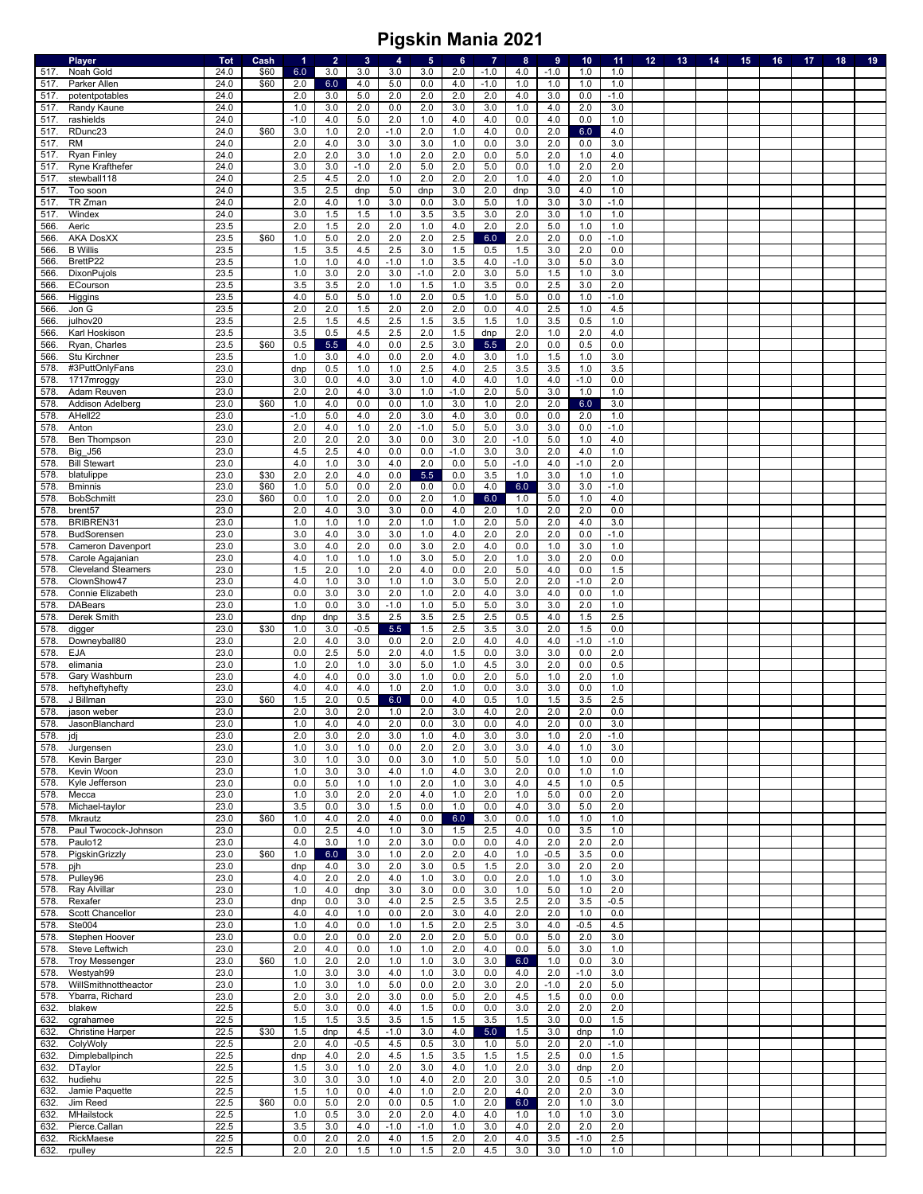# Pigskin Mania 2021

| | Player | Tot | Cash | 1 | 2 | 3 | 4 | 5 | 6 | 7 | 8 | 9 | 10 | 11 | 12 | 13 | 14 | 15 | 16 | 17 | 18 | 19 |
|---|---|---|---|---|---|---|---|---|---|---|---|---|---|---|---|---|---|---|---|---|---|---|
| 517. | Noah Gold | 24.0 | $60 | 6.0 | 3.0 | 3.0 | 3.0 | 3.0 | 2.0 | -1.0 | 4.0 | -1.0 | 1.0 | 1.0 | | | | | | | | |
| 517. | Parker Allen | 24.0 | $60 | 2.0 | 6.0 | 4.0 | 5.0 | 0.0 | 4.0 | -1.0 | 1.0 | 1.0 | 1.0 | 1.0 | | | | | | | | |
| 517. | potentpotables | 24.0 | | 2.0 | 3.0 | 5.0 | 2.0 | 2.0 | 2.0 | 2.0 | 4.0 | 3.0 | 0.0 | -1.0 | | | | | | | | |
| 517. | Randy Kaune | 24.0 | | 1.0 | 3.0 | 2.0 | 0.0 | 2.0 | 3.0 | 3.0 | 1.0 | 4.0 | 2.0 | 3.0 | | | | | | | | |
| 517. | rashields | 24.0 | | -1.0 | 4.0 | 5.0 | 2.0 | 1.0 | 4.0 | 4.0 | 0.0 | 4.0 | 0.0 | 1.0 | | | | | | | | |
| 517. | RDunc23 | 24.0 | $60 | 3.0 | 1.0 | 2.0 | -1.0 | 2.0 | 1.0 | 4.0 | 0.0 | 2.0 | 6.0 | 4.0 | | | | | | | | |
| 517. | RM | 24.0 | | 2.0 | 4.0 | 3.0 | 3.0 | 3.0 | 1.0 | 0.0 | 3.0 | 2.0 | 0.0 | 3.0 | | | | | | | | |
| 517. | Ryan Finley | 24.0 | | 2.0 | 2.0 | 3.0 | 1.0 | 2.0 | 2.0 | 0.0 | 5.0 | 2.0 | 1.0 | 4.0 | | | | | | | | |
| 517. | Ryne Krafthefer | 24.0 | | 3.0 | 3.0 | -1.0 | 2.0 | 5.0 | 2.0 | 5.0 | 0.0 | 1.0 | 2.0 | 2.0 | | | | | | | | |
| 517. | stewball118 | 24.0 | | 2.5 | 4.5 | 2.0 | 1.0 | 2.0 | 2.0 | 2.0 | 1.0 | 4.0 | 2.0 | 1.0 | | | | | | | | |
| 517. | Too soon | 24.0 | | 3.5 | 2.5 | dnp | 5.0 | dnp | 3.0 | 2.0 | dnp | 3.0 | 4.0 | 1.0 | | | | | | | | |
| 517. | TR Zman | 24.0 | | 2.0 | 4.0 | 1.0 | 3.0 | 0.0 | 3.0 | 5.0 | 1.0 | 3.0 | 3.0 | -1.0 | | | | | | | | |
| 517. | Windex | 24.0 | | 3.0 | 1.5 | 1.5 | 1.0 | 3.5 | 3.5 | 3.0 | 2.0 | 3.0 | 1.0 | 1.0 | | | | | | | | |
| 566. | Aeric | 23.5 | | 2.0 | 1.5 | 2.0 | 2.0 | 1.0 | 4.0 | 2.0 | 2.0 | 5.0 | 1.0 | 1.0 | | | | | | | | |
| 566. | AKA DosXX | 23.5 | $60 | 1.0 | 5.0 | 2.0 | 2.0 | 2.0 | 2.5 | 6.0 | 2.0 | 2.0 | 0.0 | -1.0 | | | | | | | | |
| 566. | B Willis | 23.5 | | 1.5 | 3.5 | 4.5 | 2.5 | 3.0 | 1.5 | 0.5 | 1.5 | 3.0 | 2.0 | 0.0 | | | | | | | | |
| 566. | BrettP22 | 23.5 | | 1.0 | 1.0 | 4.0 | -1.0 | 1.0 | 3.5 | 4.0 | -1.0 | 3.0 | 5.0 | 3.0 | | | | | | | | |
| 566. | DixonPujols | 23.5 | | 1.0 | 3.0 | 2.0 | 3.0 | -1.0 | 2.0 | 3.0 | 5.0 | 1.5 | 1.0 | 3.0 | | | | | | | | |
| 566. | ECourson | 23.5 | | 3.5 | 3.5 | 2.0 | 1.0 | 1.5 | 1.0 | 3.5 | 0.0 | 2.5 | 3.0 | 2.0 | | | | | | | | |
| 566. | Higgins | 23.5 | | 4.0 | 5.0 | 5.0 | 1.0 | 2.0 | 0.5 | 1.0 | 5.0 | 0.0 | 1.0 | -1.0 | | | | | | | | |
| 566. | Jon G | 23.5 | | 2.0 | 2.0 | 1.5 | 2.0 | 2.0 | 2.0 | 0.0 | 4.0 | 2.5 | 1.0 | 4.5 | | | | | | | | |
| 566. | julhov20 | 23.5 | | 2.5 | 1.5 | 4.5 | 2.5 | 1.5 | 3.5 | 1.5 | 1.0 | 3.5 | 0.5 | 1.0 | | | | | | | | |
| 566. | Karl Hoskison | 23.5 | | 3.5 | 0.5 | 4.5 | 2.5 | 2.0 | 1.5 | dnp | 2.0 | 1.0 | 2.0 | 4.0 | | | | | | | | |
| 566. | Ryan, Charles | 23.5 | $60 | 0.5 | 5.5 | 4.0 | 0.0 | 2.5 | 3.0 | 5.5 | 2.0 | 0.0 | 0.5 | 0.0 | | | | | | | | |
| 566. | Stu Kirchner | 23.5 | | 1.0 | 3.0 | 4.0 | 0.0 | 2.0 | 4.0 | 3.0 | 1.0 | 1.5 | 1.0 | 3.0 | | | | | | | | |
| 578. | #3PuttOnlyFans | 23.0 | | dnp | 0.5 | 1.0 | 1.0 | 2.5 | 4.0 | 2.5 | 3.5 | 3.5 | 1.0 | 3.5 | | | | | | | | |
| 578. | 1717mroggy | 23.0 | | 3.0 | 0.0 | 4.0 | 3.0 | 1.0 | 4.0 | 4.0 | 1.0 | 4.0 | -1.0 | 0.0 | | | | | | | | |
| 578. | Adam Reuven | 23.0 | | 2.0 | 2.0 | 4.0 | 3.0 | 1.0 | -1.0 | 2.0 | 5.0 | 3.0 | 1.0 | 1.0 | | | | | | | | |
| 578. | Addison Adelberg | 23.0 | $60 | 1.0 | 4.0 | 0.0 | 0.0 | 1.0 | 3.0 | 1.0 | 2.0 | 2.0 | 6.0 | 3.0 | | | | | | | | |
| 578. | AHell22 | 23.0 | | -1.0 | 5.0 | 4.0 | 2.0 | 3.0 | 4.0 | 3.0 | 0.0 | 0.0 | 2.0 | 1.0 | | | | | | | | |
| 578. | Anton | 23.0 | | 2.0 | 4.0 | 1.0 | 2.0 | -1.0 | 5.0 | 5.0 | 3.0 | 3.0 | 0.0 | -1.0 | | | | | | | | |
| 578. | Ben Thompson | 23.0 | | 2.0 | 2.0 | 2.0 | 3.0 | 0.0 | 3.0 | 2.0 | -1.0 | 5.0 | 1.0 | 4.0 | | | | | | | | |
| 578. | Big_J56 | 23.0 | | 4.5 | 2.5 | 4.0 | 0.0 | 0.0 | -1.0 | 3.0 | 3.0 | 2.0 | 4.0 | 1.0 | | | | | | | | |
| 578. | Bill Stewart | 23.0 | | 4.0 | 1.0 | 3.0 | 4.0 | 2.0 | 0.0 | 5.0 | -1.0 | 4.0 | -1.0 | 2.0 | | | | | | | | |
| 578. | blatulippe | 23.0 | $30 | 2.0 | 2.0 | 4.0 | 0.0 | 5.5 | 0.0 | 3.5 | 1.0 | 3.0 | 1.0 | 1.0 | | | | | | | | |
| 578. | Bminnis | 23.0 | $60 | 1.0 | 5.0 | 0.0 | 2.0 | 0.0 | 0.0 | 4.0 | 6.0 | 3.0 | 3.0 | -1.0 | | | | | | | | |
| 578. | BobSchmitt | 23.0 | $60 | 0.0 | 1.0 | 2.0 | 0.0 | 2.0 | 1.0 | 6.0 | 1.0 | 5.0 | 1.0 | 4.0 | | | | | | | | |
| 578. | brent57 | 23.0 | | 2.0 | 4.0 | 3.0 | 3.0 | 0.0 | 4.0 | 2.0 | 1.0 | 2.0 | 2.0 | 0.0 | | | | | | | | |
| 578. | BRIBREN31 | 23.0 | | 1.0 | 1.0 | 1.0 | 2.0 | 1.0 | 1.0 | 2.0 | 5.0 | 2.0 | 4.0 | 3.0 | | | | | | | | |
| 578. | BudSorensen | 23.0 | | 3.0 | 4.0 | 3.0 | 3.0 | 1.0 | 4.0 | 2.0 | 2.0 | 2.0 | 0.0 | -1.0 | | | | | | | | |
| 578. | Cameron Davenport | 23.0 | | 3.0 | 4.0 | 2.0 | 0.0 | 3.0 | 2.0 | 4.0 | 0.0 | 1.0 | 3.0 | 1.0 | | | | | | | | |
| 578. | Carole Agajanian | 23.0 | | 4.0 | 1.0 | 1.0 | 1.0 | 3.0 | 5.0 | 2.0 | 1.0 | 3.0 | 2.0 | 0.0 | | | | | | | | |
| 578. | Cleveland Steamers | 23.0 | | 1.5 | 2.0 | 1.0 | 2.0 | 4.0 | 0.0 | 2.0 | 5.0 | 4.0 | 0.0 | 1.5 | | | | | | | | |
| 578. | ClownShow47 | 23.0 | | 4.0 | 1.0 | 3.0 | 1.0 | 1.0 | 3.0 | 5.0 | 2.0 | 2.0 | -1.0 | 2.0 | | | | | | | | |
| 578. | Connie Elizabeth | 23.0 | | 0.0 | 3.0 | 3.0 | 2.0 | 1.0 | 2.0 | 4.0 | 3.0 | 4.0 | 0.0 | 1.0 | | | | | | | | |
| 578. | DABears | 23.0 | | 1.0 | 0.0 | 3.0 | -1.0 | 1.0 | 5.0 | 5.0 | 3.0 | 3.0 | 2.0 | 1.0 | | | | | | | | |
| 578. | Derek Smith | 23.0 | | dnp | dnp | 3.5 | 2.5 | 3.5 | 2.5 | 2.5 | 0.5 | 4.0 | 1.5 | 2.5 | | | | | | | | |
| 578. | digger | 23.0 | $30 | 1.0 | 3.0 | -0.5 | 5.5 | 1.5 | 2.5 | 3.5 | 3.0 | 2.0 | 1.5 | 0.0 | | | | | | | | |
| 578. | Downeyball80 | 23.0 | | 2.0 | 4.0 | 3.0 | 0.0 | 2.0 | 2.0 | 4.0 | 4.0 | 4.0 | -1.0 | -1.0 | | | | | | | | |
| 578. | EJA | 23.0 | | 0.0 | 2.5 | 5.0 | 2.0 | 4.0 | 1.5 | 0.0 | 3.0 | 3.0 | 0.0 | 2.0 | | | | | | | | |
| 578. | elimania | 23.0 | | 1.0 | 2.0 | 1.0 | 3.0 | 5.0 | 1.0 | 4.5 | 3.0 | 2.0 | 0.0 | 0.5 | | | | | | | | |
| 578. | Gary Washburn | 23.0 | | 4.0 | 4.0 | 0.0 | 3.0 | 1.0 | 0.0 | 2.0 | 5.0 | 1.0 | 2.0 | 1.0 | | | | | | | | |
| 578. | heftyheftyhefty | 23.0 | | 4.0 | 4.0 | 4.0 | 1.0 | 2.0 | 1.0 | 0.0 | 3.0 | 3.0 | 0.0 | 1.0 | | | | | | | | |
| 578. | J Billman | 23.0 | $60 | 1.5 | 2.0 | 0.5 | 6.0 | 0.0 | 4.0 | 0.5 | 1.0 | 1.5 | 3.5 | 2.5 | | | | | | | | |
| 578. | jason weber | 23.0 | | 2.0 | 3.0 | 2.0 | 1.0 | 2.0 | 3.0 | 4.0 | 2.0 | 2.0 | 2.0 | 0.0 | | | | | | | | |
| 578. | JasonBlanchard | 23.0 | | 1.0 | 4.0 | 4.0 | 2.0 | 0.0 | 3.0 | 0.0 | 4.0 | 2.0 | 0.0 | 3.0 | | | | | | | | |
| 578. | jdj | 23.0 | | 2.0 | 3.0 | 2.0 | 3.0 | 1.0 | 4.0 | 3.0 | 3.0 | 1.0 | 2.0 | -1.0 | | | | | | | | |
| 578. | Jurgensen | 23.0 | | 1.0 | 3.0 | 1.0 | 0.0 | 2.0 | 2.0 | 3.0 | 3.0 | 4.0 | 1.0 | 3.0 | | | | | | | | |
| 578. | Kevin Barger | 23.0 | | 3.0 | 1.0 | 3.0 | 0.0 | 3.0 | 1.0 | 5.0 | 5.0 | 1.0 | 1.0 | 0.0 | | | | | | | | |
| 578. | Kevin Woon | 23.0 | | 1.0 | 3.0 | 3.0 | 4.0 | 1.0 | 4.0 | 3.0 | 2.0 | 0.0 | 1.0 | 1.0 | | | | | | | | |
| 578. | Kyle Jefferson | 23.0 | | 0.0 | 5.0 | 1.0 | 1.0 | 2.0 | 1.0 | 3.0 | 4.0 | 4.5 | 1.0 | 0.5 | | | | | | | | |
| 578. | Mecca | 23.0 | | 1.0 | 3.0 | 2.0 | 2.0 | 4.0 | 1.0 | 2.0 | 1.0 | 5.0 | 0.0 | 2.0 | | | | | | | | |
| 578. | Michael-taylor | 23.0 | | 3.5 | 0.0 | 3.0 | 1.5 | 0.0 | 1.0 | 0.0 | 4.0 | 3.0 | 5.0 | 2.0 | | | | | | | | |
| 578. | Mkrautz | 23.0 | $60 | 1.0 | 4.0 | 2.0 | 4.0 | 0.0 | 6.0 | 3.0 | 0.0 | 1.0 | 1.0 | 1.0 | | | | | | | | |
| 578. | Paul Twocock-Johnson | 23.0 | | 0.0 | 2.5 | 4.0 | 1.0 | 3.0 | 1.5 | 2.5 | 4.0 | 0.0 | 3.5 | 1.0 | | | | | | | | |
| 578. | Paulo12 | 23.0 | | 4.0 | 3.0 | 1.0 | 2.0 | 3.0 | 0.0 | 0.0 | 4.0 | 2.0 | 2.0 | 2.0 | | | | | | | | |
| 578. | PigskinGrizzly | 23.0 | $60 | 1.0 | 6.0 | 3.0 | 1.0 | 2.0 | 2.0 | 4.0 | 1.0 | -0.5 | 3.5 | 0.0 | | | | | | | | |
| 578. | pjh | 23.0 | | dnp | 4.0 | 3.0 | 2.0 | 3.0 | 0.5 | 1.5 | 2.0 | 3.0 | 2.0 | 2.0 | | | | | | | | |
| 578. | Pulley96 | 23.0 | | 4.0 | 2.0 | 2.0 | 4.0 | 1.0 | 3.0 | 0.0 | 2.0 | 1.0 | 1.0 | 3.0 | | | | | | | | |
| 578. | Ray Alvillar | 23.0 | | 1.0 | 4.0 | dnp | 3.0 | 3.0 | 0.0 | 3.0 | 1.0 | 5.0 | 1.0 | 2.0 | | | | | | | | |
| 578. | Rexafer | 23.0 | | dnp | 0.0 | 3.0 | 4.0 | 2.5 | 2.5 | 3.5 | 2.5 | 2.0 | 3.5 | -0.5 | | | | | | | | |
| 578. | Scott Chancellor | 23.0 | | 4.0 | 4.0 | 1.0 | 0.0 | 2.0 | 3.0 | 4.0 | 2.0 | 2.0 | 1.0 | 0.0 | | | | | | | | |
| 578. | Ste004 | 23.0 | | 1.0 | 4.0 | 0.0 | 1.0 | 1.5 | 2.0 | 2.5 | 3.0 | 4.0 | -0.5 | 4.5 | | | | | | | | |
| 578. | Stephen Hoover | 23.0 | | 0.0 | 2.0 | 0.0 | 2.0 | 2.0 | 2.0 | 5.0 | 0.0 | 5.0 | 2.0 | 3.0 | | | | | | | | |
| 578. | Steve Leftwich | 23.0 | | 2.0 | 4.0 | 0.0 | 1.0 | 1.0 | 2.0 | 4.0 | 0.0 | 5.0 | 3.0 | 1.0 | | | | | | | | |
| 578. | Troy Messenger | 23.0 | $60 | 1.0 | 2.0 | 2.0 | 1.0 | 1.0 | 3.0 | 3.0 | 6.0 | 1.0 | 0.0 | 3.0 | | | | | | | | |
| 578. | Westyah99 | 23.0 | | 1.0 | 3.0 | 3.0 | 4.0 | 1.0 | 3.0 | 0.0 | 4.0 | 2.0 | -1.0 | 3.0 | | | | | | | | |
| 578. | WillSmithnottheactor | 23.0 | | 1.0 | 3.0 | 1.0 | 5.0 | 0.0 | 2.0 | 3.0 | 2.0 | -1.0 | 2.0 | 5.0 | | | | | | | | |
| 578. | Ybarra, Richard | 23.0 | | 2.0 | 3.0 | 2.0 | 3.0 | 0.0 | 5.0 | 2.0 | 4.5 | 1.5 | 0.0 | 0.0 | | | | | | | | |
| 632. | blakew | 22.5 | | 5.0 | 3.0 | 0.0 | 4.0 | 1.5 | 0.0 | 0.0 | 3.0 | 2.0 | 2.0 | 2.0 | | | | | | | | |
| 632. | cgrahamee | 22.5 | | 1.5 | 1.5 | 3.5 | 3.5 | 1.5 | 1.5 | 3.5 | 1.5 | 3.0 | 0.0 | 1.5 | | | | | | | | |
| 632. | Christine Harper | 22.5 | $30 | 1.5 | dnp | 4.5 | -1.0 | 3.0 | 4.0 | 5.0 | 1.5 | 3.0 | dnp | 1.0 | | | | | | | | |
| 632. | ColyWoly | 22.5 | | 2.0 | 4.0 | -0.5 | 4.5 | 0.5 | 3.0 | 1.0 | 5.0 | 2.0 | 2.0 | -1.0 | | | | | | | | |
| 632. | Dimpleballpinch | 22.5 | | dnp | 4.0 | 2.0 | 4.5 | 1.5 | 3.5 | 1.5 | 1.5 | 2.5 | 0.0 | 1.5 | | | | | | | | |
| 632. | DTaylor | 22.5 | | 1.5 | 3.0 | 1.0 | 2.0 | 3.0 | 4.0 | 1.0 | 2.0 | 3.0 | dnp | 2.0 | | | | | | | | |
| 632. | hudiehu | 22.5 | | 3.0 | 3.0 | 3.0 | 1.0 | 4.0 | 2.0 | 2.0 | 3.0 | 2.0 | 0.5 | -1.0 | | | | | | | | |
| 632. | Jamie Paquette | 22.5 | | 1.5 | 1.0 | 0.0 | 4.0 | 1.0 | 2.0 | 2.0 | 4.0 | 2.0 | 2.0 | 3.0 | | | | | | | | |
| 632. | Jim Reed | 22.5 | $60 | 0.0 | 5.0 | 2.0 | 0.0 | 0.5 | 1.0 | 2.0 | 6.0 | 2.0 | 1.0 | 3.0 | | | | | | | | |
| 632. | MHailstock | 22.5 | | 1.0 | 0.5 | 3.0 | 2.0 | 2.0 | 4.0 | 4.0 | 1.0 | 1.0 | 1.0 | 3.0 | | | | | | | | |
| 632. | Pierce.Callan | 22.5 | | 3.5 | 3.0 | 4.0 | -1.0 | -1.0 | 1.0 | 3.0 | 4.0 | 2.0 | 2.0 | 2.0 | | | | | | | | |
| 632. | RickMaese | 22.5 | | 0.0 | 2.0 | 2.0 | 4.0 | 1.5 | 2.0 | 2.0 | 4.0 | 3.5 | -1.0 | 2.5 | | | | | | | | |
| 632. | rpulley | 22.5 | | 2.0 | 2.0 | 1.5 | 1.0 | 1.5 | 2.0 | 4.5 | 3.0 | 3.0 | 1.0 | 1.0 | | | | | | | | |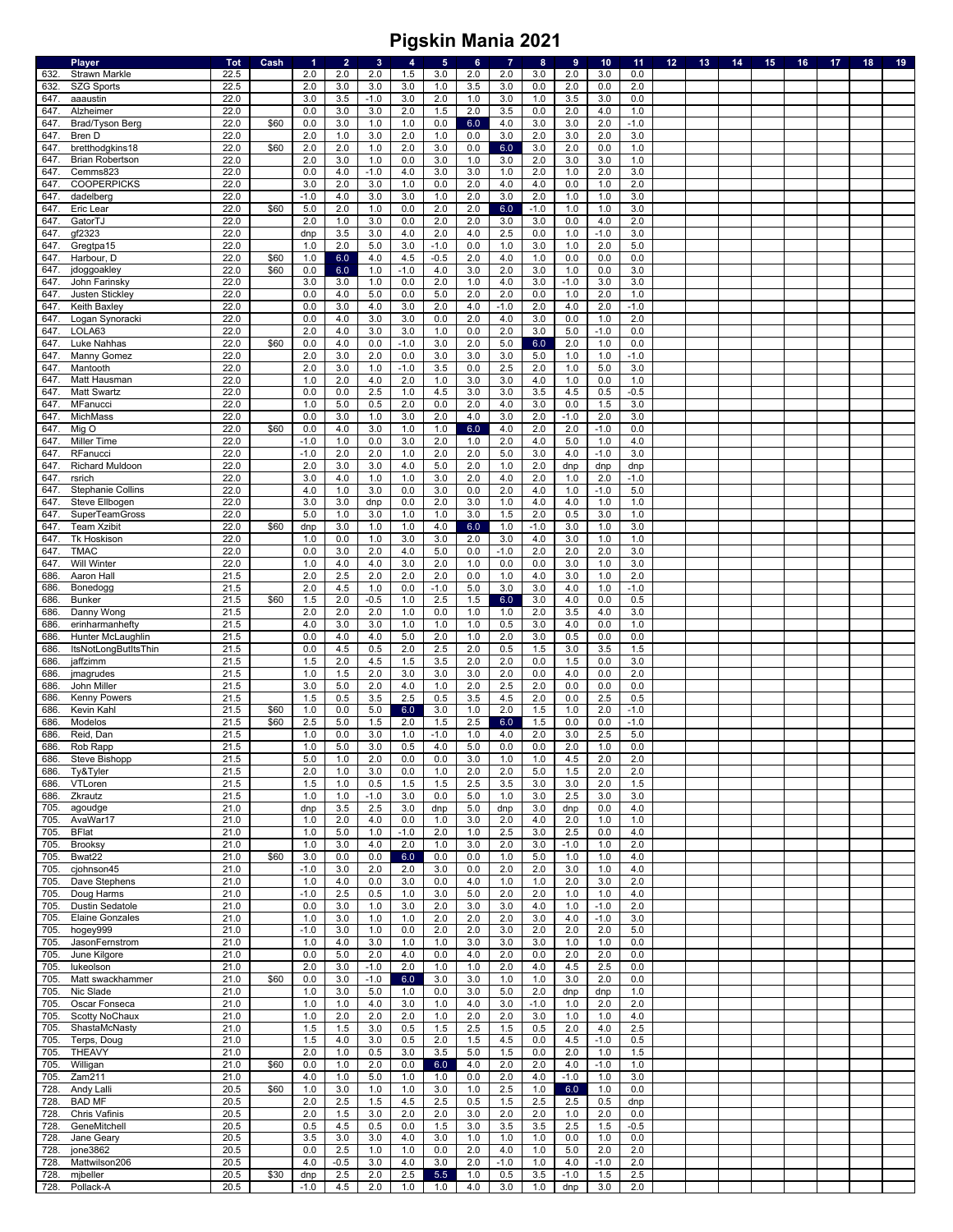# Pigskin Mania 2021

| | Player | Tot | Cash | 1 | 2 | 3 | 4 | 5 | 6 | 7 | 8 | 9 | 10 | 11 | 12 | 13 | 14 | 15 | 16 | 17 | 18 | 19 |
|---|---|---|---|---|---|---|---|---|---|---|---|---|---|---|---|---|---|---|---|---|---|---|
| 632. | Strawn Markle | 22.5 | | 2.0 | 2.0 | 2.0 | 1.5 | 3.0 | 2.0 | 2.0 | 3.0 | 2.0 | 3.0 | 0.0 | | | | | | | | |
| 632. | SZG Sports | 22.5 | | 2.0 | 3.0 | 3.0 | 3.0 | 1.0 | 3.5 | 3.0 | 0.0 | 2.0 | 0.0 | 2.0 | | | | | | | | |
| 647. | aaaustin | 22.0 | | 3.0 | 3.5 | -1.0 | 3.0 | 2.0 | 1.0 | 3.0 | 1.0 | 3.5 | 3.0 | 0.0 | | | | | | | | |
| 647. | Alzheimer | 22.0 | | 0.0 | 3.0 | 3.0 | 2.0 | 1.5 | 2.0 | 3.5 | 0.0 | 2.0 | 4.0 | 1.0 | | | | | | | | |
| 647. | Brad/Tyson Berg | 22.0 | $60 | 0.0 | 3.0 | 1.0 | 1.0 | 0.0 | 6.0 | 4.0 | 3.0 | 3.0 | 2.0 | -1.0 | | | | | | | | |
| 647. | Bren D | 22.0 | | 2.0 | 1.0 | 3.0 | 2.0 | 1.0 | 0.0 | 3.0 | 2.0 | 3.0 | 2.0 | 3.0 | | | | | | | | |
| 647. | bretthodgkins18 | 22.0 | $60 | 2.0 | 2.0 | 1.0 | 2.0 | 3.0 | 0.0 | 6.0 | 3.0 | 2.0 | 0.0 | 1.0 | | | | | | | | |
| 647. | Brian Robertson | 22.0 | | 2.0 | 3.0 | 1.0 | 0.0 | 3.0 | 1.0 | 3.0 | 2.0 | 3.0 | 3.0 | 1.0 | | | | | | | | |
| 647. | Cemms823 | 22.0 | | 0.0 | 4.0 | -1.0 | 4.0 | 3.0 | 3.0 | 1.0 | 2.0 | 1.0 | 2.0 | 3.0 | | | | | | | | |
| 647. | COOPERPICKS | 22.0 | | 3.0 | 2.0 | 3.0 | 1.0 | 0.0 | 2.0 | 4.0 | 4.0 | 0.0 | 1.0 | 2.0 | | | | | | | | |
| 647. | dadelberg | 22.0 | | -1.0 | 4.0 | 3.0 | 3.0 | 1.0 | 2.0 | 3.0 | 2.0 | 1.0 | 1.0 | 3.0 | | | | | | | | |
| 647. | Eric Lear | 22.0 | $60 | 5.0 | 2.0 | 1.0 | 0.0 | 2.0 | 2.0 | 6.0 | -1.0 | 1.0 | 1.0 | 3.0 | | | | | | | | |
| 647. | GatorTJ | 22.0 | | 2.0 | 1.0 | 3.0 | 0.0 | 2.0 | 2.0 | 3.0 | 3.0 | 0.0 | 4.0 | 2.0 | | | | | | | | |
| 647. | gf2323 | 22.0 | | dnp | 3.5 | 3.0 | 4.0 | 2.0 | 4.0 | 2.5 | 0.0 | 1.0 | -1.0 | 3.0 | | | | | | | | |
| 647. | Gregtpa15 | 22.0 | | 1.0 | 2.0 | 5.0 | 3.0 | -1.0 | 0.0 | 1.0 | 3.0 | 1.0 | 2.0 | 5.0 | | | | | | | | |
| 647. | Harbour, D | 22.0 | $60 | 1.0 | 6.0 | 4.0 | 4.5 | -0.5 | 2.0 | 4.0 | 1.0 | 0.0 | 0.0 | 0.0 | | | | | | | | |
| 647. | jdoggoakley | 22.0 | $60 | 0.0 | 6.0 | 1.0 | -1.0 | 4.0 | 3.0 | 2.0 | 3.0 | 1.0 | 0.0 | 3.0 | | | | | | | | |
| 647. | John Farinsky | 22.0 | | 3.0 | 3.0 | 1.0 | 0.0 | 2.0 | 1.0 | 4.0 | 3.0 | -1.0 | 3.0 | 3.0 | | | | | | | | |
| 647. | Justen Stickley | 22.0 | | 0.0 | 4.0 | 5.0 | 0.0 | 5.0 | 2.0 | 2.0 | 0.0 | 1.0 | 2.0 | 1.0 | | | | | | | | |
| 647. | Keith Baxley | 22.0 | | 0.0 | 3.0 | 4.0 | 3.0 | 2.0 | 4.0 | -1.0 | 2.0 | 4.0 | 2.0 | -1.0 | | | | | | | | |
| 647. | Logan Synoracki | 22.0 | | 0.0 | 4.0 | 3.0 | 3.0 | 0.0 | 2.0 | 4.0 | 3.0 | 0.0 | 1.0 | 2.0 | | | | | | | | |
| 647. | LOLA63 | 22.0 | | 2.0 | 4.0 | 3.0 | 3.0 | 1.0 | 0.0 | 2.0 | 3.0 | 5.0 | -1.0 | 0.0 | | | | | | | | |
| 647. | Luke Nahhas | 22.0 | $60 | 0.0 | 4.0 | 0.0 | -1.0 | 3.0 | 2.0 | 5.0 | 6.0 | 2.0 | 1.0 | 0.0 | | | | | | | | |
| 647. | Manny Gomez | 22.0 | | 2.0 | 3.0 | 2.0 | 0.0 | 3.0 | 3.0 | 3.0 | 5.0 | 1.0 | 1.0 | -1.0 | | | | | | | | |
| 647. | Mantooth | 22.0 | | 2.0 | 3.0 | 1.0 | -1.0 | 3.5 | 0.0 | 2.5 | 2.0 | 1.0 | 5.0 | 3.0 | | | | | | | | |
| 647. | Matt Hausman | 22.0 | | 1.0 | 2.0 | 4.0 | 2.0 | 1.0 | 3.0 | 3.0 | 4.0 | 1.0 | 0.0 | 1.0 | | | | | | | | |
| 647. | Matt Swartz | 22.0 | | 0.0 | 0.0 | 2.5 | 1.0 | 4.5 | 3.0 | 3.0 | 3.5 | 4.5 | 0.5 | -0.5 | | | | | | | | |
| 647. | MFanucci | 22.0 | | 1.0 | 5.0 | 0.5 | 2.0 | 0.0 | 2.0 | 4.0 | 3.0 | 0.0 | 1.5 | 3.0 | | | | | | | | |
| 647. | MichMass | 22.0 | | 0.0 | 3.0 | 1.0 | 3.0 | 2.0 | 4.0 | 3.0 | 2.0 | -1.0 | 2.0 | 3.0 | | | | | | | | |
| 647. | Mig O | 22.0 | $60 | 0.0 | 4.0 | 3.0 | 1.0 | 1.0 | 6.0 | 4.0 | 2.0 | 2.0 | -1.0 | 0.0 | | | | | | | | |
| 647. | Miller Time | 22.0 | | -1.0 | 1.0 | 0.0 | 3.0 | 2.0 | 1.0 | 2.0 | 4.0 | 5.0 | 1.0 | 4.0 | | | | | | | | |
| 647. | RFanucci | 22.0 | | -1.0 | 2.0 | 2.0 | 1.0 | 2.0 | 2.0 | 5.0 | 3.0 | 4.0 | -1.0 | 3.0 | | | | | | | | |
| 647. | Richard Muldoon | 22.0 | | 2.0 | 3.0 | 3.0 | 4.0 | 5.0 | 2.0 | 1.0 | 2.0 | dnp | dnp | dnp | | | | | | | | |
| 647. | rsrich | 22.0 | | 3.0 | 4.0 | 1.0 | 1.0 | 3.0 | 2.0 | 4.0 | 2.0 | 1.0 | 2.0 | -1.0 | | | | | | | | |
| 647. | Stephanie Collins | 22.0 | | 4.0 | 1.0 | 3.0 | 0.0 | 3.0 | 0.0 | 2.0 | 4.0 | 1.0 | -1.0 | 5.0 | | | | | | | | |
| 647. | Steve Ellbogen | 22.0 | | 3.0 | 3.0 | dnp | 0.0 | 2.0 | 3.0 | 1.0 | 4.0 | 4.0 | 1.0 | 1.0 | | | | | | | | |
| 647. | SuperTeamGross | 22.0 | | 5.0 | 1.0 | 3.0 | 1.0 | 1.0 | 3.0 | 1.5 | 2.0 | 0.5 | 3.0 | 1.0 | | | | | | | | |
| 647. | Team Xzibit | 22.0 | $60 | dnp | 3.0 | 1.0 | 1.0 | 4.0 | 6.0 | 1.0 | -1.0 | 3.0 | 1.0 | 3.0 | | | | | | | | |
| 647. | Tk Hoskison | 22.0 | | 1.0 | 0.0 | 1.0 | 3.0 | 3.0 | 2.0 | 3.0 | 4.0 | 3.0 | 1.0 | 1.0 | | | | | | | | |
| 647. | TMAC | 22.0 | | 0.0 | 3.0 | 2.0 | 4.0 | 5.0 | 0.0 | -1.0 | 2.0 | 2.0 | 2.0 | 3.0 | | | | | | | | |
| 647. | Will Winter | 22.0 | | 1.0 | 4.0 | 4.0 | 3.0 | 2.0 | 1.0 | 0.0 | 0.0 | 3.0 | 1.0 | 3.0 | | | | | | | | |
| 686. | Aaron Hall | 21.5 | | 2.0 | 2.5 | 2.0 | 2.0 | 2.0 | 0.0 | 1.0 | 4.0 | 3.0 | 1.0 | 2.0 | | | | | | | | |
| 686. | Bonedogg | 21.5 | | 2.0 | 4.5 | 1.0 | 0.0 | -1.0 | 5.0 | 3.0 | 3.0 | 4.0 | 1.0 | -1.0 | | | | | | | | |
| 686. | Bunker | 21.5 | $60 | 1.5 | 2.0 | -0.5 | 1.0 | 2.5 | 1.5 | 6.0 | 3.0 | 4.0 | 0.0 | 0.5 | | | | | | | | |
| 686. | Danny Wong | 21.5 | | 2.0 | 2.0 | 2.0 | 1.0 | 0.0 | 1.0 | 1.0 | 2.0 | 3.5 | 4.0 | 3.0 | | | | | | | | |
| 686. | erinharmanhefty | 21.5 | | 4.0 | 3.0 | 3.0 | 1.0 | 1.0 | 1.0 | 0.5 | 3.0 | 4.0 | 0.0 | 1.0 | | | | | | | | |
| 686. | Hunter McLaughlin | 21.5 | | 0.0 | 4.0 | 4.0 | 5.0 | 2.0 | 1.0 | 2.0 | 3.0 | 0.5 | 0.0 | 0.0 | | | | | | | | |
| 686. | ItsNotLongButItsThin | 21.5 | | 0.0 | 4.5 | 0.5 | 2.0 | 2.5 | 2.0 | 0.5 | 1.5 | 3.0 | 3.5 | 1.5 | | | | | | | | |
| 686. | jaffzimm | 21.5 | | 1.5 | 2.0 | 4.5 | 1.5 | 3.5 | 2.0 | 2.0 | 0.0 | 1.5 | 0.0 | 3.0 | | | | | | | | |
| 686. | jmagrudes | 21.5 | | 1.0 | 1.5 | 2.0 | 3.0 | 3.0 | 3.0 | 2.0 | 0.0 | 4.0 | 0.0 | 2.0 | | | | | | | | |
| 686. | John Miller | 21.5 | | 3.0 | 5.0 | 2.0 | 4.0 | 1.0 | 2.0 | 2.5 | 2.0 | 0.0 | 0.0 | 0.0 | | | | | | | | |
| 686. | Kenny Powers | 21.5 | | 1.5 | 0.5 | 3.5 | 2.5 | 0.5 | 3.5 | 4.5 | 2.0 | 0.0 | 2.5 | 0.5 | | | | | | | | |
| 686. | Kevin Kahl | 21.5 | $60 | 1.0 | 0.0 | 5.0 | 6.0 | 3.0 | 1.0 | 2.0 | 1.5 | 1.0 | 2.0 | -1.0 | | | | | | | | |
| 686. | Modelos | 21.5 | $60 | 2.5 | 5.0 | 1.5 | 2.0 | 1.5 | 2.5 | 6.0 | 1.5 | 0.0 | 0.0 | -1.0 | | | | | | | | |
| 686. | Reid, Dan | 21.5 | | 1.0 | 0.0 | 3.0 | 1.0 | -1.0 | 1.0 | 4.0 | 2.0 | 3.0 | 2.5 | 5.0 | | | | | | | | |
| 686. | Rob Rapp | 21.5 | | 1.0 | 5.0 | 3.0 | 0.5 | 4.0 | 5.0 | 0.0 | 0.0 | 2.0 | 1.0 | 0.0 | | | | | | | | |
| 686. | Steve Bishopp | 21.5 | | 5.0 | 1.0 | 2.0 | 0.0 | 0.0 | 3.0 | 1.0 | 1.0 | 4.5 | 2.0 | 2.0 | | | | | | | | |
| 686. | Ty&Tyler | 21.5 | | 2.0 | 1.0 | 3.0 | 0.0 | 1.0 | 2.0 | 2.0 | 5.0 | 1.5 | 2.0 | 2.0 | | | | | | | | |
| 686. | VTLoren | 21.5 | | 1.5 | 1.0 | 0.5 | 1.5 | 1.5 | 2.5 | 3.5 | 3.0 | 3.0 | 2.0 | 1.5 | | | | | | | | |
| 686. | Zkrautz | 21.5 | | 1.0 | 1.0 | -1.0 | 3.0 | 0.0 | 5.0 | 1.0 | 3.0 | 2.5 | 3.0 | 3.0 | | | | | | | | |
| 705. | agoudge | 21.0 | | dnp | 3.5 | 2.5 | 3.0 | dnp | 5.0 | dnp | 3.0 | dnp | 0.0 | 4.0 | | | | | | | | |
| 705. | AvaWar17 | 21.0 | | 1.0 | 2.0 | 4.0 | 0.0 | 1.0 | 3.0 | 2.0 | 4.0 | 2.0 | 1.0 | 1.0 | | | | | | | | |
| 705. | BFlat | 21.0 | | 1.0 | 5.0 | 1.0 | -1.0 | 2.0 | 1.0 | 2.5 | 3.0 | 2.5 | 0.0 | 4.0 | | | | | | | | |
| 705. | Brooksy | 21.0 | | 1.0 | 3.0 | 4.0 | 2.0 | 1.0 | 3.0 | 2.0 | 3.0 | -1.0 | 1.0 | 2.0 | | | | | | | | |
| 705. | Bwat22 | 21.0 | $60 | 3.0 | 0.0 | 0.0 | 6.0 | 0.0 | 0.0 | 1.0 | 5.0 | 1.0 | 1.0 | 4.0 | | | | | | | | |
| 705. | cjohnson45 | 21.0 | | -1.0 | 3.0 | 2.0 | 2.0 | 3.0 | 0.0 | 2.0 | 2.0 | 3.0 | 1.0 | 4.0 | | | | | | | | |
| 705. | Dave Stephens | 21.0 | | 1.0 | 4.0 | 0.0 | 3.0 | 0.0 | 4.0 | 1.0 | 1.0 | 2.0 | 3.0 | 2.0 | | | | | | | | |
| 705. | Doug Harms | 21.0 | | -1.0 | 2.5 | 0.5 | 1.0 | 3.0 | 5.0 | 2.0 | 2.0 | 1.0 | 1.0 | 4.0 | | | | | | | | |
| 705. | Dustin Sedatole | 21.0 | | 0.0 | 3.0 | 1.0 | 3.0 | 2.0 | 3.0 | 3.0 | 4.0 | 1.0 | -1.0 | 2.0 | | | | | | | | |
| 705. | Elaine Gonzales | 21.0 | | 1.0 | 3.0 | 1.0 | 1.0 | 2.0 | 2.0 | 2.0 | 3.0 | 4.0 | -1.0 | 3.0 | | | | | | | | |
| 705. | hogey999 | 21.0 | | -1.0 | 3.0 | 1.0 | 0.0 | 2.0 | 2.0 | 3.0 | 2.0 | 2.0 | 2.0 | 5.0 | | | | | | | | |
| 705. | JasonFernstrom | 21.0 | | 1.0 | 4.0 | 3.0 | 1.0 | 1.0 | 3.0 | 3.0 | 3.0 | 1.0 | 1.0 | 0.0 | | | | | | | | |
| 705. | June Kilgore | 21.0 | | 0.0 | 5.0 | 2.0 | 4.0 | 0.0 | 4.0 | 2.0 | 0.0 | 2.0 | 2.0 | 0.0 | | | | | | | | |
| 705. | lukeolson | 21.0 | | 2.0 | 3.0 | -1.0 | 2.0 | 1.0 | 1.0 | 2.0 | 4.0 | 4.5 | 2.5 | 0.0 | | | | | | | | |
| 705. | Matt swackhammer | 21.0 | $60 | 0.0 | 3.0 | -1.0 | 6.0 | 3.0 | 3.0 | 1.0 | 1.0 | 3.0 | 2.0 | 0.0 | | | | | | | | |
| 705. | Nic Slade | 21.0 | | 1.0 | 3.0 | 5.0 | 1.0 | 0.0 | 3.0 | 5.0 | 2.0 | dnp | dnp | 1.0 | | | | | | | | |
| 705. | Oscar Fonseca | 21.0 | | 1.0 | 1.0 | 4.0 | 3.0 | 1.0 | 4.0 | 3.0 | -1.0 | 1.0 | 2.0 | 2.0 | | | | | | | | |
| 705. | Scotty NoChaux | 21.0 | | 1.0 | 2.0 | 2.0 | 2.0 | 1.0 | 2.0 | 2.0 | 3.0 | 1.0 | 1.0 | 4.0 | | | | | | | | |
| 705. | ShastaMcNasty | 21.0 | | 1.5 | 1.5 | 3.0 | 0.5 | 1.5 | 2.5 | 1.5 | 0.5 | 2.0 | 4.0 | 2.5 | | | | | | | | |
| 705. | Terps, Doug | 21.0 | | 1.5 | 4.0 | 3.0 | 0.5 | 2.0 | 1.5 | 4.5 | 0.0 | 4.5 | -1.0 | 0.5 | | | | | | | | |
| 705. | THEAVY | 21.0 | | 2.0 | 1.0 | 0.5 | 3.0 | 3.5 | 5.0 | 1.5 | 0.0 | 2.0 | 1.0 | 1.5 | | | | | | | | |
| 705. | Willigan | 21.0 | $60 | 0.0 | 1.0 | 2.0 | 0.0 | 6.0 | 4.0 | 2.0 | 2.0 | 4.0 | -1.0 | 1.0 | | | | | | | | |
| 705. | Zam211 | 21.0 | | 4.0 | 1.0 | 5.0 | 1.0 | 1.0 | 0.0 | 2.0 | 4.0 | -1.0 | 1.0 | 3.0 | | | | | | | | |
| 728. | Andy Lalli | 20.5 | $60 | 1.0 | 3.0 | 1.0 | 1.0 | 3.0 | 1.0 | 2.5 | 1.0 | 6.0 | 1.0 | 0.0 | | | | | | | | |
| 728. | BAD MF | 20.5 | | 2.0 | 2.5 | 1.5 | 4.5 | 2.5 | 0.5 | 1.5 | 2.5 | 2.5 | 0.5 | dnp | | | | | | | | |
| 728. | Chris Vafinis | 20.5 | | 2.0 | 1.5 | 3.0 | 2.0 | 2.0 | 3.0 | 2.0 | 2.0 | 1.0 | 2.0 | 0.0 | | | | | | | | |
| 728. | GeneMitchell | 20.5 | | 0.5 | 4.5 | 0.5 | 0.0 | 1.5 | 3.0 | 3.5 | 3.5 | 2.5 | 1.5 | -0.5 | | | | | | | | |
| 728. | Jane Geary | 20.5 | | 3.5 | 3.0 | 3.0 | 4.0 | 3.0 | 1.0 | 1.0 | 1.0 | 0.0 | 1.0 | 0.0 | | | | | | | | |
| 728. | jone3862 | 20.5 | | 0.0 | 2.5 | 1.0 | 1.0 | 0.0 | 2.0 | 4.0 | 1.0 | 5.0 | 2.0 | 2.0 | | | | | | | | |
| 728. | Mattwilson206 | 20.5 | | 4.0 | -0.5 | 3.0 | 4.0 | 3.0 | 2.0 | -1.0 | 1.0 | 4.0 | -1.0 | 2.0 | | | | | | | | |
| 728. | mjbeller | 20.5 | $30 | dnp | 2.5 | 2.0 | 2.5 | 5.5 | 1.0 | 0.5 | 3.5 | -1.0 | 1.5 | 2.5 | | | | | | | | |
| 728. | Pollack-A | 20.5 | | -1.0 | 4.5 | 2.0 | 1.0 | 1.0 | 4.0 | 3.0 | 1.0 | dnp | 3.0 | 2.0 | | | | | | | | |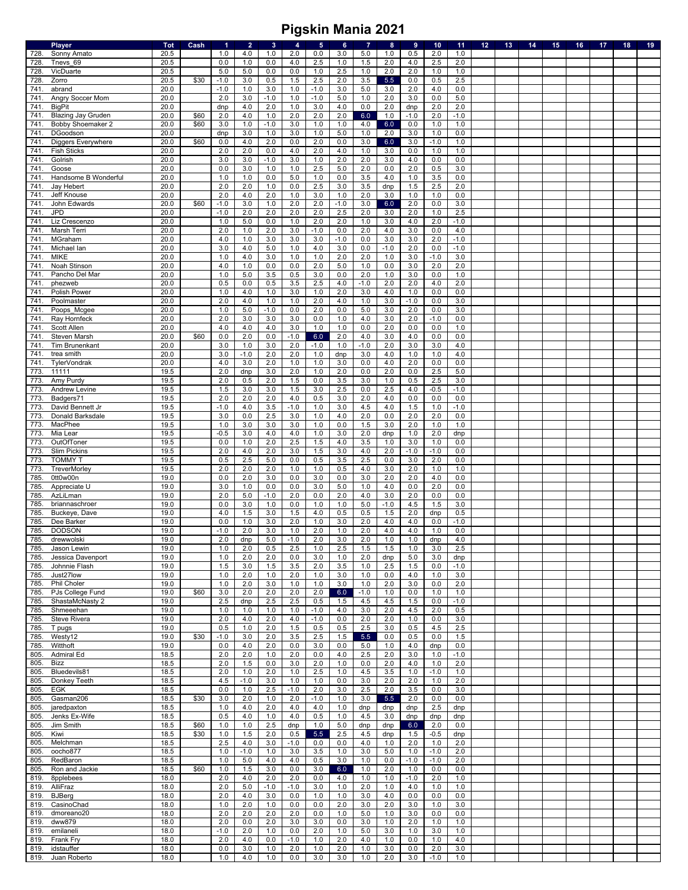# Pigskin Mania 2021

| | Player | Tot | Cash | 1 | 2 | 3 | 4 | 5 | 6 | 7 | 8 | 9 | 10 | 11 | 12 | 13 | 14 | 15 | 16 | 17 | 18 | 19 |
|---|---|---|---|---|---|---|---|---|---|---|---|---|---|---|---|---|---|---|---|---|---|---|
| 728. | Sonny Amato | 20.5 | | 1.0 | 4.0 | 1.0 | 2.0 | 0.0 | 3.0 | 5.0 | 1.0 | 0.5 | 2.0 | 1.0 | | | | | | | | |
| 728. | Tnevs_69 | 20.5 | | 0.0 | 1.0 | 0.0 | 4.0 | 2.5 | 1.0 | 1.5 | 2.0 | 4.0 | 2.5 | 2.0 | | | | | | | | |
| 728. | VicDuarte | 20.5 | | 5.0 | 5.0 | 0.0 | 0.0 | 1.0 | 2.5 | 1.0 | 2.0 | 2.0 | 1.0 | 1.0 | | | | | | | | |
| 728. | Zorro | 20.5 | $30 | -1.0 | 3.0 | 0.5 | 1.5 | 2.5 | 2.0 | 3.5 | 5.5 | 0.0 | 0.5 | 2.5 | | | | | | | | |
| 741. | abrand | 20.0 | | -1.0 | 1.0 | 3.0 | 1.0 | -1.0 | 3.0 | 5.0 | 3.0 | 2.0 | 4.0 | 0.0 | | | | | | | | |
| 741. | Angry Soccer Mom | 20.0 | | 2.0 | 3.0 | -1.0 | 1.0 | -1.0 | 5.0 | 1.0 | 2.0 | 3.0 | 0.0 | 5.0 | | | | | | | | |
| 741. | BigPit | 20.0 | | dnp | 4.0 | 2.0 | 1.0 | 3.0 | 4.0 | 0.0 | 2.0 | dnp | 2.0 | 2.0 | | | | | | | | |
| 741. | Blazing Jay Gruden | 20.0 | $60 | 2.0 | 4.0 | 1.0 | 2.0 | 2.0 | 2.0 | 6.0 | 1.0 | -1.0 | 2.0 | -1.0 | | | | | | | | |
| 741. | Bobby Shoemaker 2 | 20.0 | $60 | 3.0 | 1.0 | -1.0 | 3.0 | 1.0 | 1.0 | 4.0 | 6.0 | 0.0 | 1.0 | 1.0 | | | | | | | | |
| 741. | DGoodson | 20.0 | | dnp | 3.0 | 1.0 | 3.0 | 1.0 | 5.0 | 1.0 | 2.0 | 3.0 | 1.0 | 0.0 | | | | | | | | |
| 741. | Diggers Everywhere | 20.0 | $60 | 0.0 | 4.0 | 2.0 | 0.0 | 2.0 | 0.0 | 3.0 | 6.0 | 3.0 | -1.0 | 1.0 | | | | | | | | |
| 741. | Fish Sticks | 20.0 | | 2.0 | 2.0 | 0.0 | 4.0 | 2.0 | 4.0 | 1.0 | 3.0 | 0.0 | 1.0 | 1.0 | | | | | | | | |
| 741. | Golrish | 20.0 | | 3.0 | 3.0 | -1.0 | 3.0 | 1.0 | 2.0 | 2.0 | 3.0 | 4.0 | 0.0 | 0.0 | | | | | | | | |
| 741. | Goose | 20.0 | | 0.0 | 3.0 | 1.0 | 1.0 | 2.5 | 5.0 | 2.0 | 0.0 | 2.0 | 0.5 | 3.0 | | | | | | | | |
| 741. | Handsome B Wonderful | 20.0 | | 1.0 | 1.0 | 0.0 | 5.0 | 1.0 | 0.0 | 3.5 | 4.0 | 1.0 | 3.5 | 0.0 | | | | | | | | |
| 741. | Jay Hebert | 20.0 | | 2.0 | 2.0 | 1.0 | 0.0 | 2.5 | 3.0 | 3.5 | dnp | 1.5 | 2.5 | 2.0 | | | | | | | | |
| 741. | Jeff Knouse | 20.0 | | 2.0 | 4.0 | 2.0 | 1.0 | 3.0 | 1.0 | 2.0 | 3.0 | 1.0 | 1.0 | 0.0 | | | | | | | | |
| 741. | John Edwards | 20.0 | $60 | -1.0 | 3.0 | 1.0 | 2.0 | 2.0 | -1.0 | 3.0 | 6.0 | 2.0 | 0.0 | 3.0 | | | | | | | | |
| 741. | JPD | 20.0 | | -1.0 | 2.0 | 2.0 | 2.0 | 2.0 | 2.5 | 2.0 | 3.0 | 2.0 | 1.0 | 2.5 | | | | | | | | |
| 741. | Liz Crescenzo | 20.0 | | 1.0 | 5.0 | 0.0 | 1.0 | 2.0 | 2.0 | 1.0 | 3.0 | 4.0 | 2.0 | -1.0 | | | | | | | | |
| 741. | Marsh Terri | 20.0 | | 2.0 | 1.0 | 2.0 | 3.0 | -1.0 | 0.0 | 2.0 | 4.0 | 3.0 | 0.0 | 4.0 | | | | | | | | |
| 741. | MGraham | 20.0 | | 4.0 | 1.0 | 3.0 | 3.0 | 3.0 | -1.0 | 0.0 | 3.0 | 3.0 | 2.0 | -1.0 | | | | | | | | |
| 741. | Michael Ian | 20.0 | | 3.0 | 4.0 | 5.0 | 1.0 | 4.0 | 3.0 | 0.0 | -1.0 | 2.0 | 0.0 | -1.0 | | | | | | | | |
| 741. | MIKE | 20.0 | | 1.0 | 4.0 | 3.0 | 1.0 | 1.0 | 2.0 | 2.0 | 1.0 | 3.0 | -1.0 | 3.0 | | | | | | | | |
| 741. | Noah Stinson | 20.0 | | 4.0 | 1.0 | 0.0 | 0.0 | 2.0 | 5.0 | 1.0 | 0.0 | 3.0 | 2.0 | 2.0 | | | | | | | | |
| 741. | Pancho Del Mar | 20.0 | | 1.0 | 5.0 | 3.5 | 0.5 | 3.0 | 0.0 | 2.0 | 1.0 | 3.0 | 0.0 | 1.0 | | | | | | | | |
| 741. | phezweb | 20.0 | | 0.5 | 0.0 | 0.5 | 3.5 | 2.5 | 4.0 | -1.0 | 2.0 | 2.0 | 4.0 | 2.0 | | | | | | | | |
| 741. | Polish Power | 20.0 | | 1.0 | 4.0 | 1.0 | 3.0 | 1.0 | 2.0 | 3.0 | 4.0 | 1.0 | 0.0 | 0.0 | | | | | | | | |
| 741. | Poolmaster | 20.0 | | 2.0 | 4.0 | 1.0 | 1.0 | 2.0 | 4.0 | 1.0 | 3.0 | -1.0 | 0.0 | 3.0 | | | | | | | | |
| 741. | Poops_Mcgee | 20.0 | | 1.0 | 5.0 | -1.0 | 0.0 | 2.0 | 0.0 | 5.0 | 3.0 | 2.0 | 0.0 | 3.0 | | | | | | | | |
| 741. | Ray Hornfeck | 20.0 | | 2.0 | 3.0 | 3.0 | 3.0 | 0.0 | 1.0 | 4.0 | 3.0 | 2.0 | -1.0 | 0.0 | | | | | | | | |
| 741. | Scott Allen | 20.0 | | 4.0 | 4.0 | 4.0 | 3.0 | 1.0 | 1.0 | 0.0 | 2.0 | 0.0 | 0.0 | 1.0 | | | | | | | | |
| 741. | Steven Marsh | 20.0 | $60 | 0.0 | 2.0 | 0.0 | -1.0 | 6.0 | 2.0 | 4.0 | 3.0 | 4.0 | 0.0 | 0.0 | | | | | | | | |
| 741. | Tim Brunenkant | 20.0 | | 3.0 | 1.0 | 3.0 | 2.0 | -1.0 | 1.0 | -1.0 | 2.0 | 3.0 | 3.0 | 4.0 | | | | | | | | |
| 741. | trea smith | 20.0 | | 3.0 | -1.0 | 2.0 | 2.0 | 1.0 | dnp | 3.0 | 4.0 | 1.0 | 1.0 | 4.0 | | | | | | | | |
| 741. | TylerVondrak | 20.0 | | 4.0 | 3.0 | 2.0 | 1.0 | 1.0 | 3.0 | 0.0 | 4.0 | 2.0 | 0.0 | 0.0 | | | | | | | | |
| 773. | 11111 | 19.5 | | 2.0 | dnp | 3.0 | 2.0 | 1.0 | 2.0 | 0.0 | 2.0 | 0.0 | 2.5 | 5.0 | | | | | | | | |
| 773. | Amy Purdy | 19.5 | | 2.0 | 0.5 | 2.0 | 1.5 | 0.0 | 3.5 | 3.0 | 1.0 | 0.5 | 2.5 | 3.0 | | | | | | | | |
| 773. | Andrew Levine | 19.5 | | 1.5 | 3.0 | 3.0 | 1.5 | 3.0 | 2.5 | 0.0 | 2.5 | 4.0 | -0.5 | -1.0 | | | | | | | | |
| 773. | Badgers71 | 19.5 | | 2.0 | 2.0 | 2.0 | 4.0 | 0.5 | 3.0 | 2.0 | 4.0 | 0.0 | 0.0 | 0.0 | | | | | | | | |
| 773. | David Bennett Jr | 19.5 | | -1.0 | 4.0 | 3.5 | -1.0 | 1.0 | 3.0 | 4.5 | 4.0 | 1.5 | 1.0 | -1.0 | | | | | | | | |
| 773. | Donald Barksdale | 19.5 | | 3.0 | 0.0 | 2.5 | 3.0 | 1.0 | 4.0 | 2.0 | 0.0 | 2.0 | 2.0 | 0.0 | | | | | | | | |
| 773. | MacPhee | 19.5 | | 1.0 | 3.0 | 3.0 | 3.0 | 1.0 | 0.0 | 1.5 | 3.0 | 2.0 | 1.0 | 1.0 | | | | | | | | |
| 773. | Mia Lear | 19.5 | | -0.5 | 3.0 | 4.0 | 4.0 | 1.0 | 3.0 | 2.0 | dnp | 1.0 | 2.0 | dnp | | | | | | | | |
| 773. | OutOfToner | 19.5 | | 0.0 | 1.0 | 2.0 | 2.5 | 1.5 | 4.0 | 3.5 | 1.0 | 3.0 | 1.0 | 0.0 | | | | | | | | |
| 773. | Slim Pickins | 19.5 | | 2.0 | 4.0 | 2.0 | 3.0 | 1.5 | 3.0 | 4.0 | 2.0 | -1.0 | -1.0 | 0.0 | | | | | | | | |
| 773. | TOMMY T | 19.5 | | 0.5 | 2.5 | 5.0 | 0.0 | 0.5 | 3.5 | 2.5 | 0.0 | 3.0 | 2.0 | 0.0 | | | | | | | | |
| 773. | TreverMorley | 19.5 | | 2.0 | 2.0 | 2.0 | 1.0 | 1.0 | 0.5 | 4.0 | 3.0 | 2.0 | 1.0 | 1.0 | | | | | | | | |
| 785. | 0tt0w00n | 19.0 | | 0.0 | 2.0 | 3.0 | 0.0 | 3.0 | 0.0 | 3.0 | 2.0 | 2.0 | 4.0 | 0.0 | | | | | | | | |
| 785. | Appreciate U | 19.0 | | 3.0 | 1.0 | 0.0 | 0.0 | 3.0 | 5.0 | 1.0 | 4.0 | 0.0 | 2.0 | 0.0 | | | | | | | | |
| 785. | AzLiLman | 19.0 | | 2.0 | 5.0 | -1.0 | 2.0 | 0.0 | 2.0 | 4.0 | 3.0 | 2.0 | 0.0 | 0.0 | | | | | | | | |
| 785. | briannaschroer | 19.0 | | 0.0 | 3.0 | 1.0 | 0.0 | 1.0 | 1.0 | 5.0 | -1.0 | 4.5 | 1.5 | 3.0 | | | | | | | | |
| 785. | Buckeye, Dave | 19.0 | | 4.0 | 1.5 | 3.0 | 1.5 | 4.0 | 0.5 | 0.5 | 1.5 | 2.0 | dnp | 0.5 | | | | | | | | |
| 785. | Dee Barker | 19.0 | | 0.0 | 1.0 | 3.0 | 2.0 | 1.0 | 3.0 | 2.0 | 4.0 | 4.0 | 0.0 | -1.0 | | | | | | | | |
| 785. | DODSON | 19.0 | | -1.0 | 2.0 | 3.0 | 1.0 | 2.0 | 1.0 | 2.0 | 4.0 | 4.0 | 1.0 | 0.0 | | | | | | | | |
| 785. | drewwolski | 19.0 | | 2.0 | dnp | 5.0 | -1.0 | 2.0 | 3.0 | 2.0 | 1.0 | 1.0 | dnp | 4.0 | | | | | | | | |
| 785. | Jason Lewin | 19.0 | | 1.0 | 2.0 | 0.5 | 2.5 | 1.0 | 2.5 | 1.5 | 1.5 | 1.0 | 3.0 | 2.5 | | | | | | | | |
| 785. | Jessica Davenport | 19.0 | | 1.0 | 2.0 | 2.0 | 0.0 | 3.0 | 1.0 | 2.0 | dnp | 5.0 | 3.0 | dnp | | | | | | | | |
| 785. | Johnnie Flash | 19.0 | | 1.5 | 3.0 | 1.5 | 3.5 | 2.0 | 3.5 | 1.0 | 2.5 | 1.5 | 0.0 | -1.0 | | | | | | | | |
| 785. | Just27low | 19.0 | | 1.0 | 2.0 | 1.0 | 2.0 | 1.0 | 3.0 | 1.0 | 0.0 | 4.0 | 1.0 | 3.0 | | | | | | | | |
| 785. | Phil Choler | 19.0 | | 1.0 | 2.0 | 3.0 | 1.0 | 1.0 | 3.0 | 1.0 | 2.0 | 3.0 | 0.0 | 2.0 | | | | | | | | |
| 785. | PJs College Fund | 19.0 | $60 | 3.0 | 2.0 | 2.0 | 2.0 | 2.0 | 6.0 | -1.0 | 1.0 | 0.0 | 1.0 | 1.0 | | | | | | | | |
| 785. | ShastaMcNasty 2 | 19.0 | | 2.5 | dnp | 2.5 | 2.5 | 0.5 | 1.5 | 4.5 | 4.5 | 1.5 | 0.0 | -1.0 | | | | | | | | |
| 785. | Shmeeehan | 19.0 | | 1.0 | 1.0 | 1.0 | 1.0 | -1.0 | 4.0 | 3.0 | 2.0 | 4.5 | 2.0 | 0.5 | | | | | | | | |
| 785. | Steve Rivera | 19.0 | | 2.0 | 4.0 | 2.0 | 4.0 | -1.0 | 0.0 | 2.0 | 2.0 | 1.0 | 0.0 | 3.0 | | | | | | | | |
| 785. | T pugs | 19.0 | | 0.5 | 1.0 | 2.0 | 1.5 | 0.5 | 0.5 | 2.5 | 3.0 | 0.5 | 4.5 | 2.5 | | | | | | | | |
| 785. | Westy12 | 19.0 | $30 | -1.0 | 3.0 | 2.0 | 3.5 | 2.5 | 1.5 | 5.5 | 0.0 | 0.5 | 0.0 | 1.5 | | | | | | | | |
| 785. | Witthoft | 19.0 | | 0.0 | 4.0 | 2.0 | 0.0 | 3.0 | 0.0 | 5.0 | 1.0 | 4.0 | dnp | 0.0 | | | | | | | | |
| 805. | Admiral Ed | 18.5 | | 2.0 | 2.0 | 1.0 | 2.0 | 0.0 | 4.0 | 2.5 | 2.0 | 3.0 | 1.0 | -1.0 | | | | | | | | |
| 805. | Bizz | 18.5 | | 2.0 | 1.5 | 0.0 | 3.0 | 2.0 | 1.0 | 0.0 | 2.0 | 4.0 | 1.0 | 2.0 | | | | | | | | |
| 805. | Bluedevils81 | 18.5 | | 2.0 | 1.0 | 2.0 | 1.0 | 2.5 | 1.0 | 4.5 | 3.5 | 1.0 | -1.0 | 1.0 | | | | | | | | |
| 805. | Donkey Teeth | 18.5 | | 4.5 | -1.0 | 3.0 | 1.0 | 1.0 | 0.0 | 3.0 | 2.0 | 2.0 | 1.0 | 2.0 | | | | | | | | |
| 805. | EGK | 18.5 | | 0.0 | 1.0 | 2.5 | -1.0 | 2.0 | 3.0 | 2.5 | 2.0 | 3.5 | 0.0 | 3.0 | | | | | | | | |
| 805. | Gasman206 | 18.5 | $30 | 3.0 | 2.0 | 1.0 | 2.0 | -1.0 | 1.0 | 3.0 | 5.5 | 2.0 | 0.0 | 0.0 | | | | | | | | |
| 805. | jaredpaxton | 18.5 | | 1.0 | 4.0 | 2.0 | 4.0 | 4.0 | 1.0 | dnp | dnp | dnp | 2.5 | dnp | | | | | | | | |
| 805. | Jenks Ex-Wife | 18.5 | | 0.5 | 4.0 | 1.0 | 4.0 | 0.5 | 1.0 | 4.5 | 3.0 | dnp | dnp | dnp | | | | | | | | |
| 805. | Jim Smith | 18.5 | $60 | 1.0 | 1.0 | 2.5 | dnp | 1.0 | 5.0 | dnp | dnp | 6.0 | 2.0 | 0.0 | | | | | | | | |
| 805. | Kiwi | 18.5 | $30 | 1.0 | 1.5 | 2.0 | 0.5 | 5.5 | 2.5 | 4.5 | dnp | 1.5 | -0.5 | dnp | | | | | | | | |
| 805. | Melchman | 18.5 | | 2.5 | 4.0 | 3.0 | -1.0 | 0.0 | 0.0 | 4.0 | 1.0 | 2.0 | 1.0 | 2.0 | | | | | | | | |
| 805. | oocho877 | 18.5 | | 1.0 | -1.0 | 1.0 | 3.0 | 3.5 | 1.0 | 3.0 | 5.0 | 1.0 | -1.0 | 2.0 | | | | | | | | |
| 805. | RedBaron | 18.5 | | 1.0 | 5.0 | 4.0 | 4.0 | 0.5 | 3.0 | 1.0 | 0.0 | -1.0 | -1.0 | 2.0 | | | | | | | | |
| 805. | Ron and Jackie | 18.5 | $60 | 1.0 | 1.5 | 3.0 | 0.0 | 3.0 | 6.0 | 1.0 | 2.0 | 1.0 | 0.0 | 0.0 | | | | | | | | |
| 819. | 8pplebees | 18.0 | | 2.0 | 4.0 | 2.0 | 2.0 | 0.0 | 4.0 | 1.0 | 1.0 | -1.0 | 2.0 | 1.0 | | | | | | | | |
| 819. | AlliFraz | 18.0 | | 2.0 | 5.0 | -1.0 | -1.0 | 3.0 | 1.0 | 2.0 | 1.0 | 4.0 | 1.0 | 1.0 | | | | | | | | |
| 819. | BJBerg | 18.0 | | 2.0 | 4.0 | 3.0 | 0.0 | 1.0 | 1.0 | 3.0 | 4.0 | 0.0 | 0.0 | 0.0 | | | | | | | | |
| 819. | CasinoChad | 18.0 | | 1.0 | 2.0 | 1.0 | 0.0 | 0.0 | 2.0 | 3.0 | 2.0 | 3.0 | 1.0 | 3.0 | | | | | | | | |
| 819. | dmoreano20 | 18.0 | | 2.0 | 2.0 | 2.0 | 2.0 | 0.0 | 1.0 | 5.0 | 1.0 | 3.0 | 0.0 | 0.0 | | | | | | | | |
| 819. | dww879 | 18.0 | | 2.0 | 0.0 | 2.0 | 3.0 | 3.0 | 0.0 | 3.0 | 1.0 | 2.0 | 1.0 | 1.0 | | | | | | | | |
| 819. | emilaneli | 18.0 | | -1.0 | 2.0 | 1.0 | 0.0 | 2.0 | 1.0 | 5.0 | 3.0 | 1.0 | 3.0 | 1.0 | | | | | | | | |
| 819. | Frank Fry | 18.0 | | 2.0 | 4.0 | 0.0 | -1.0 | 1.0 | 2.0 | 4.0 | 1.0 | 0.0 | 1.0 | 4.0 | | | | | | | | |
| 819. | idstauffer | 18.0 | | 0.0 | 3.0 | 1.0 | 2.0 | 1.0 | 2.0 | 1.0 | 3.0 | 0.0 | 2.0 | 3.0 | | | | | | | | |
| 819. | Juan Roberto | 18.0 | | 1.0 | 4.0 | 1.0 | 0.0 | 3.0 | 3.0 | 1.0 | 2.0 | 3.0 | -1.0 | 1.0 | | | | | | | | |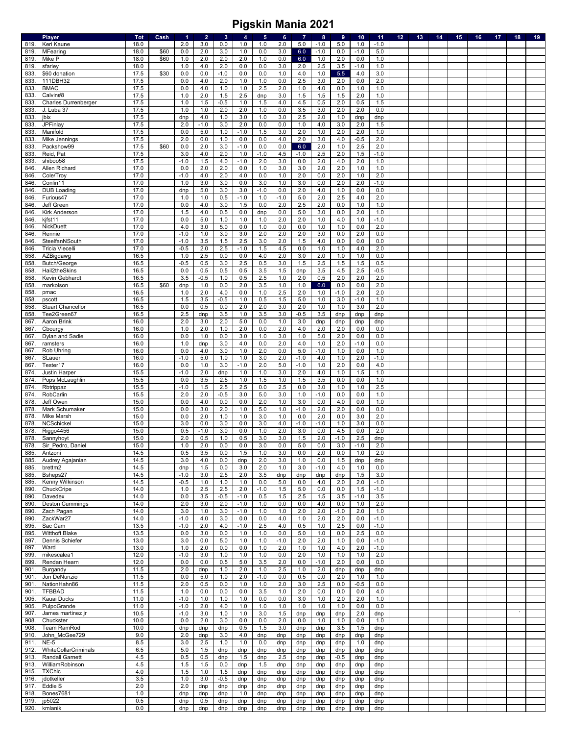# Pigskin Mania 2021

| | Player | Tot | Cash | 1 | 2 | 3 | 4 | 5 | 6 | 7 | 8 | 9 | 10 | 11 | 12 | 13 | 14 | 15 | 16 | 17 | 18 | 19 |
|---|---|---|---|---|---|---|---|---|---|---|---|---|---|---|---|---|---|---|---|---|---|---|
| 819. | Keri Kaune | 18.0 | | 2.0 | 3.0 | 0.0 | 1.0 | 1.0 | 2.0 | 5.0 | -1.0 | 5.0 | 1.0 | -1.0 | | | | | | | | |
| 819. | MFearing | 18.0 | $60 | 0.0 | 2.0 | 3.0 | 1.0 | 0.0 | 3.0 | 6.0 | -1.0 | 0.0 | -1.0 | 5.0 | | | | | | | | |
| 819. | Mike P | 18.0 | $60 | 1.0 | 2.0 | 2.0 | 2.0 | 1.0 | 0.0 | 6.0 | 1.0 | 2.0 | 0.0 | 1.0 | | | | | | | | |
| 819. | sfarley | 18.0 | | 1.0 | 4.0 | 2.0 | 0.0 | 0.0 | 3.0 | 2.0 | 2.5 | 3.5 | -1.0 | 1.0 | | | | | | | | |
| 833. | $60 donation | 17.5 | $30 | 0.0 | 0.0 | -1.0 | 0.0 | 0.0 | 1.0 | 4.0 | 1.0 | 5.5 | 4.0 | 3.0 | | | | | | | | |
| 833. | 111DBH32 | 17.5 | | 0.0 | 4.0 | 2.0 | 1.0 | 1.0 | 0.0 | 2.5 | 3.0 | 2.0 | 0.0 | 2.0 | | | | | | | | |
| 833. | BMAC | 17.5 | | 0.0 | 4.0 | 1.0 | 1.0 | 2.5 | 2.0 | 1.0 | 4.0 | 0.0 | 1.0 | 1.0 | | | | | | | | |
| 833. | Calvin#8 | 17.5 | | 1.0 | 2.0 | 1.5 | 2.5 | dnp | 3.0 | 1.5 | 1.5 | 1.5 | 2.0 | 1.0 | | | | | | | | |
| 833. | Charles Durrenberger | 17.5 | | 1.0 | 1.5 | -0.5 | 1.0 | 1.5 | 4.0 | 4.5 | 0.5 | 2.0 | 0.5 | 1.5 | | | | | | | | |
| 833. | J. Luba 37 | 17.5 | | 1.0 | 1.0 | 2.0 | 2.0 | 1.0 | 0.0 | 3.5 | 3.0 | 2.0 | 2.0 | 0.0 | | | | | | | | |
| 833. | jbix | 17.5 | | dnp | 4.0 | 1.0 | 3.0 | 1.0 | 3.0 | 2.5 | 2.0 | 1.0 | dnp | dnp | | | | | | | | |
| 833. | JPFinlay | 17.5 | | 2.0 | -1.0 | 3.0 | 2.0 | 0.0 | 0.0 | 1.0 | 4.0 | 3.0 | 2.0 | 1.5 | | | | | | | | |
| 833. | Manifold | 17.5 | | 0.0 | 5.0 | 1.0 | -1.0 | 1.5 | 3.0 | 2.0 | 1.0 | 2.0 | 2.0 | 1.0 | | | | | | | | |
| 833. | Mike Jennings | 17.5 | | 2.0 | 0.0 | 1.0 | 0.0 | 0.0 | 4.0 | 2.0 | 3.0 | 4.0 | -0.5 | 2.0 | | | | | | | | |
| 833. | Packshow99 | 17.5 | $60 | 0.0 | 2.0 | 3.0 | -1.0 | 0.0 | 0.0 | 6.0 | 2.0 | 1.0 | 2.5 | 2.0 | | | | | | | | |
| 833. | Reid, Pat | 17.5 | | 3.0 | 4.0 | 2.0 | 1.0 | -1.0 | 4.5 | -1.0 | 2.5 | 2.0 | 1.5 | -1.0 | | | | | | | | |
| 833. | shiboo58 | 17.5 | | -1.0 | 1.5 | 4.0 | -1.0 | 2.0 | 3.0 | 0.0 | 2.0 | 4.0 | 2.0 | 1.0 | | | | | | | | |
| 846. | Allen Richard | 17.0 | | 0.0 | 2.0 | 2.0 | 0.0 | 1.0 | 3.0 | 3.0 | 2.0 | 2.0 | 1.0 | 1.0 | | | | | | | | |
| 846. | Cole/Troy | 17.0 | | -1.0 | 4.0 | 2.0 | 4.0 | 0.0 | 1.0 | 2.0 | 0.0 | 2.0 | 1.0 | 2.0 | | | | | | | | |
| 846. | Conlin11 | 17.0 | | 1.0 | 3.0 | 3.0 | 0.0 | 3.0 | 1.0 | 3.0 | 0.0 | 2.0 | 2.0 | -1.0 | | | | | | | | |
| 846. | DUB Loading | 17.0 | | dnp | 5.0 | 3.0 | 3.0 | -1.0 | 0.0 | 2.0 | 4.0 | 1.0 | 0.0 | 0.0 | | | | | | | | |
| 846. | Furious47 | 17.0 | | 1.0 | 1.0 | 0.5 | -1.0 | 1.0 | -1.0 | 5.0 | 2.0 | 2.5 | 4.0 | 2.0 | | | | | | | | |
| 846. | Jeff Green | 17.0 | | 0.0 | 4.0 | 3.0 | 1.5 | 0.0 | 2.0 | 2.5 | 2.0 | 0.0 | 1.0 | 1.0 | | | | | | | | |
| 846. | Kirk Anderson | 17.0 | | 1.5 | 4.0 | 0.5 | 0.0 | dnp | 0.0 | 5.0 | 3.0 | 0.0 | 2.0 | 1.0 | | | | | | | | |
| 846. | kjfst11 | 17.0 | | 0.0 | 5.0 | 1.0 | 1.0 | 1.0 | 2.0 | 2.0 | 1.0 | 4.0 | 1.0 | -1.0 | | | | | | | | |
| 846. | NickDuett | 17.0 | | 4.0 | 3.0 | 5.0 | 0.0 | 1.0 | 0.0 | 0.0 | 1.0 | 1.0 | 0.0 | 2.0 | | | | | | | | |
| 846. | Rennie | 17.0 | | -1.0 | 1.0 | 3.0 | 3.0 | 2.0 | 2.0 | 2.0 | 3.0 | 0.0 | 2.0 | 0.0 | | | | | | | | |
| 846. | SteelfanNSouth | 17.0 | | -1.0 | 3.5 | 1.5 | 2.5 | 3.0 | 2.0 | 1.5 | 4.0 | 0.0 | 0.0 | 0.0 | | | | | | | | |
| 846. | Tricia Viecelli | 17.0 | | -0.5 | 2.0 | 2.5 | -1.0 | 1.5 | 4.5 | 0.0 | 1.0 | 1.0 | 4.0 | 2.0 | | | | | | | | |
| 858. | AZBigdawg | 16.5 | | 1.0 | 2.5 | 0.0 | 0.0 | 4.0 | 2.0 | 3.0 | 2.0 | 1.0 | 1.0 | 0.0 | | | | | | | | |
| 858. | Butch/George | 16.5 | | -0.5 | 0.5 | 3.0 | 2.5 | 0.5 | 3.0 | 1.5 | 2.5 | 1.5 | 1.5 | 0.5 | | | | | | | | |
| 858. | Hail2theSkins | 16.5 | | 0.0 | 0.5 | 0.5 | 0.5 | 3.5 | 1.5 | dnp | 3.5 | 4.5 | 2.5 | -0.5 | | | | | | | | |
| 858. | Kevin Gebhardt | 16.5 | | 3.5 | -0.5 | 1.0 | 0.5 | 2.5 | 1.0 | 2.0 | 0.5 | 2.0 | 2.0 | 2.0 | | | | | | | | |
| 858. | markolson | 16.5 | $60 | dnp | 1.0 | 0.0 | 2.0 | 3.5 | 1.0 | 1.0 | 6.0 | 0.0 | 0.0 | 2.0 | | | | | | | | |
| 858. | pmac | 16.5 | | 1.0 | 2.0 | 4.0 | 0.0 | 1.0 | 2.5 | 2.0 | 1.0 | -1.0 | 2.0 | 2.0 | | | | | | | | |
| 858. | pscott | 16.5 | | 1.5 | 3.5 | -0.5 | 1.0 | 0.5 | 1.5 | 5.0 | 1.0 | 3.0 | -1.0 | 1.0 | | | | | | | | |
| 858. | Stuart Chancellor | 16.5 | | 0.0 | 0.5 | 0.0 | 2.0 | 2.0 | 3.0 | 2.0 | 1.0 | 1.0 | 3.0 | 2.0 | | | | | | | | |
| 858. | Tee2Green67 | 16.5 | | 2.5 | dnp | 3.5 | 1.0 | 3.5 | 3.0 | -0.5 | 3.5 | dnp | dnp | dnp | | | | | | | | |
| 867. | Aaron Brink | 16.0 | | 2.0 | 3.0 | 2.0 | 5.0 | 0.0 | 1.0 | 3.0 | dnp | dnp | dnp | dnp | | | | | | | | |
| 867. | Cbourgy | 16.0 | | 1.0 | 2.0 | 1.0 | 2.0 | 0.0 | 2.0 | 4.0 | 2.0 | 2.0 | 0.0 | 0.0 | | | | | | | | |
| 867. | Dylan and Sadie | 16.0 | | 0.0 | 1.0 | 0.0 | 3.0 | 1.0 | 3.0 | 1.0 | 5.0 | 2.0 | 0.0 | 0.0 | | | | | | | | |
| 867. | ramsters | 16.0 | | 1.0 | dnp | 3.0 | 4.0 | 0.0 | 2.0 | 4.0 | 1.0 | 2.0 | -1.0 | 0.0 | | | | | | | | |
| 867. | Rob Uhring | 16.0 | | 0.0 | 4.0 | 3.0 | 1.0 | 2.0 | 0.0 | 5.0 | -1.0 | 1.0 | 0.0 | 1.0 | | | | | | | | |
| 867. | SLauer | 16.0 | | -1.0 | 5.0 | 1.0 | 1.0 | 3.0 | 2.0 | -1.0 | 4.0 | 1.0 | 2.0 | -1.0 | | | | | | | | |
| 867. | Tester17 | 16.0 | | 0.0 | 1.0 | 3.0 | -1.0 | 2.0 | 5.0 | -1.0 | 1.0 | 2.0 | 0.0 | 4.0 | | | | | | | | |
| 874. | Justin Harper | 15.5 | | -1.0 | 2.0 | dnp | 1.0 | 1.0 | 3.0 | 2.0 | 4.0 | 1.0 | 1.5 | 1.0 | | | | | | | | |
| 874. | Pops McLaughlin | 15.5 | | 0.0 | 3.5 | 2.5 | 1.0 | 1.5 | 1.0 | 1.5 | 3.5 | 0.0 | 0.0 | 1.0 | | | | | | | | |
| 874. | Rbtrippaz | 15.5 | | -1.0 | 1.5 | 2.5 | 2.5 | 0.0 | 2.5 | 0.0 | 3.0 | 1.0 | 1.0 | 2.5 | | | | | | | | |
| 874. | RobCarlin | 15.5 | | 2.0 | 2.0 | -0.5 | 3.0 | 5.0 | 3.0 | 1.0 | -1.0 | 0.0 | 0.0 | 1.0 | | | | | | | | |
| 878. | Jeff Owen | 15.0 | | 0.0 | 4.0 | 0.0 | 0.0 | 2.0 | 1.0 | 3.0 | 0.0 | 4.0 | 0.0 | 1.0 | | | | | | | | |
| 878. | Mark Schumaker | 15.0 | | 0.0 | 3.0 | 2.0 | 1.0 | 5.0 | 1.0 | -1.0 | 2.0 | 2.0 | 0.0 | 0.0 | | | | | | | | |
| 878. | Mike Marsh | 15.0 | | 0.0 | 2.0 | 1.0 | 1.0 | 3.0 | 1.0 | 0.0 | 2.0 | 0.0 | 3.0 | 2.0 | | | | | | | | |
| 878. | NCSchickel | 15.0 | | 3.0 | 0.0 | 3.0 | 0.0 | 3.0 | 4.0 | -1.0 | -1.0 | 1.0 | 3.0 | 0.0 | | | | | | | | |
| 878. | Riggo4456 | 15.0 | | 0.5 | -1.0 | 3.0 | 0.0 | 1.0 | 2.0 | 3.0 | 0.0 | 4.5 | 0.0 | 2.0 | | | | | | | | |
| 878. | Sannyhoyt | 15.0 | | 2.0 | 0.5 | 1.0 | 0.5 | 3.0 | 3.0 | 1.5 | 2.0 | -1.0 | 2.5 | dnp | | | | | | | | |
| 878. | Sir_Pedro, Daniel | 15.0 | | 1.0 | 2.0 | 0.0 | 0.0 | 3.0 | 0.0 | 5.0 | 0.0 | 3.0 | -1.0 | 2.0 | | | | | | | | |
| 885. | Antzoni | 14.5 | | 0.5 | 3.5 | 0.0 | 1.5 | 1.0 | 3.0 | 0.0 | 2.0 | 0.0 | 1.0 | 2.0 | | | | | | | | |
| 885. | Audrey Agajanian | 14.5 | | 3.0 | 4.0 | 0.0 | dnp | 2.0 | 3.0 | 1.0 | 0.0 | 1.5 | dnp | dnp | | | | | | | | |
| 885. | brettm2 | 14.5 | | dnp | 1.5 | 0.0 | 3.0 | 2.0 | 1.0 | 3.0 | -1.0 | 4.0 | 1.0 | 0.0 | | | | | | | | |
| 885. | Bsheps27 | 14.5 | | -1.0 | 3.0 | 2.5 | 2.0 | 3.5 | dnp | dnp | dnp | dnp | 1.5 | 3.0 | | | | | | | | |
| 885. | Kenny Wilkinson | 14.5 | | -0.5 | 1.0 | 1.0 | 1.0 | 0.0 | 5.0 | 0.0 | 4.0 | 2.0 | 2.0 | -1.0 | | | | | | | | |
| 890. | ChuckCripe | 14.0 | | 1.0 | 2.5 | 2.5 | 2.0 | -1.0 | 1.5 | 5.0 | 0.0 | 0.0 | 1.5 | -1.0 | | | | | | | | |
| 890. | Davedex | 14.0 | | 0.0 | 3.5 | -0.5 | -1.0 | 0.5 | 1.5 | 2.5 | 1.5 | 3.5 | -1.0 | 3.5 | | | | | | | | |
| 890. | Deston Cummings | 14.0 | | 2.0 | 3.0 | 2.0 | -1.0 | 1.0 | 0.0 | 0.0 | 4.0 | 0.0 | 1.0 | 2.0 | | | | | | | | |
| 890. | Zach Pagan | 14.0 | | 3.0 | 1.0 | 3.0 | -1.0 | 1.0 | 1.0 | 2.0 | 2.0 | -1.0 | 2.0 | 1.0 | | | | | | | | |
| 890. | ZackWar27 | 14.0 | | -1.0 | 4.0 | 3.0 | 0.0 | 0.0 | 4.0 | 1.0 | 2.0 | 2.0 | 0.0 | -1.0 | | | | | | | | |
| 895. | Sac Cam | 13.5 | | -1.0 | 2.0 | 4.0 | -1.0 | 2.5 | 4.0 | 0.5 | 1.0 | 2.5 | 0.0 | -1.0 | | | | | | | | |
| 895. | Witthoft Blake | 13.5 | | 0.0 | 3.0 | 0.0 | 1.0 | 1.0 | 0.0 | 5.0 | 1.0 | 0.0 | 2.5 | 0.0 | | | | | | | | |
| 897. | Dennis Schiefer | 13.0 | | 3.0 | 0.0 | 5.0 | 1.0 | 1.0 | -1.0 | 2.0 | 2.0 | 1.0 | 0.0 | -1.0 | | | | | | | | |
| 897. | Ward | 13.0 | | 1.0 | 2.0 | 0.0 | 0.0 | 1.0 | 2.0 | 1.0 | 1.0 | 4.0 | 2.0 | -1.0 | | | | | | | | |
| 899. | mikescalea1 | 12.0 | | -1.0 | 3.0 | 1.0 | 1.0 | 1.0 | 0.0 | 2.0 | 1.0 | 1.0 | 1.0 | 2.0 | | | | | | | | |
| 899. | Rendan Hearn | 12.0 | | 0.0 | 0.0 | 0.5 | 5.0 | 3.5 | 2.0 | 0.0 | -1.0 | 2.0 | 0.0 | 0.0 | | | | | | | | |
| 901. | Burgandy | 11.5 | | 2.0 | dnp | 1.0 | 2.0 | 1.0 | 2.5 | 1.0 | 2.0 | dnp | dnp | dnp | | | | | | | | |
| 901. | Jon DeNunzio | 11.5 | | 0.0 | 5.0 | 1.0 | 2.0 | -1.0 | 0.0 | 0.5 | 0.0 | 2.0 | 1.0 | 1.0 | | | | | | | | |
| 901. | NationHahn86 | 11.5 | | 2.0 | 0.5 | 0.0 | 1.0 | 1.0 | 2.0 | 3.0 | 2.5 | 0.0 | -0.5 | 0.0 | | | | | | | | |
| 901. | TFBBAD | 11.5 | | 1.0 | 0.0 | 0.0 | 0.0 | 3.5 | 1.0 | 2.0 | 0.0 | 0.0 | 0.0 | 4.0 | | | | | | | | |
| 905. | Kauai Ducks | 11.0 | | -1.0 | 1.0 | 1.0 | 1.0 | 0.0 | 0.0 | 3.0 | 1.0 | 2.0 | 2.0 | 1.0 | | | | | | | | |
| 905. | PulpoGrande | 11.0 | | -1.0 | 2.0 | 4.0 | 1.0 | 1.0 | 1.0 | 1.0 | 1.0 | 1.0 | 0.0 | 0.0 | | | | | | | | |
| 907. | James martinez jr | 10.5 | | -1.0 | 3.0 | 1.0 | 1.0 | 3.0 | 1.5 | dnp | dnp | dnp | 2.0 | dnp | | | | | | | ` | |
| 908. | Chuckster | 10.0 | | 0.0 | 2.0 | 3.0 | 0.0 | 0.0 | 2.0 | 0.0 | 1.0 | 1.0 | 0.0 | 1.0 | | | | | | | | |
| 908. | Team RamRod | 10.0 | | dnp | dnp | dnp | 0.5 | 1.5 | 3.0 | dnp | dnp | 3.5 | 1.5 | dnp | | | | | | | | |
| 910. | John_McGee729 | 9.0 | | 2.0 | dnp | 3.0 | 4.0 | dnp | dnp | dnp | dnp | dnp | dnp | dnp | | | | | | | | |
| 911. | NE-5 | 8.5 | | 3.0 | 2.5 | 1.0 | 1.0 | 0.0 | dnp | dnp | dnp | dnp | 1.0 | dnp | | | | | | | | |
| 912. | WhiteCollarCriminals | 6.5 | | 5.0 | 1.5 | dnp | dnp | dnp | dnp | dnp | dnp | dnp | dnp | dnp | | | | | | | | |
| 913. | Randall Garnett | 4.5 | | 0.5 | 0.5 | dnp | 1.5 | dnp | 2.5 | dnp | dnp | -0.5 | dnp | dnp | | | | | | | | |
| 913. | WilliamRobinson | 4.5 | | 1.5 | 1.5 | 0.0 | dnp | 1.5 | dnp | dnp | dnp | dnp | dnp | dnp | | | | | | | | |
| 915. | TXChic | 4.0 | | 1.5 | 1.0 | 1.5 | dnp | dnp | dnp | dnp | dnp | dnp | dnp | dnp | | | | | | | | |
| 916. | jdotkeller | 3.5 | | 1.0 | 3.0 | -0.5 | dnp | dnp | dnp | dnp | dnp | dnp | dnp | dnp | | | | | | | | |
| 917. | Eddie S | 2.0 | | 2.0 | dnp | dnp | dnp | dnp | dnp | dnp | dnp | dnp | dnp | dnp | | | | | | | | |
| 918. | Bones7681 | 1.0 | | dnp | dnp | dnp | 1.0 | dnp | dnp | dnp | dnp | dnp | dnp | dnp | | | | | | | | |
| 919. | jp5022 | 0.5 | | dnp | 0.5 | dnp | dnp | dnp | dnp | dnp | dnp | dnp | dnp | dnp | | | | | | | | |
| 920. | kmlanik | 0.0 | | dnp | dnp | dnp | dnp | dnp | dnp | dnp | dnp | dnp | dnp | dnp | | | | | | | | |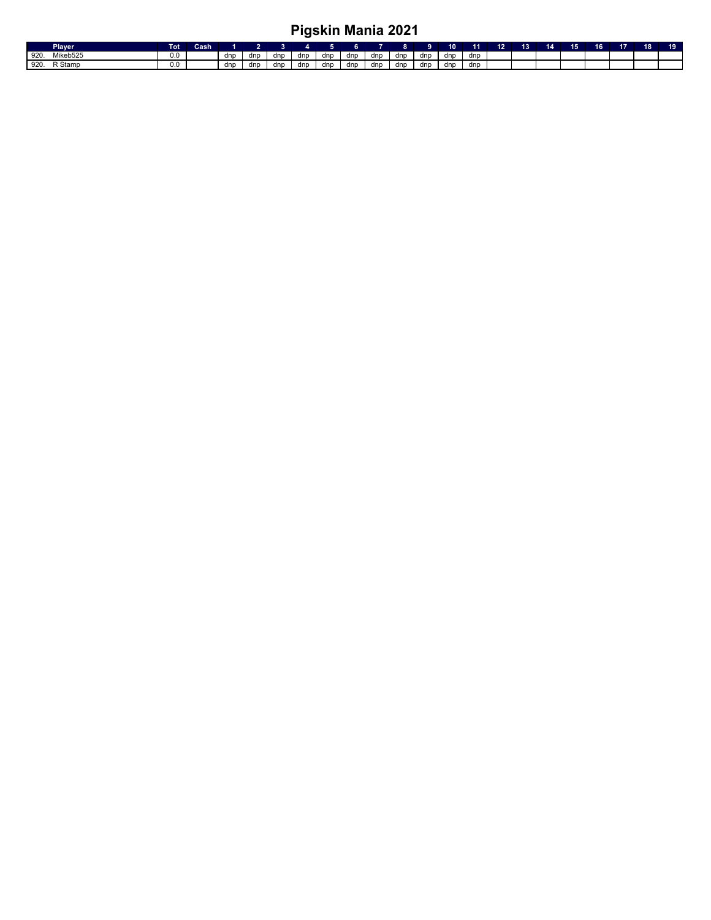# Pigskin Mania 2021

| | Player | Tot | Cash | 1 | 2 | 3 | 4 | 5 | 6 | 7 | 8 | 9 | 10 | 11 | 12 | 13 | 14 | 15 | 16 | 17 | 18 | 19 |
|---|---|---|---|---|---|---|---|---|---|---|---|---|---|---|---|---|---|---|---|---|---|---|
| 920. | Mikeb525 | 0.0 | | dnp | dnp | dnp | dnp | dnp | dnp | dnp | dnp | dnp | dnp | dnp | | | | | | | | |
| 920. | R Stamp | 0.0 | | dnp | dnp | dnp | dnp | dnp | dnp | dnp | dnp | dnp | dnp | dnp | | | | | | | | |